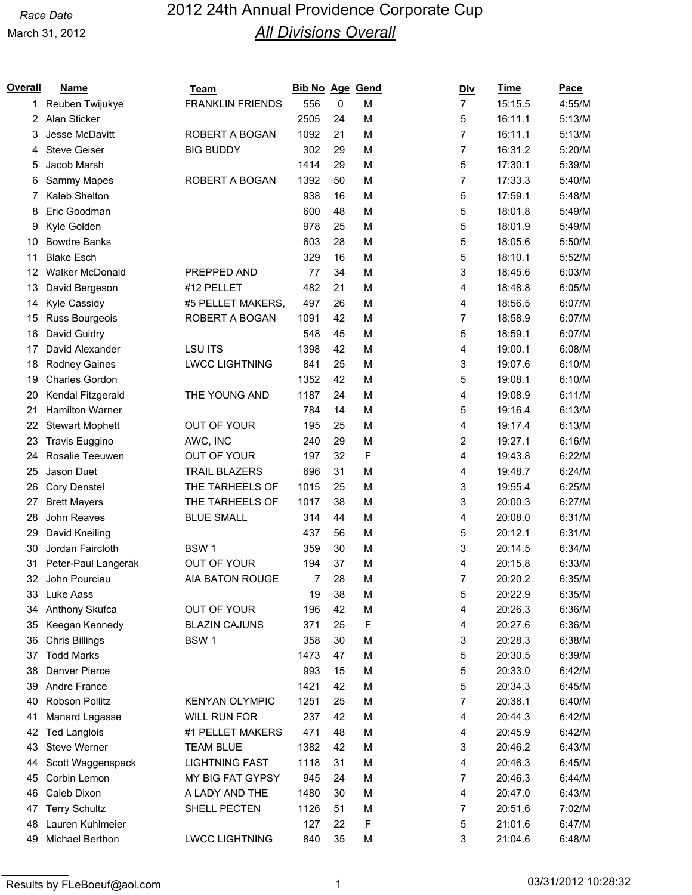*Race Date*

March 31, 2012

# 2012 24th Annual Providence Corporate Cup

## *All Divisions Overall*

| Overall | Name | Team | Bib No | Age | Gend | Div | Time | Pace |
|---|---|---|---|---|---|---|---|---|
| 1 | Reuben Twijukye | FRANKLIN FRIENDS | 556 | 0 | M | 7 | 15:15.5 | 4:55/M |
| 2 | Alan Sticker | | 2505 | 24 | M | 5 | 16:11.1 | 5:13/M |
| 3 | Jesse McDavitt | ROBERT A BOGAN | 1092 | 21 | M | 7 | 16:11.1 | 5:13/M |
| 4 | Steve Geiser | BIG BUDDY | 302 | 29 | M | 7 | 16:31.2 | 5:20/M |
| 5 | Jacob Marsh | | 1414 | 29 | M | 5 | 17:30.1 | 5:39/M |
| 6 | Sammy Mapes | ROBERT A BOGAN | 1392 | 50 | M | 7 | 17:33.3 | 5:40/M |
| 7 | Kaleb Shelton | | 938 | 16 | M | 5 | 17:59.1 | 5:48/M |
| 8 | Eric Goodman | | 600 | 48 | M | 5 | 18:01.8 | 5:49/M |
| 9 | Kyle Golden | | 978 | 25 | M | 5 | 18:01.9 | 5:49/M |
| 10 | Bowdre Banks | | 603 | 28 | M | 5 | 18:05.6 | 5:50/M |
| 11 | Blake Esch | | 329 | 16 | M | 5 | 18:10.1 | 5:52/M |
| 12 | Walker McDonald | PREPPED AND | 77 | 34 | M | 3 | 18:45.6 | 6:03/M |
| 13 | David Bergeson | #12 PELLET | 482 | 21 | M | 4 | 18:48.8 | 6:05/M |
| 14 | Kyle Cassidy | #5 PELLET MAKERS, | 497 | 26 | M | 4 | 18:56.5 | 6:07/M |
| 15 | Russ Bourgeois | ROBERT A BOGAN | 1091 | 42 | M | 7 | 18:58.9 | 6:07/M |
| 16 | David Guidry | | 548 | 45 | M | 5 | 18:59.1 | 6:07/M |
| 17 | David Alexander | LSU ITS | 1398 | 42 | M | 4 | 19:00.1 | 6:08/M |
| 18 | Rodney Gaines | LWCC LIGHTNING | 841 | 25 | M | 3 | 19:07.6 | 6:10/M |
| 19 | Charles Gordon | | 1352 | 42 | M | 5 | 19:08.1 | 6:10/M |
| 20 | Kendal Fitzgerald | THE YOUNG AND | 1187 | 24 | M | 4 | 19:08.9 | 6:11/M |
| 21 | Hamilton Warner | | 784 | 14 | M | 5 | 19:16.4 | 6:13/M |
| 22 | Stewart Mophett | OUT OF YOUR | 195 | 25 | M | 4 | 19:17.4 | 6:13/M |
| 23 | Travis Euggino | AWC, INC | 240 | 29 | M | 2 | 19:27.1 | 6:16/M |
| 24 | Rosalie Teeuwen | OUT OF YOUR | 197 | 32 | F | 4 | 19:43.8 | 6:22/M |
| 25 | Jason Duet | TRAIL BLAZERS | 696 | 31 | M | 4 | 19:48.7 | 6:24/M |
| 26 | Cory Denstel | THE TARHEELS OF | 1015 | 25 | M | 3 | 19:55.4 | 6:25/M |
| 27 | Brett Mayers | THE TARHEELS OF | 1017 | 38 | M | 3 | 20:00.3 | 6:27/M |
| 28 | John Reaves | BLUE SMALL | 314 | 44 | M | 4 | 20:08.0 | 6:31/M |
| 29 | David Kneiling | | 437 | 56 | M | 5 | 20:12.1 | 6:31/M |
| 30 | Jordan Faircloth | BSW 1 | 359 | 30 | M | 3 | 20:14.5 | 6:34/M |
| 31 | Peter-Paul Langerak | OUT OF YOUR | 194 | 37 | M | 4 | 20:15.8 | 6:33/M |
| 32 | John Pourciau | AIA BATON ROUGE | 7 | 28 | M | 7 | 20:20.2 | 6:35/M |
| 33 | Luke Aass | | 19 | 38 | M | 5 | 20:22.9 | 6:35/M |
| 34 | Anthony Skufca | OUT OF YOUR | 196 | 42 | M | 4 | 20:26.3 | 6:36/M |
| 35 | Keegan Kennedy | BLAZIN CAJUNS | 371 | 25 | F | 4 | 20:27.6 | 6:36/M |
| 36 | Chris Billings | BSW 1 | 358 | 30 | M | 3 | 20:28.3 | 6:38/M |
| 37 | Todd Marks | | 1473 | 47 | M | 5 | 20:30.5 | 6:39/M |
| 38 | Denver Pierce | | 993 | 15 | M | 5 | 20:33.0 | 6:42/M |
| 39 | Andre France | | 1421 | 42 | M | 5 | 20:34.3 | 6:45/M |
| 40 | Robson Pollitz | KENYAN OLYMPIC | 1251 | 25 | M | 7 | 20:38.1 | 6:40/M |
| 41 | Manard Lagasse | WILL RUN FOR | 237 | 42 | M | 4 | 20:44.3 | 6:42/M |
| 42 | Ted Langlois | #1 PELLET MAKERS | 471 | 48 | M | 4 | 20:45.9 | 6:42/M |
| 43 | Steve Werner | TEAM BLUE | 1382 | 42 | M | 3 | 20:46.2 | 6:43/M |
| 44 | Scott Waggenspack | LIGHTNING FAST | 1118 | 31 | M | 4 | 20:46.3 | 6:45/M |
| 45 | Corbin Lemon | MY BIG FAT GYPSY | 945 | 24 | M | 7 | 20:46.3 | 6:44/M |
| 46 | Caleb Dixon | A LADY AND THE | 1480 | 30 | M | 4 | 20:47.0 | 6:43/M |
| 47 | Terry Schultz | SHELL PECTEN | 1126 | 51 | M | 7 | 20:51.6 | 7:02/M |
| 48 | Lauren Kuhlmeier | | 127 | 22 | F | 5 | 21:01.6 | 6:47/M |
| 49 | Michael Berthon | LWCC LIGHTNING | 840 | 35 | M | 3 | 21:04.6 | 6:48/M |

Results by FLeBoeuf@aol.com

03/31/2012 10:28:32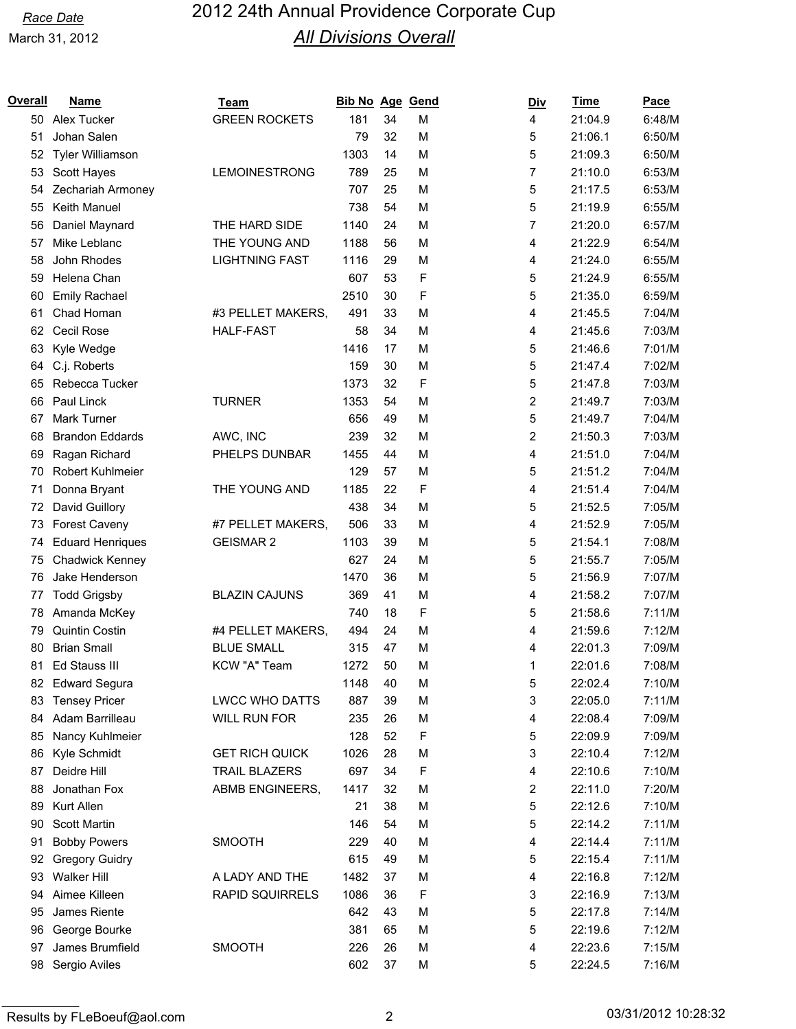*Race Date*

March 31, 2012

# 2012 24th Annual Providence Corporate Cup

## *All Divisions Overall*

| Overall | Name | Team | Bib No | Age | Gend | Div | Time | Pace |
|---|---|---|---|---|---|---|---|---|
| 50 | Alex Tucker | GREEN ROCKETS | 181 | 34 | M | 4 | 21:04.9 | 6:48/M |
| 51 | Johan Salen | | 79 | 32 | M | 5 | 21:06.1 | 6:50/M |
| 52 | Tyler Williamson | | 1303 | 14 | M | 5 | 21:09.3 | 6:50/M |
| 53 | Scott Hayes | LEMOINESTRONG | 789 | 25 | M | 7 | 21:10.0 | 6:53/M |
| 54 | Zechariah Armoney | | 707 | 25 | M | 5 | 21:17.5 | 6:53/M |
| 55 | Keith Manuel | | 738 | 54 | M | 5 | 21:19.9 | 6:55/M |
| 56 | Daniel Maynard | THE HARD SIDE | 1140 | 24 | M | 7 | 21:20.0 | 6:57/M |
| 57 | Mike Leblanc | THE YOUNG AND | 1188 | 56 | M | 4 | 21:22.9 | 6:54/M |
| 58 | John Rhodes | LIGHTNING FAST | 1116 | 29 | M | 4 | 21:24.0 | 6:55/M |
| 59 | Helena Chan | | 607 | 53 | F | 5 | 21:24.9 | 6:55/M |
| 60 | Emily Rachael | | 2510 | 30 | F | 5 | 21:35.0 | 6:59/M |
| 61 | Chad Homan | #3 PELLET MAKERS, | 491 | 33 | M | 4 | 21:45.5 | 7:04/M |
| 62 | Cecil Rose | HALF-FAST | 58 | 34 | M | 4 | 21:45.6 | 7:03/M |
| 63 | Kyle Wedge | | 1416 | 17 | M | 5 | 21:46.6 | 7:01/M |
| 64 | C.j. Roberts | | 159 | 30 | M | 5 | 21:47.4 | 7:02/M |
| 65 | Rebecca Tucker | | 1373 | 32 | F | 5 | 21:47.8 | 7:03/M |
| 66 | Paul Linck | TURNER | 1353 | 54 | M | 2 | 21:49.7 | 7:03/M |
| 67 | Mark Turner | | 656 | 49 | M | 5 | 21:49.7 | 7:04/M |
| 68 | Brandon Eddards | AWC, INC | 239 | 32 | M | 2 | 21:50.3 | 7:03/M |
| 69 | Ragan Richard | PHELPS DUNBAR | 1455 | 44 | M | 4 | 21:51.0 | 7:04/M |
| 70 | Robert Kuhlmeier | | 129 | 57 | M | 5 | 21:51.2 | 7:04/M |
| 71 | Donna Bryant | THE YOUNG AND | 1185 | 22 | F | 4 | 21:51.4 | 7:04/M |
| 72 | David Guillory | | 438 | 34 | M | 5 | 21:52.5 | 7:05/M |
| 73 | Forest Caveny | #7 PELLET MAKERS, | 506 | 33 | M | 4 | 21:52.9 | 7:05/M |
| 74 | Eduard Henriques | GEISMAR 2 | 1103 | 39 | M | 5 | 21:54.1 | 7:08/M |
| 75 | Chadwick Kenney | | 627 | 24 | M | 5 | 21:55.7 | 7:05/M |
| 76 | Jake Henderson | | 1470 | 36 | M | 5 | 21:56.9 | 7:07/M |
| 77 | Todd Grigsby | BLAZIN CAJUNS | 369 | 41 | M | 4 | 21:58.2 | 7:07/M |
| 78 | Amanda McKey | | 740 | 18 | F | 5 | 21:58.6 | 7:11/M |
| 79 | Quintin Costin | #4 PELLET MAKERS, | 494 | 24 | M | 4 | 21:59.6 | 7:12/M |
| 80 | Brian Small | BLUE SMALL | 315 | 47 | M | 4 | 22:01.3 | 7:09/M |
| 81 | Ed Stauss III | KCW "A" Team | 1272 | 50 | M | 1 | 22:01.6 | 7:08/M |
| 82 | Edward Segura | | 1148 | 40 | M | 5 | 22:02.4 | 7:10/M |
| 83 | Tensey Pricer | LWCC WHO DATTS | 887 | 39 | M | 3 | 22:05.0 | 7:11/M |
| 84 | Adam Barrilleau | WILL RUN FOR | 235 | 26 | M | 4 | 22:08.4 | 7:09/M |
| 85 | Nancy Kuhlmeier | | 128 | 52 | F | 5 | 22:09.9 | 7:09/M |
| 86 | Kyle Schmidt | GET RICH QUICK | 1026 | 28 | M | 3 | 22:10.4 | 7:12/M |
| 87 | Deidre Hill | TRAIL BLAZERS | 697 | 34 | F | 4 | 22:10.6 | 7:10/M |
| 88 | Jonathan Fox | ABMB ENGINEERS, | 1417 | 32 | M | 2 | 22:11.0 | 7:20/M |
| 89 | Kurt Allen | | 21 | 38 | M | 5 | 22:12.6 | 7:10/M |
| 90 | Scott Martin | | 146 | 54 | M | 5 | 22:14.2 | 7:11/M |
| 91 | Bobby Powers | SMOOTH | 229 | 40 | M | 4 | 22:14.4 | 7:11/M |
| 92 | Gregory Guidry | | 615 | 49 | M | 5 | 22:15.4 | 7:11/M |
| 93 | Walker Hill | A LADY AND THE | 1482 | 37 | M | 4 | 22:16.8 | 7:12/M |
| 94 | Aimee Killeen | RAPID SQUIRRELS | 1086 | 36 | F | 3 | 22:16.9 | 7:13/M |
| 95 | James Riente | | 642 | 43 | M | 5 | 22:17.8 | 7:14/M |
| 96 | George Bourke | | 381 | 65 | M | 5 | 22:19.6 | 7:12/M |
| 97 | James Brumfield | SMOOTH | 226 | 26 | M | 4 | 22:23.6 | 7:15/M |
| 98 | Sergio Aviles | | 602 | 37 | M | 5 | 22:24.5 | 7:16/M |

Results by FLeBoeuf@aol.com    03/31/2012 10:28:32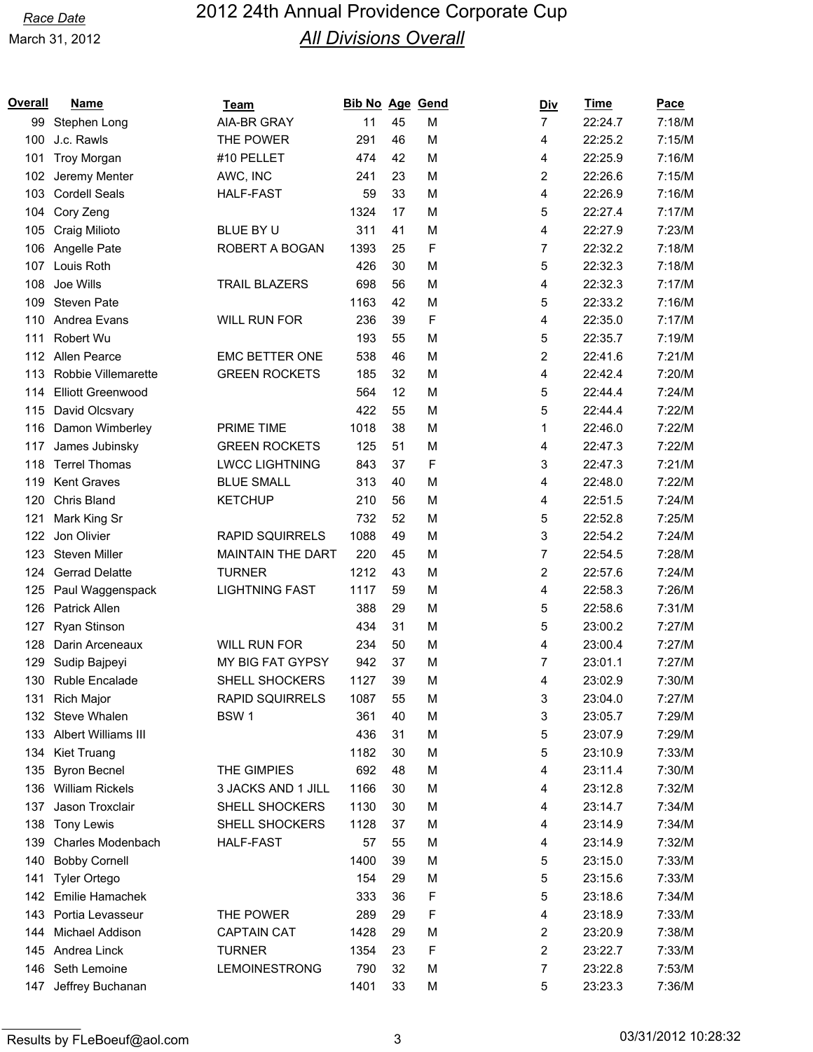*Race Date*

March 31, 2012

# 2012 24th Annual Providence Corporate Cup

## *All Divisions Overall*

| Overall | Name | Team | Bib No | Age | Gend | Div | Time | Pace |
|---|---|---|---|---|---|---|---|---|
| 99 | Stephen Long | AIA-BR GRAY | 11 | 45 | M | 7 | 22:24.7 | 7:18/M |
| 100 | J.c. Rawls | THE POWER | 291 | 46 | M | 4 | 22:25.2 | 7:15/M |
| 101 | Troy Morgan | #10 PELLET | 474 | 42 | M | 4 | 22:25.9 | 7:16/M |
| 102 | Jeremy Menter | AWC, INC | 241 | 23 | M | 2 | 22:26.6 | 7:15/M |
| 103 | Cordell Seals | HALF-FAST | 59 | 33 | M | 4 | 22:26.9 | 7:16/M |
| 104 | Cory Zeng | | 1324 | 17 | M | 5 | 22:27.4 | 7:17/M |
| 105 | Craig Milioto | BLUE BY U | 311 | 41 | M | 4 | 22:27.9 | 7:23/M |
| 106 | Angelle Pate | ROBERT A BOGAN | 1393 | 25 | F | 7 | 22:32.2 | 7:18/M |
| 107 | Louis Roth | | 426 | 30 | M | 5 | 22:32.3 | 7:18/M |
| 108 | Joe Wills | TRAIL BLAZERS | 698 | 56 | M | 4 | 22:32.3 | 7:17/M |
| 109 | Steven Pate | | 1163 | 42 | M | 5 | 22:33.2 | 7:16/M |
| 110 | Andrea Evans | WILL RUN FOR | 236 | 39 | F | 4 | 22:35.0 | 7:17/M |
| 111 | Robert Wu | | 193 | 55 | M | 5 | 22:35.7 | 7:19/M |
| 112 | Allen Pearce | EMC BETTER ONE | 538 | 46 | M | 2 | 22:41.6 | 7:21/M |
| 113 | Robbie Villemarette | GREEN ROCKETS | 185 | 32 | M | 4 | 22:42.4 | 7:20/M |
| 114 | Elliott Greenwood | | 564 | 12 | M | 5 | 22:44.4 | 7:24/M |
| 115 | David Olcsvary | | 422 | 55 | M | 5 | 22:44.4 | 7:22/M |
| 116 | Damon Wimberley | PRIME TIME | 1018 | 38 | M | 1 | 22:46.0 | 7:22/M |
| 117 | James Jubinsky | GREEN ROCKETS | 125 | 51 | M | 4 | 22:47.3 | 7:22/M |
| 118 | Terrel Thomas | LWCC LIGHTNING | 843 | 37 | F | 3 | 22:47.3 | 7:21/M |
| 119 | Kent Graves | BLUE SMALL | 313 | 40 | M | 4 | 22:48.0 | 7:22/M |
| 120 | Chris Bland | KETCHUP | 210 | 56 | M | 4 | 22:51.5 | 7:24/M |
| 121 | Mark King Sr | | 732 | 52 | M | 5 | 22:52.8 | 7:25/M |
| 122 | Jon Olivier | RAPID SQUIRRELS | 1088 | 49 | M | 3 | 22:54.2 | 7:24/M |
| 123 | Steven Miller | MAINTAIN THE DART | 220 | 45 | M | 7 | 22:54.5 | 7:28/M |
| 124 | Gerrad Delatte | TURNER | 1212 | 43 | M | 2 | 22:57.6 | 7:24/M |
| 125 | Paul Waggenspack | LIGHTNING FAST | 1117 | 59 | M | 4 | 22:58.3 | 7:26/M |
| 126 | Patrick Allen | | 388 | 29 | M | 5 | 22:58.6 | 7:31/M |
| 127 | Ryan Stinson | | 434 | 31 | M | 5 | 23:00.2 | 7:27/M |
| 128 | Darin Arceneaux | WILL RUN FOR | 234 | 50 | M | 4 | 23:00.4 | 7:27/M |
| 129 | Sudip Bajpeyi | MY BIG FAT GYPSY | 942 | 37 | M | 7 | 23:01.1 | 7:27/M |
| 130 | Ruble Encalade | SHELL SHOCKERS | 1127 | 39 | M | 4 | 23:02.9 | 7:30/M |
| 131 | Rich Major | RAPID SQUIRRELS | 1087 | 55 | M | 3 | 23:04.0 | 7:27/M |
| 132 | Steve Whalen | BSW 1 | 361 | 40 | M | 3 | 23:05.7 | 7:29/M |
| 133 | Albert Williams III | | 436 | 31 | M | 5 | 23:07.9 | 7:29/M |
| 134 | Kiet Truang | | 1182 | 30 | M | 5 | 23:10.9 | 7:33/M |
| 135 | Byron Becnel | THE GIMPIES | 692 | 48 | M | 4 | 23:11.4 | 7:30/M |
| 136 | William Rickels | 3 JACKS AND 1 JILL | 1166 | 30 | M | 4 | 23:12.8 | 7:32/M |
| 137 | Jason Troxclair | SHELL SHOCKERS | 1130 | 30 | M | 4 | 23:14.7 | 7:34/M |
| 138 | Tony Lewis | SHELL SHOCKERS | 1128 | 37 | M | 4 | 23:14.9 | 7:34/M |
| 139 | Charles Modenbach | HALF-FAST | 57 | 55 | M | 4 | 23:14.9 | 7:32/M |
| 140 | Bobby Cornell | | 1400 | 39 | M | 5 | 23:15.0 | 7:33/M |
| 141 | Tyler Ortego | | 154 | 29 | M | 5 | 23:15.6 | 7:33/M |
| 142 | Emilie Hamachek | | 333 | 36 | F | 5 | 23:18.6 | 7:34/M |
| 143 | Portia Levasseur | THE POWER | 289 | 29 | F | 4 | 23:18.9 | 7:33/M |
| 144 | Michael Addison | CAPTAIN CAT | 1428 | 29 | M | 2 | 23:20.9 | 7:38/M |
| 145 | Andrea Linck | TURNER | 1354 | 23 | F | 2 | 23:22.7 | 7:33/M |
| 146 | Seth Lemoine | LEMOINESTRONG | 790 | 32 | M | 7 | 23:22.8 | 7:53/M |
| 147 | Jeffrey Buchanan | | 1401 | 33 | M | 5 | 23:23.3 | 7:36/M |

Results by FLeBoeuf@aol.com 03/31/2012 10:28:32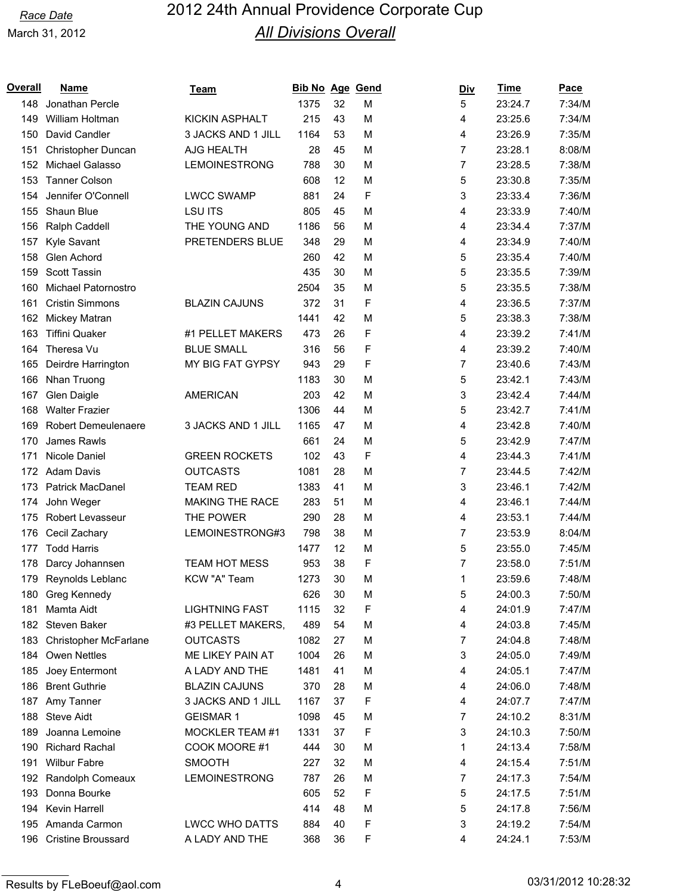Race Date

March 31, 2012

# 2012 24th Annual Providence Corporate Cup

## *All Divisions Overall*

| Overall | Name | Team | Bib No | Age | Gend | Div | Time | Pace |
|---|---|---|---|---|---|---|---|---|
| 148 | Jonathan Percle | | 1375 | 32 | M | 5 | 23:24.7 | 7:34/M |
| 149 | William Holtman | KICKIN ASPHALT | 215 | 43 | M | 4 | 23:25.6 | 7:34/M |
| 150 | David Candler | 3 JACKS AND 1 JILL | 1164 | 53 | M | 4 | 23:26.9 | 7:35/M |
| 151 | Christopher Duncan | AJG HEALTH | 28 | 45 | M | 7 | 23:28.1 | 8:08/M |
| 152 | Michael Galasso | LEMOINESTRONG | 788 | 30 | M | 7 | 23:28.5 | 7:38/M |
| 153 | Tanner Colson | | 608 | 12 | M | 5 | 23:30.8 | 7:35/M |
| 154 | Jennifer O'Connell | LWCC SWAMP | 881 | 24 | F | 3 | 23:33.4 | 7:36/M |
| 155 | Shaun Blue | LSU ITS | 805 | 45 | M | 4 | 23:33.9 | 7:40/M |
| 156 | Ralph Caddell | THE YOUNG AND | 1186 | 56 | M | 4 | 23:34.4 | 7:37/M |
| 157 | Kyle Savant | PRETENDERS BLUE | 348 | 29 | M | 4 | 23:34.9 | 7:40/M |
| 158 | Glen Achord | | 260 | 42 | M | 5 | 23:35.4 | 7:40/M |
| 159 | Scott Tassin | | 435 | 30 | M | 5 | 23:35.5 | 7:39/M |
| 160 | Michael Patornostro | | 2504 | 35 | M | 5 | 23:35.5 | 7:38/M |
| 161 | Cristin Simmons | BLAZIN CAJUNS | 372 | 31 | F | 4 | 23:36.5 | 7:37/M |
| 162 | Mickey Matran | | 1441 | 42 | M | 5 | 23:38.3 | 7:38/M |
| 163 | Tiffini Quaker | #1 PELLET MAKERS | 473 | 26 | F | 4 | 23:39.2 | 7:41/M |
| 164 | Theresa Vu | BLUE SMALL | 316 | 56 | F | 4 | 23:39.2 | 7:40/M |
| 165 | Deirdre Harrington | MY BIG FAT GYPSY | 943 | 29 | F | 7 | 23:40.6 | 7:43/M |
| 166 | Nhan Truong | | 1183 | 30 | M | 5 | 23:42.1 | 7:43/M |
| 167 | Glen Daigle | AMERICAN | 203 | 42 | M | 3 | 23:42.4 | 7:44/M |
| 168 | Walter Frazier | | 1306 | 44 | M | 5 | 23:42.7 | 7:41/M |
| 169 | Robert Demeulenaere | 3 JACKS AND 1 JILL | 1165 | 47 | M | 4 | 23:42.8 | 7:40/M |
| 170 | James Rawls | | 661 | 24 | M | 5 | 23:42.9 | 7:47/M |
| 171 | Nicole Daniel | GREEN ROCKETS | 102 | 43 | F | 4 | 23:44.3 | 7:41/M |
| 172 | Adam Davis | OUTCASTS | 1081 | 28 | M | 7 | 23:44.5 | 7:42/M |
| 173 | Patrick MacDanel | TEAM RED | 1383 | 41 | M | 3 | 23:46.1 | 7:42/M |
| 174 | John Weger | MAKING THE RACE | 283 | 51 | M | 4 | 23:46.1 | 7:44/M |
| 175 | Robert Levasseur | THE POWER | 290 | 28 | M | 4 | 23:53.1 | 7:44/M |
| 176 | Cecil Zachary | LEMOINESTRONG#3 | 798 | 38 | M | 7 | 23:53.9 | 8:04/M |
| 177 | Todd Harris | | 1477 | 12 | M | 5 | 23:55.0 | 7:45/M |
| 178 | Darcy Johannsen | TEAM HOT MESS | 953 | 38 | F | 7 | 23:58.0 | 7:51/M |
| 179 | Reynolds Leblanc | KCW "A" Team | 1273 | 30 | M | 1 | 23:59.6 | 7:48/M |
| 180 | Greg Kennedy | | 626 | 30 | M | 5 | 24:00.3 | 7:50/M |
| 181 | Mamta Aidt | LIGHTNING FAST | 1115 | 32 | F | 4 | 24:01.9 | 7:47/M |
| 182 | Steven Baker | #3 PELLET MAKERS, | 489 | 54 | M | 4 | 24:03.8 | 7:45/M |
| 183 | Christopher McFarlane | OUTCASTS | 1082 | 27 | M | 7 | 24:04.8 | 7:48/M |
| 184 | Owen Nettles | ME LIKEY PAIN AT | 1004 | 26 | M | 3 | 24:05.0 | 7:49/M |
| 185 | Joey Entermont | A LADY AND THE | 1481 | 41 | M | 4 | 24:05.1 | 7:47/M |
| 186 | Brent Guthrie | BLAZIN CAJUNS | 370 | 28 | M | 4 | 24:06.0 | 7:48/M |
| 187 | Amy Tanner | 3 JACKS AND 1 JILL | 1167 | 37 | F | 4 | 24:07.7 | 7:47/M |
| 188 | Steve Aidt | GEISMAR 1 | 1098 | 45 | M | 7 | 24:10.2 | 8:31/M |
| 189 | Joanna Lemoine | MOCKLER TEAM #1 | 1331 | 37 | F | 3 | 24:10.3 | 7:50/M |
| 190 | Richard Rachal | COOK MOORE #1 | 444 | 30 | M | 1 | 24:13.4 | 7:58/M |
| 191 | Wilbur Fabre | SMOOTH | 227 | 32 | M | 4 | 24:15.4 | 7:51/M |
| 192 | Randolph Comeaux | LEMOINESTRONG | 787 | 26 | M | 7 | 24:17.3 | 7:54/M |
| 193 | Donna Bourke | | 605 | 52 | F | 5 | 24:17.5 | 7:51/M |
| 194 | Kevin Harrell | | 414 | 48 | M | 5 | 24:17.8 | 7:56/M |
| 195 | Amanda Carmon | LWCC WHO DATTS | 884 | 40 | F | 3 | 24:19.2 | 7:54/M |
| 196 | Cristine Broussard | A LADY AND THE | 368 | 36 | F | 4 | 24:24.1 | 7:53/M |

Results by FLeBoeuf@aol.com 03/31/2012 10:28:32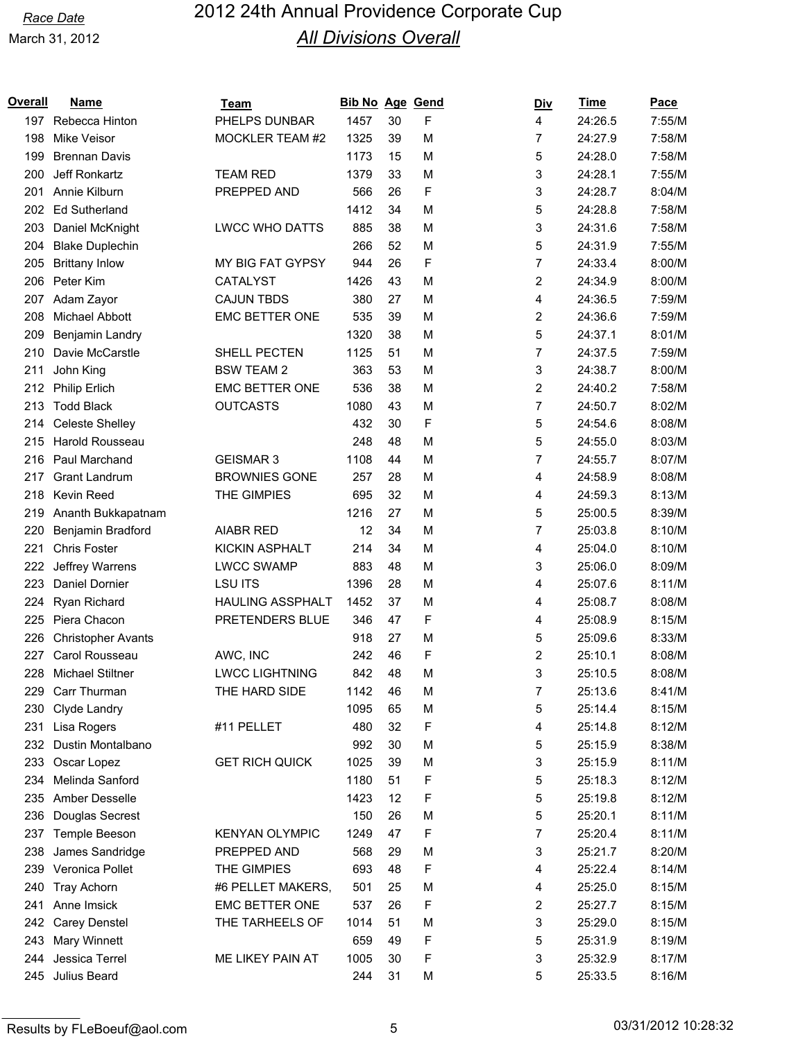Race Date

March 31, 2012

# 2012 24th Annual Providence Corporate Cup

## All Divisions Overall

| Overall | Name | Team | Bib No | Age | Gend | Div | Time | Pace |
|---|---|---|---|---|---|---|---|---|
| 197 | Rebecca Hinton | PHELPS DUNBAR | 1457 | 30 | F | 4 | 24:26.5 | 7:55/M |
| 198 | Mike Veisor | MOCKLER TEAM #2 | 1325 | 39 | M | 7 | 24:27.9 | 7:58/M |
| 199 | Brennan Davis | | 1173 | 15 | M | 5 | 24:28.0 | 7:58/M |
| 200 | Jeff Ronkartz | TEAM RED | 1379 | 33 | M | 3 | 24:28.1 | 7:55/M |
| 201 | Annie Kilburn | PREPPED AND | 566 | 26 | F | 3 | 24:28.7 | 8:04/M |
| 202 | Ed Sutherland | | 1412 | 34 | M | 5 | 24:28.8 | 7:58/M |
| 203 | Daniel McKnight | LWCC WHO DATTS | 885 | 38 | M | 3 | 24:31.6 | 7:58/M |
| 204 | Blake Duplechin | | 266 | 52 | M | 5 | 24:31.9 | 7:55/M |
| 205 | Brittany Inlow | MY BIG FAT GYPSY | 944 | 26 | F | 7 | 24:33.4 | 8:00/M |
| 206 | Peter Kim | CATALYST | 1426 | 43 | M | 2 | 24:34.9 | 8:00/M |
| 207 | Adam Zayor | CAJUN TBDS | 380 | 27 | M | 4 | 24:36.5 | 7:59/M |
| 208 | Michael Abbott | EMC BETTER ONE | 535 | 39 | M | 2 | 24:36.6 | 7:59/M |
| 209 | Benjamin Landry | | 1320 | 38 | M | 5 | 24:37.1 | 8:01/M |
| 210 | Davie McCarstle | SHELL PECTEN | 1125 | 51 | M | 7 | 24:37.5 | 7:59/M |
| 211 | John King | BSW TEAM 2 | 363 | 53 | M | 3 | 24:38.7 | 8:00/M |
| 212 | Philip Erlich | EMC BETTER ONE | 536 | 38 | M | 2 | 24:40.2 | 7:58/M |
| 213 | Todd Black | OUTCASTS | 1080 | 43 | M | 7 | 24:50.7 | 8:02/M |
| 214 | Celeste Shelley | | 432 | 30 | F | 5 | 24:54.6 | 8:08/M |
| 215 | Harold Rousseau | | 248 | 48 | M | 5 | 24:55.0 | 8:03/M |
| 216 | Paul Marchand | GEISMAR 3 | 1108 | 44 | M | 7 | 24:55.7 | 8:07/M |
| 217 | Grant Landrum | BROWNIES GONE | 257 | 28 | M | 4 | 24:58.9 | 8:08/M |
| 218 | Kevin Reed | THE GIMPIES | 695 | 32 | M | 4 | 24:59.3 | 8:13/M |
| 219 | Ananth Bukkapatnam | | 1216 | 27 | M | 5 | 25:00.5 | 8:39/M |
| 220 | Benjamin Bradford | AIABR RED | 12 | 34 | M | 7 | 25:03.8 | 8:10/M |
| 221 | Chris Foster | KICKIN ASPHALT | 214 | 34 | M | 4 | 25:04.0 | 8:10/M |
| 222 | Jeffrey Warrens | LWCC SWAMP | 883 | 48 | M | 3 | 25:06.0 | 8:09/M |
| 223 | Daniel Dornier | LSU ITS | 1396 | 28 | M | 4 | 25:07.6 | 8:11/M |
| 224 | Ryan Richard | HAULING ASSPHALT | 1452 | 37 | M | 4 | 25:08.7 | 8:08/M |
| 225 | Piera Chacon | PRETENDERS BLUE | 346 | 47 | F | 4 | 25:08.9 | 8:15/M |
| 226 | Christopher Avants | | 918 | 27 | M | 5 | 25:09.6 | 8:33/M |
| 227 | Carol Rousseau | AWC, INC | 242 | 46 | F | 2 | 25:10.1 | 8:08/M |
| 228 | Michael Stiltner | LWCC LIGHTNING | 842 | 48 | M | 3 | 25:10.5 | 8:08/M |
| 229 | Carr Thurman | THE HARD SIDE | 1142 | 46 | M | 7 | 25:13.6 | 8:41/M |
| 230 | Clyde Landry | | 1095 | 65 | M | 5 | 25:14.4 | 8:15/M |
| 231 | Lisa Rogers | #11 PELLET | 480 | 32 | F | 4 | 25:14.8 | 8:12/M |
| 232 | Dustin Montalbano | | 992 | 30 | M | 5 | 25:15.9 | 8:38/M |
| 233 | Oscar Lopez | GET RICH QUICK | 1025 | 39 | M | 3 | 25:15.9 | 8:11/M |
| 234 | Melinda Sanford | | 1180 | 51 | F | 5 | 25:18.3 | 8:12/M |
| 235 | Amber Desselle | | 1423 | 12 | F | 5 | 25:19.8 | 8:12/M |
| 236 | Douglas Secrest | | 150 | 26 | M | 5 | 25:20.1 | 8:11/M |
| 237 | Temple Beeson | KENYAN OLYMPIC | 1249 | 47 | F | 7 | 25:20.4 | 8:11/M |
| 238 | James Sandridge | PREPPED AND | 568 | 29 | M | 3 | 25:21.7 | 8:20/M |
| 239 | Veronica Pollet | THE GIMPIES | 693 | 48 | F | 4 | 25:22.4 | 8:14/M |
| 240 | Tray Achorn | #6 PELLET MAKERS, | 501 | 25 | M | 4 | 25:25.0 | 8:15/M |
| 241 | Anne Imsick | EMC BETTER ONE | 537 | 26 | F | 2 | 25:27.7 | 8:15/M |
| 242 | Carey Denstel | THE TARHEELS OF | 1014 | 51 | M | 3 | 25:29.0 | 8:15/M |
| 243 | Mary Winnett | | 659 | 49 | F | 5 | 25:31.9 | 8:19/M |
| 244 | Jessica Terrel | ME LIKEY PAIN AT | 1005 | 30 | F | 3 | 25:32.9 | 8:17/M |
| 245 | Julius Beard | | 244 | 31 | M | 5 | 25:33.5 | 8:16/M |

Results by FLeBoeuf@aol.com

03/31/2012 10:28:32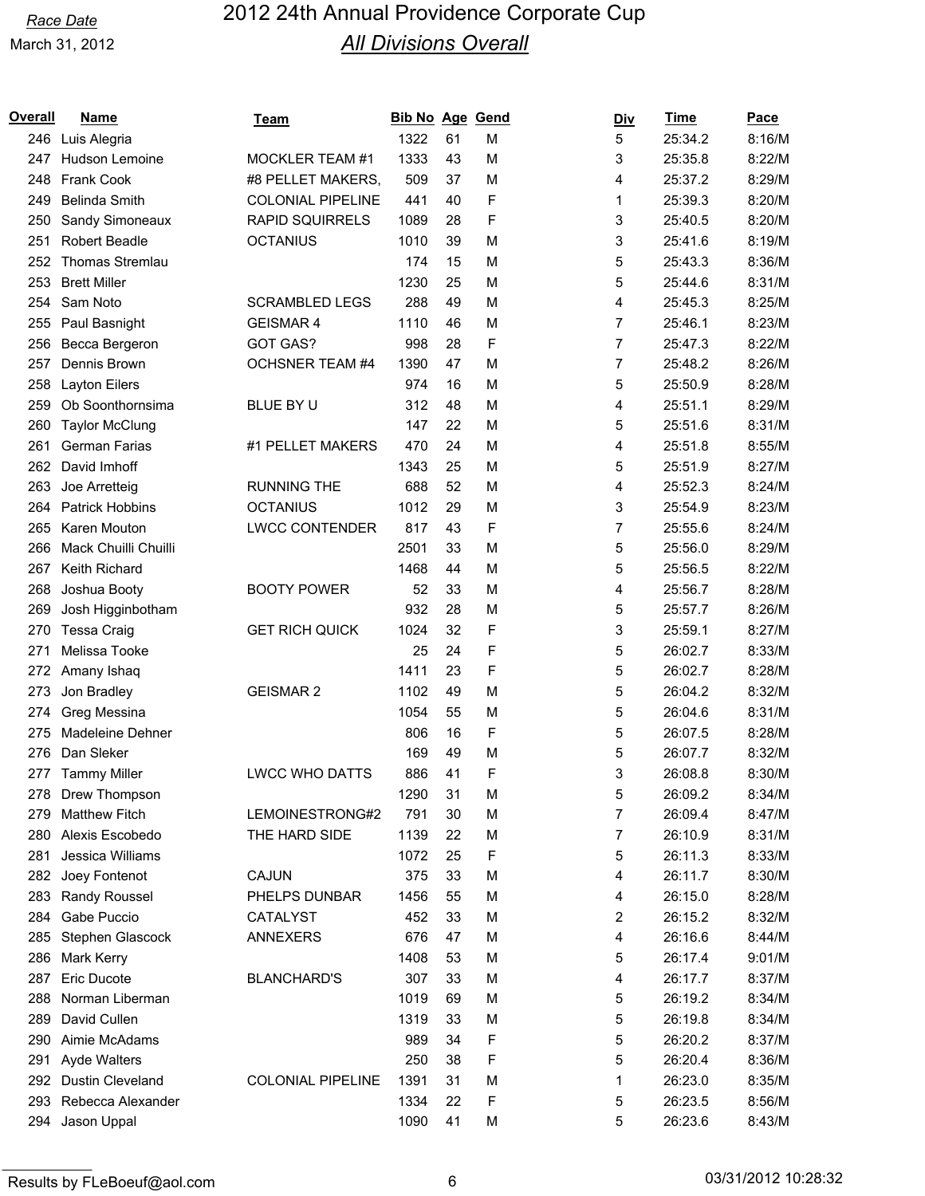Race Date

March 31, 2012

# 2012 24th Annual Providence Corporate Cup

## *All Divisions Overall*

| Overall | Name | Team | Bib No | Age | Gend | Div | Time | Pace |
|---|---|---|---|---|---|---|---|---|
| 246 | Luis Alegria | | 1322 | 61 | M | 5 | 25:34.2 | 8:16/M |
| 247 | Hudson Lemoine | MOCKLER TEAM #1 | 1333 | 43 | M | 3 | 25:35.8 | 8:22/M |
| 248 | Frank Cook | #8 PELLET MAKERS, | 509 | 37 | M | 4 | 25:37.2 | 8:29/M |
| 249 | Belinda Smith | COLONIAL PIPELINE | 441 | 40 | F | 1 | 25:39.3 | 8:20/M |
| 250 | Sandy Simoneaux | RAPID SQUIRRELS | 1089 | 28 | F | 3 | 25:40.5 | 8:20/M |
| 251 | Robert Beadle | OCTANIUS | 1010 | 39 | M | 3 | 25:41.6 | 8:19/M |
| 252 | Thomas Stremlau | | 174 | 15 | M | 5 | 25:43.3 | 8:36/M |
| 253 | Brett Miller | | 1230 | 25 | M | 5 | 25:44.6 | 8:31/M |
| 254 | Sam Noto | SCRAMBLED LEGS | 288 | 49 | M | 4 | 25:45.3 | 8:25/M |
| 255 | Paul Basnight | GEISMAR 4 | 1110 | 46 | M | 7 | 25:46.1 | 8:23/M |
| 256 | Becca Bergeron | GOT GAS? | 998 | 28 | F | 7 | 25:47.3 | 8:22/M |
| 257 | Dennis Brown | OCHSNER TEAM #4 | 1390 | 47 | M | 7 | 25:48.2 | 8:26/M |
| 258 | Layton Eilers | | 974 | 16 | M | 5 | 25:50.9 | 8:28/M |
| 259 | Ob Soonthornsima | BLUE BY U | 312 | 48 | M | 4 | 25:51.1 | 8:29/M |
| 260 | Taylor McClung | | 147 | 22 | M | 5 | 25:51.6 | 8:31/M |
| 261 | German Farias | #1 PELLET MAKERS | 470 | 24 | M | 4 | 25:51.8 | 8:55/M |
| 262 | David Imhoff | | 1343 | 25 | M | 5 | 25:51.9 | 8:27/M |
| 263 | Joe Arretteig | RUNNING THE | 688 | 52 | M | 4 | 25:52.3 | 8:24/M |
| 264 | Patrick Hobbins | OCTANIUS | 1012 | 29 | M | 3 | 25:54.9 | 8:23/M |
| 265 | Karen Mouton | LWCC CONTENDER | 817 | 43 | F | 7 | 25:55.6 | 8:24/M |
| 266 | Mack Chuilli Chuilli | | 2501 | 33 | M | 5 | 25:56.0 | 8:29/M |
| 267 | Keith Richard | | 1468 | 44 | M | 5 | 25:56.5 | 8:22/M |
| 268 | Joshua Booty | BOOTY POWER | 52 | 33 | M | 4 | 25:56.7 | 8:28/M |
| 269 | Josh Higginbotham | | 932 | 28 | M | 5 | 25:57.7 | 8:26/M |
| 270 | Tessa Craig | GET RICH QUICK | 1024 | 32 | F | 3 | 25:59.1 | 8:27/M |
| 271 | Melissa Tooke | | 25 | 24 | F | 5 | 26:02.7 | 8:33/M |
| 272 | Amany Ishaq | | 1411 | 23 | F | 5 | 26:02.7 | 8:28/M |
| 273 | Jon Bradley | GEISMAR 2 | 1102 | 49 | M | 5 | 26:04.2 | 8:32/M |
| 274 | Greg Messina | | 1054 | 55 | M | 5 | 26:04.6 | 8:31/M |
| 275 | Madeleine Dehner | | 806 | 16 | F | 5 | 26:07.5 | 8:28/M |
| 276 | Dan Sleker | | 169 | 49 | M | 5 | 26:07.7 | 8:32/M |
| 277 | Tammy Miller | LWCC WHO DATTS | 886 | 41 | F | 3 | 26:08.8 | 8:30/M |
| 278 | Drew Thompson | | 1290 | 31 | M | 5 | 26:09.2 | 8:34/M |
| 279 | Matthew Fitch | LEMOINESTRONG#2 | 791 | 30 | M | 7 | 26:09.4 | 8:47/M |
| 280 | Alexis Escobedo | THE HARD SIDE | 1139 | 22 | M | 7 | 26:10.9 | 8:31/M |
| 281 | Jessica Williams | | 1072 | 25 | F | 5 | 26:11.3 | 8:33/M |
| 282 | Joey Fontenot | CAJUN | 375 | 33 | M | 4 | 26:11.7 | 8:30/M |
| 283 | Randy Roussel | PHELPS DUNBAR | 1456 | 55 | M | 4 | 26:15.0 | 8:28/M |
| 284 | Gabe Puccio | CATALYST | 452 | 33 | M | 2 | 26:15.2 | 8:32/M |
| 285 | Stephen Glascock | ANNEXERS | 676 | 47 | M | 4 | 26:16.6 | 8:44/M |
| 286 | Mark Kerry | | 1408 | 53 | M | 5 | 26:17.4 | 9:01/M |
| 287 | Eric Ducote | BLANCHARD'S | 307 | 33 | M | 4 | 26:17.7 | 8:37/M |
| 288 | Norman Liberman | | 1019 | 69 | M | 5 | 26:19.2 | 8:34/M |
| 289 | David Cullen | | 1319 | 33 | M | 5 | 26:19.8 | 8:34/M |
| 290 | Aimie McAdams | | 989 | 34 | F | 5 | 26:20.2 | 8:37/M |
| 291 | Ayde Walters | | 250 | 38 | F | 5 | 26:20.4 | 8:36/M |
| 292 | Dustin Cleveland | COLONIAL PIPELINE | 1391 | 31 | M | 1 | 26:23.0 | 8:35/M |
| 293 | Rebecca Alexander | | 1334 | 22 | F | 5 | 26:23.5 | 8:56/M |
| 294 | Jason Uppal | | 1090 | 41 | M | 5 | 26:23.6 | 8:43/M |

Results by FLeBoeuf@aol.com 03/31/2012 10:28:32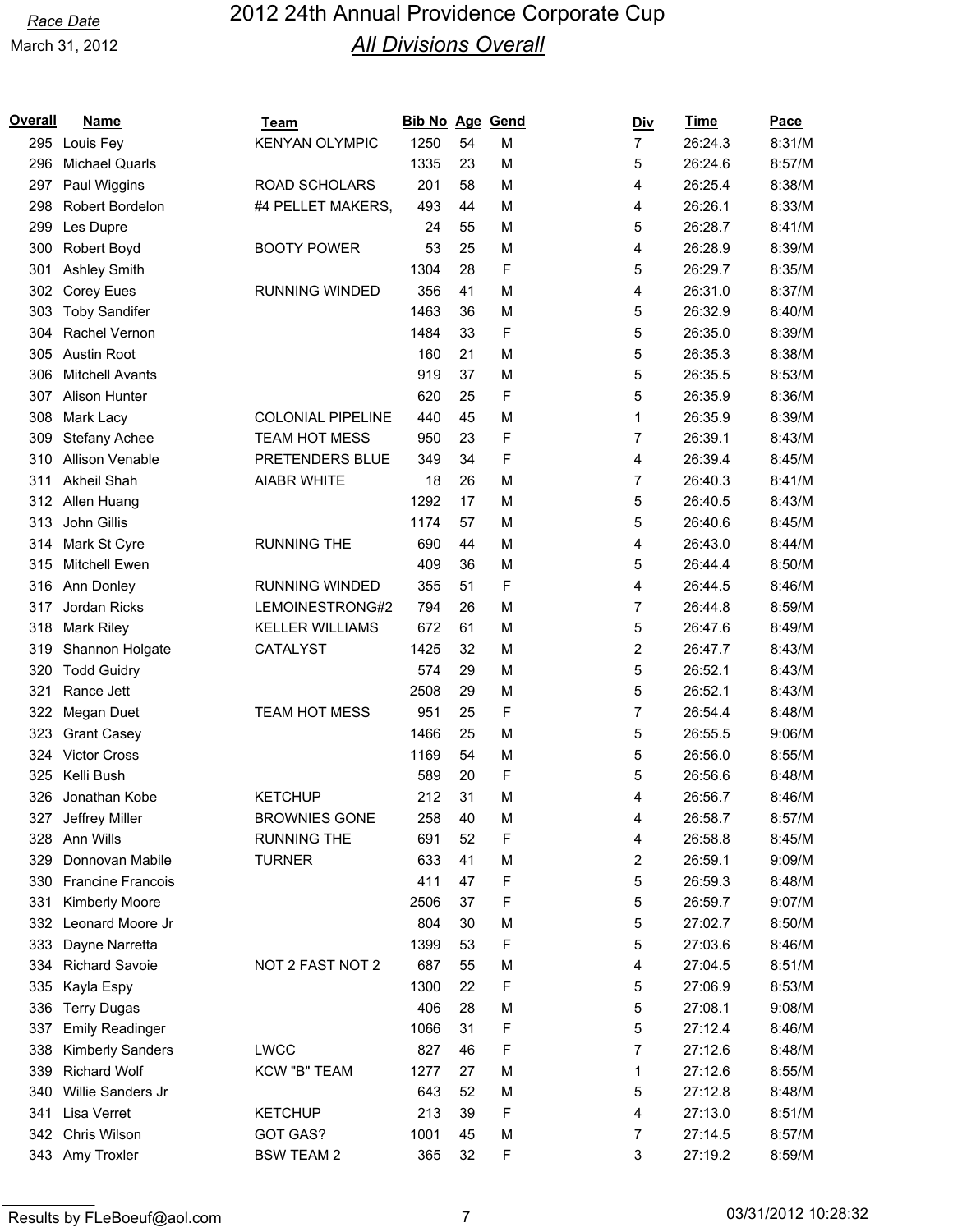Race Date

March 31, 2012

# 2012 24th Annual Providence Corporate Cup

## *All Divisions Overall*

| Overall | Name | Team | Bib No | Age | Gend | Div | Time | Pace |
|---|---|---|---|---|---|---|---|---|
| 295 | Louis Fey | KENYAN OLYMPIC | 1250 | 54 | M | 7 | 26:24.3 | 8:31/M |
| 296 | Michael Quarls | | 1335 | 23 | M | 5 | 26:24.6 | 8:57/M |
| 297 | Paul Wiggins | ROAD SCHOLARS | 201 | 58 | M | 4 | 26:25.4 | 8:38/M |
| 298 | Robert Bordelon | #4 PELLET MAKERS, | 493 | 44 | M | 4 | 26:26.1 | 8:33/M |
| 299 | Les Dupre | | 24 | 55 | M | 5 | 26:28.7 | 8:41/M |
| 300 | Robert Boyd | BOOTY POWER | 53 | 25 | M | 4 | 26:28.9 | 8:39/M |
| 301 | Ashley Smith | | 1304 | 28 | F | 5 | 26:29.7 | 8:35/M |
| 302 | Corey Eues | RUNNING WINDED | 356 | 41 | M | 4 | 26:31.0 | 8:37/M |
| 303 | Toby Sandifer | | 1463 | 36 | M | 5 | 26:32.9 | 8:40/M |
| 304 | Rachel Vernon | | 1484 | 33 | F | 5 | 26:35.0 | 8:39/M |
| 305 | Austin Root | | 160 | 21 | M | 5 | 26:35.3 | 8:38/M |
| 306 | Mitchell Avants | | 919 | 37 | M | 5 | 26:35.5 | 8:53/M |
| 307 | Alison Hunter | | 620 | 25 | F | 5 | 26:35.9 | 8:36/M |
| 308 | Mark Lacy | COLONIAL PIPELINE | 440 | 45 | M | 1 | 26:35.9 | 8:39/M |
| 309 | Stefany Achee | TEAM HOT MESS | 950 | 23 | F | 7 | 26:39.1 | 8:43/M |
| 310 | Allison Venable | PRETENDERS BLUE | 349 | 34 | F | 4 | 26:39.4 | 8:45/M |
| 311 | Akheil Shah | AIABR WHITE | 18 | 26 | M | 7 | 26:40.3 | 8:41/M |
| 312 | Allen Huang | | 1292 | 17 | M | 5 | 26:40.5 | 8:43/M |
| 313 | John Gillis | | 1174 | 57 | M | 5 | 26:40.6 | 8:45/M |
| 314 | Mark St Cyre | RUNNING THE | 690 | 44 | M | 4 | 26:43.0 | 8:44/M |
| 315 | Mitchell Ewen | | 409 | 36 | M | 5 | 26:44.4 | 8:50/M |
| 316 | Ann Donley | RUNNING WINDED | 355 | 51 | F | 4 | 26:44.5 | 8:46/M |
| 317 | Jordan Ricks | LEMOINESTRONG#2 | 794 | 26 | M | 7 | 26:44.8 | 8:59/M |
| 318 | Mark Riley | KELLER WILLIAMS | 672 | 61 | M | 5 | 26:47.6 | 8:49/M |
| 319 | Shannon Holgate | CATALYST | 1425 | 32 | M | 2 | 26:47.7 | 8:43/M |
| 320 | Todd Guidry | | 574 | 29 | M | 5 | 26:52.1 | 8:43/M |
| 321 | Rance Jett | | 2508 | 29 | M | 5 | 26:52.1 | 8:43/M |
| 322 | Megan Duet | TEAM HOT MESS | 951 | 25 | F | 7 | 26:54.4 | 8:48/M |
| 323 | Grant Casey | | 1466 | 25 | M | 5 | 26:55.5 | 9:06/M |
| 324 | Victor Cross | | 1169 | 54 | M | 5 | 26:56.0 | 8:55/M |
| 325 | Kelli Bush | | 589 | 20 | F | 5 | 26:56.6 | 8:48/M |
| 326 | Jonathan Kobe | KETCHUP | 212 | 31 | M | 4 | 26:56.7 | 8:46/M |
| 327 | Jeffrey Miller | BROWNIES GONE | 258 | 40 | M | 4 | 26:58.7 | 8:57/M |
| 328 | Ann Wills | RUNNING THE | 691 | 52 | F | 4 | 26:58.8 | 8:45/M |
| 329 | Donnovan Mabile | TURNER | 633 | 41 | M | 2 | 26:59.1 | 9:09/M |
| 330 | Francine Francois | | 411 | 47 | F | 5 | 26:59.3 | 8:48/M |
| 331 | Kimberly Moore | | 2506 | 37 | F | 5 | 26:59.7 | 9:07/M |
| 332 | Leonard Moore Jr | | 804 | 30 | M | 5 | 27:02.7 | 8:50/M |
| 333 | Dayne Narretta | | 1399 | 53 | F | 5 | 27:03.6 | 8:46/M |
| 334 | Richard Savoie | NOT 2 FAST NOT 2 | 687 | 55 | M | 4 | 27:04.5 | 8:51/M |
| 335 | Kayla Espy | | 1300 | 22 | F | 5 | 27:06.9 | 8:53/M |
| 336 | Terry Dugas | | 406 | 28 | M | 5 | 27:08.1 | 9:08/M |
| 337 | Emily Readinger | | 1066 | 31 | F | 5 | 27:12.4 | 8:46/M |
| 338 | Kimberly Sanders | LWCC | 827 | 46 | F | 7 | 27:12.6 | 8:48/M |
| 339 | Richard Wolf | KCW "B" TEAM | 1277 | 27 | M | 1 | 27:12.6 | 8:55/M |
| 340 | Willie Sanders Jr | | 643 | 52 | M | 5 | 27:12.8 | 8:48/M |
| 341 | Lisa Verret | KETCHUP | 213 | 39 | F | 4 | 27:13.0 | 8:51/M |
| 342 | Chris Wilson | GOT GAS? | 1001 | 45 | M | 7 | 27:14.5 | 8:57/M |
| 343 | Amy Troxler | BSW TEAM 2 | 365 | 32 | F | 3 | 27:19.2 | 8:59/M |

Results by FLeBoeuf@aol.com  03/31/2012 10:28:32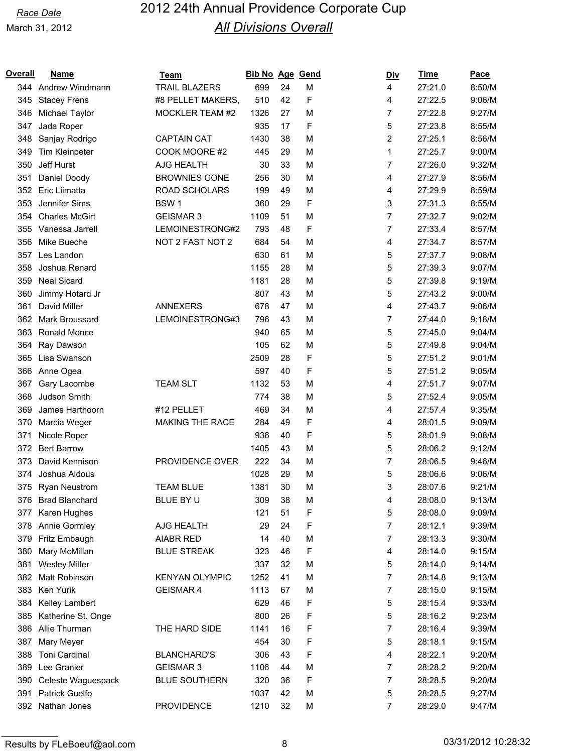Race Date

March 31, 2012

# 2012 24th Annual Providence Corporate Cup

## All Divisions Overall

| Overall | Name | Team | Bib No | Age | Gend | Div | Time | Pace |
|---|---|---|---|---|---|---|---|---|
| 344 | Andrew Windmann | TRAIL BLAZERS | 699 | 24 | M | 4 | 27:21.0 | 8:50/M |
| 345 | Stacey Frens | #8 PELLET MAKERS, | 510 | 42 | F | 4 | 27:22.5 | 9:06/M |
| 346 | Michael Taylor | MOCKLER TEAM #2 | 1326 | 27 | M | 7 | 27:22.8 | 9:27/M |
| 347 | Jada Roper | | 935 | 17 | F | 5 | 27:23.8 | 8:55/M |
| 348 | Sanjay Rodrigo | CAPTAIN CAT | 1430 | 38 | M | 2 | 27:25.1 | 8:56/M |
| 349 | Tim Kleinpeter | COOK MOORE #2 | 445 | 29 | M | 1 | 27:25.7 | 9:00/M |
| 350 | Jeff Hurst | AJG HEALTH | 30 | 33 | M | 7 | 27:26.0 | 9:32/M |
| 351 | Daniel Doody | BROWNIES GONE | 256 | 30 | M | 4 | 27:27.9 | 8:56/M |
| 352 | Eric Liimatta | ROAD SCHOLARS | 199 | 49 | M | 4 | 27:29.9 | 8:59/M |
| 353 | Jennifer Sims | BSW 1 | 360 | 29 | F | 3 | 27:31.3 | 8:55/M |
| 354 | Charles McGirt | GEISMAR 3 | 1109 | 51 | M | 7 | 27:32.7 | 9:02/M |
| 355 | Vanessa Jarrell | LEMOINESTRONG#2 | 793 | 48 | F | 7 | 27:33.4 | 8:57/M |
| 356 | Mike Bueche | NOT 2 FAST NOT 2 | 684 | 54 | M | 4 | 27:34.7 | 8:57/M |
| 357 | Les Landon | | 630 | 61 | M | 5 | 27:37.7 | 9:08/M |
| 358 | Joshua Renard | | 1155 | 28 | M | 5 | 27:39.3 | 9:07/M |
| 359 | Neal Sicard | | 1181 | 28 | M | 5 | 27:39.8 | 9:19/M |
| 360 | Jimmy Hotard Jr | | 807 | 43 | M | 5 | 27:43.2 | 9:00/M |
| 361 | David Miller | ANNEXERS | 678 | 47 | M | 4 | 27:43.7 | 9:06/M |
| 362 | Mark Broussard | LEMOINESTRONG#3 | 796 | 43 | M | 7 | 27:44.0 | 9:18/M |
| 363 | Ronald Monce | | 940 | 65 | M | 5 | 27:45.0 | 9:04/M |
| 364 | Ray Dawson | | 105 | 62 | M | 5 | 27:49.8 | 9:04/M |
| 365 | Lisa Swanson | | 2509 | 28 | F | 5 | 27:51.2 | 9:01/M |
| 366 | Anne Ogea | | 597 | 40 | F | 5 | 27:51.2 | 9:05/M |
| 367 | Gary Lacombe | TEAM SLT | 1132 | 53 | M | 4 | 27:51.7 | 9:07/M |
| 368 | Judson Smith | | 774 | 38 | M | 5 | 27:52.4 | 9:05/M |
| 369 | James Harthoorn | #12 PELLET | 469 | 34 | M | 4 | 27:57.4 | 9:35/M |
| 370 | Marcia Weger | MAKING THE RACE | 284 | 49 | F | 4 | 28:01.5 | 9:09/M |
| 371 | Nicole Roper | | 936 | 40 | F | 5 | 28:01.9 | 9:08/M |
| 372 | Bert Barrow | | 1405 | 43 | M | 5 | 28:06.2 | 9:12/M |
| 373 | David Kennison | PROVIDENCE OVER | 222 | 34 | M | 7 | 28:06.5 | 9:46/M |
| 374 | Joshua Aldous | | 1028 | 29 | M | 5 | 28:06.6 | 9:06/M |
| 375 | Ryan Neustrom | TEAM BLUE | 1381 | 30 | M | 3 | 28:07.6 | 9:21/M |
| 376 | Brad Blanchard | BLUE BY U | 309 | 38 | M | 4 | 28:08.0 | 9:13/M |
| 377 | Karen Hughes | | 121 | 51 | F | 5 | 28:08.0 | 9:09/M |
| 378 | Annie Gormley | AJG HEALTH | 29 | 24 | F | 7 | 28:12.1 | 9:39/M |
| 379 | Fritz Embaugh | AIABR RED | 14 | 40 | M | 7 | 28:13.3 | 9:30/M |
| 380 | Mary McMillan | BLUE STREAK | 323 | 46 | F | 4 | 28:14.0 | 9:15/M |
| 381 | Wesley Miller | | 337 | 32 | M | 5 | 28:14.0 | 9:14/M |
| 382 | Matt Robinson | KENYAN OLYMPIC | 1252 | 41 | M | 7 | 28:14.8 | 9:13/M |
| 383 | Ken Yurik | GEISMAR 4 | 1113 | 67 | M | 7 | 28:15.0 | 9:15/M |
| 384 | Kelley Lambert | | 629 | 46 | F | 5 | 28:15.4 | 9:33/M |
| 385 | Katherine St. Onge | | 800 | 26 | F | 5 | 28:16.2 | 9:23/M |
| 386 | Allie Thurman | THE HARD SIDE | 1141 | 16 | F | 7 | 28:16.4 | 9:39/M |
| 387 | Mary Meyer | | 454 | 30 | F | 5 | 28:18.1 | 9:15/M |
| 388 | Toni Cardinal | BLANCHARD'S | 306 | 43 | F | 4 | 28:22.1 | 9:20/M |
| 389 | Lee Granier | GEISMAR 3 | 1106 | 44 | M | 7 | 28:28.2 | 9:20/M |
| 390 | Celeste Waguespack | BLUE SOUTHERN | 320 | 36 | F | 7 | 28:28.5 | 9:20/M |
| 391 | Patrick Guelfo | | 1037 | 42 | M | 5 | 28:28.5 | 9:27/M |
| 392 | Nathan Jones | PROVIDENCE | 1210 | 32 | M | 7 | 28:29.0 | 9:47/M |

Results by FLeBoeuf@aol.com — 03/31/2012 10:28:32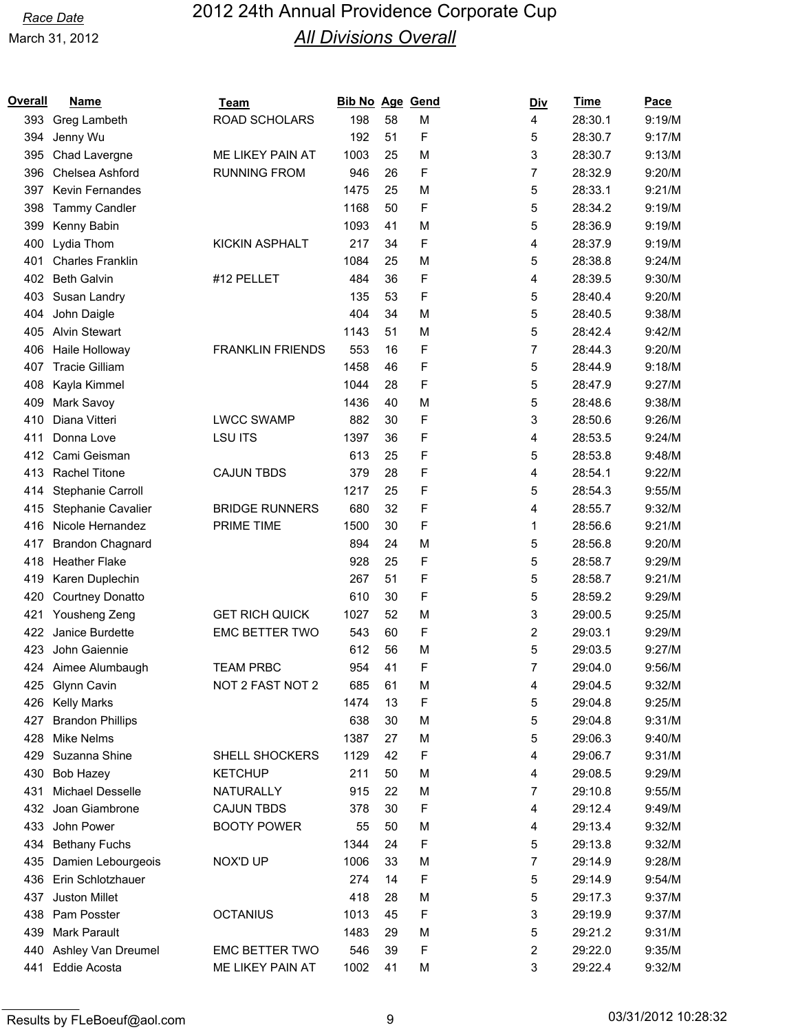Race Date

March 31, 2012

# 2012 24th Annual Providence Corporate Cup

## *All Divisions Overall*

| Overall | Name | Team | Bib No | Age | Gend | Div | Time | Pace |
|---|---|---|---|---|---|---|---|---|
| 393 | Greg Lambeth | ROAD SCHOLARS | 198 | 58 | M | 4 | 28:30.1 | 9:19/M |
| 394 | Jenny Wu | | 192 | 51 | F | 5 | 28:30.7 | 9:17/M |
| 395 | Chad Lavergne | ME LIKEY PAIN AT | 1003 | 25 | M | 3 | 28:30.7 | 9:13/M |
| 396 | Chelsea Ashford | RUNNING FROM | 946 | 26 | F | 7 | 28:32.9 | 9:20/M |
| 397 | Kevin Fernandes | | 1475 | 25 | M | 5 | 28:33.1 | 9:21/M |
| 398 | Tammy Candler | | 1168 | 50 | F | 5 | 28:34.2 | 9:19/M |
| 399 | Kenny Babin | | 1093 | 41 | M | 5 | 28:36.9 | 9:19/M |
| 400 | Lydia Thom | KICKIN ASPHALT | 217 | 34 | F | 4 | 28:37.9 | 9:19/M |
| 401 | Charles Franklin | | 1084 | 25 | M | 5 | 28:38.8 | 9:24/M |
| 402 | Beth Galvin | #12 PELLET | 484 | 36 | F | 4 | 28:39.5 | 9:30/M |
| 403 | Susan Landry | | 135 | 53 | F | 5 | 28:40.4 | 9:20/M |
| 404 | John Daigle | | 404 | 34 | M | 5 | 28:40.5 | 9:38/M |
| 405 | Alvin Stewart | | 1143 | 51 | M | 5 | 28:42.4 | 9:42/M |
| 406 | Haile Holloway | FRANKLIN FRIENDS | 553 | 16 | F | 7 | 28:44.3 | 9:20/M |
| 407 | Tracie Gilliam | | 1458 | 46 | F | 5 | 28:44.9 | 9:18/M |
| 408 | Kayla Kimmel | | 1044 | 28 | F | 5 | 28:47.9 | 9:27/M |
| 409 | Mark Savoy | | 1436 | 40 | M | 5 | 28:48.6 | 9:38/M |
| 410 | Diana Vitteri | LWCC SWAMP | 882 | 30 | F | 3 | 28:50.6 | 9:26/M |
| 411 | Donna Love | LSU ITS | 1397 | 36 | F | 4 | 28:53.5 | 9:24/M |
| 412 | Cami Geisman | | 613 | 25 | F | 5 | 28:53.8 | 9:48/M |
| 413 | Rachel Titone | CAJUN TBDS | 379 | 28 | F | 4 | 28:54.1 | 9:22/M |
| 414 | Stephanie Carroll | | 1217 | 25 | F | 5 | 28:54.3 | 9:55/M |
| 415 | Stephanie Cavalier | BRIDGE RUNNERS | 680 | 32 | F | 4 | 28:55.7 | 9:32/M |
| 416 | Nicole Hernandez | PRIME TIME | 1500 | 30 | F | 1 | 28:56.6 | 9:21/M |
| 417 | Brandon Chagnard | | 894 | 24 | M | 5 | 28:56.8 | 9:20/M |
| 418 | Heather Flake | | 928 | 25 | F | 5 | 28:58.7 | 9:29/M |
| 419 | Karen Duplechin | | 267 | 51 | F | 5 | 28:58.7 | 9:21/M |
| 420 | Courtney Donatto | | 610 | 30 | F | 5 | 28:59.2 | 9:29/M |
| 421 | Yousheng Zeng | GET RICH QUICK | 1027 | 52 | M | 3 | 29:00.5 | 9:25/M |
| 422 | Janice Burdette | EMC BETTER TWO | 543 | 60 | F | 2 | 29:03.1 | 9:29/M |
| 423 | John Gaiennie | | 612 | 56 | M | 5 | 29:03.5 | 9:27/M |
| 424 | Aimee Alumbaugh | TEAM PRBC | 954 | 41 | F | 7 | 29:04.0 | 9:56/M |
| 425 | Glynn Cavin | NOT 2 FAST NOT 2 | 685 | 61 | M | 4 | 29:04.5 | 9:32/M |
| 426 | Kelly Marks | | 1474 | 13 | F | 5 | 29:04.8 | 9:25/M |
| 427 | Brandon Phillips | | 638 | 30 | M | 5 | 29:04.8 | 9:31/M |
| 428 | Mike Nelms | | 1387 | 27 | M | 5 | 29:06.3 | 9:40/M |
| 429 | Suzanna Shine | SHELL SHOCKERS | 1129 | 42 | F | 4 | 29:06.7 | 9:31/M |
| 430 | Bob Hazey | KETCHUP | 211 | 50 | M | 4 | 29:08.5 | 9:29/M |
| 431 | Michael Desselle | NATURALLY | 915 | 22 | M | 7 | 29:10.8 | 9:55/M |
| 432 | Joan Giambrone | CAJUN TBDS | 378 | 30 | F | 4 | 29:12.4 | 9:49/M |
| 433 | John Power | BOOTY POWER | 55 | 50 | M | 4 | 29:13.4 | 9:32/M |
| 434 | Bethany Fuchs | | 1344 | 24 | F | 5 | 29:13.8 | 9:32/M |
| 435 | Damien Lebourgeois | NOX'D UP | 1006 | 33 | M | 7 | 29:14.9 | 9:28/M |
| 436 | Erin Schlotzhauer | | 274 | 14 | F | 5 | 29:14.9 | 9:54/M |
| 437 | Juston Millet | | 418 | 28 | M | 5 | 29:17.3 | 9:37/M |
| 438 | Pam Posster | OCTANIUS | 1013 | 45 | F | 3 | 29:19.9 | 9:37/M |
| 439 | Mark Parault | | 1483 | 29 | M | 5 | 29:21.2 | 9:31/M |
| 440 | Ashley Van Dreumel | EMC BETTER TWO | 546 | 39 | F | 2 | 29:22.0 | 9:35/M |
| 441 | Eddie Acosta | ME LIKEY PAIN AT | 1002 | 41 | M | 3 | 29:22.4 | 9:32/M |

Results by FLeBoeuf@aol.com    03/31/2012 10:28:32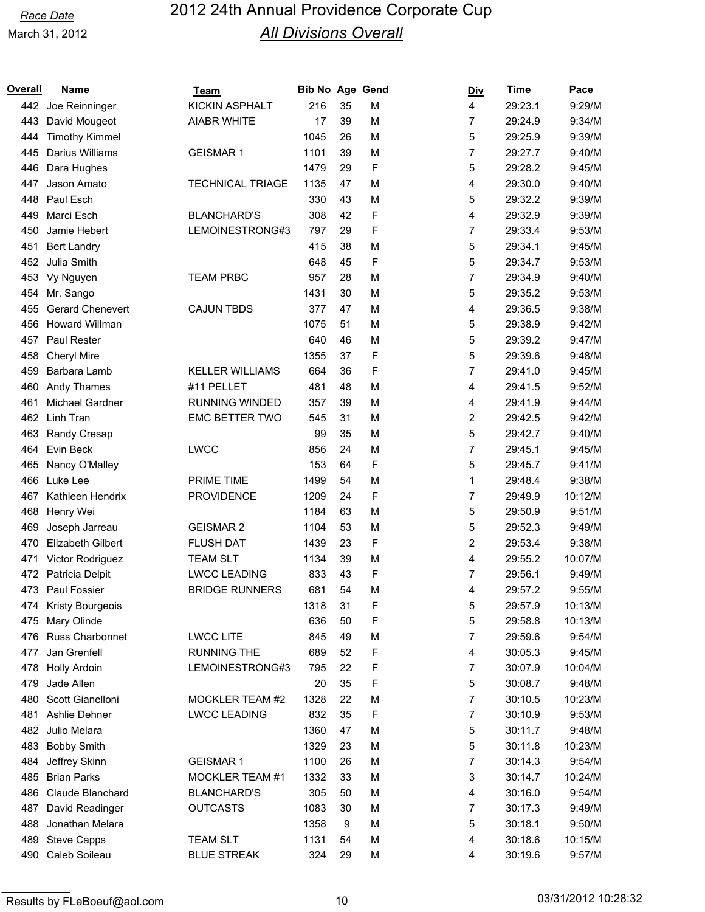# 2012 24th Annual Providence Corporate Cup

## *All Divisions Overall*

*Race Date*
March 31, 2012

| Overall | Name | Team | Bib No | Age | Gend | Div | Time | Pace |
|---|---|---|---|---|---|---|---|---|
| 442 | Joe Reinninger | KICKIN ASPHALT | 216 | 35 | M | 4 | 29:23.1 | 9:29/M |
| 443 | David Mougeot | AIABR WHITE | 17 | 39 | M | 7 | 29:24.9 | 9:34/M |
| 444 | Timothy Kimmel | | 1045 | 26 | M | 5 | 29:25.9 | 9:39/M |
| 445 | Darius Williams | GEISMAR 1 | 1101 | 39 | M | 7 | 29:27.7 | 9:40/M |
| 446 | Dara Hughes | | 1479 | 29 | F | 5 | 29:28.2 | 9:45/M |
| 447 | Jason Amato | TECHNICAL TRIAGE | 1135 | 47 | M | 4 | 29:30.0 | 9:40/M |
| 448 | Paul Esch | | 330 | 43 | M | 5 | 29:32.2 | 9:39/M |
| 449 | Marci Esch | BLANCHARD'S | 308 | 42 | F | 4 | 29:32.9 | 9:39/M |
| 450 | Jamie Hebert | LEMOINESTRONG#3 | 797 | 29 | F | 7 | 29:33.4 | 9:53/M |
| 451 | Bert Landry | | 415 | 38 | M | 5 | 29:34.1 | 9:45/M |
| 452 | Julia Smith | | 648 | 45 | F | 5 | 29:34.7 | 9:53/M |
| 453 | Vy Nguyen | TEAM PRBC | 957 | 28 | M | 7 | 29:34.9 | 9:40/M |
| 454 | Mr. Sango | | 1431 | 30 | M | 5 | 29:35.2 | 9:53/M |
| 455 | Gerard Chenevert | CAJUN TBDS | 377 | 47 | M | 4 | 29:36.5 | 9:38/M |
| 456 | Howard Willman | | 1075 | 51 | M | 5 | 29:38.9 | 9:42/M |
| 457 | Paul Rester | | 640 | 46 | M | 5 | 29:39.2 | 9:47/M |
| 458 | Cheryl Mire | | 1355 | 37 | F | 5 | 29:39.6 | 9:48/M |
| 459 | Barbara Lamb | KELLER WILLIAMS | 664 | 36 | F | 7 | 29:41.0 | 9:45/M |
| 460 | Andy Thames | #11 PELLET | 481 | 48 | M | 4 | 29:41.5 | 9:52/M |
| 461 | Michael Gardner | RUNNING WINDED | 357 | 39 | M | 4 | 29:41.9 | 9:44/M |
| 462 | Linh Tran | EMC BETTER TWO | 545 | 31 | M | 2 | 29:42.5 | 9:42/M |
| 463 | Randy Cresap | | 99 | 35 | M | 5 | 29:42.7 | 9:40/M |
| 464 | Evin Beck | LWCC | 856 | 24 | M | 7 | 29:45.1 | 9:45/M |
| 465 | Nancy O'Malley | | 153 | 64 | F | 5 | 29:45.7 | 9:41/M |
| 466 | Luke Lee | PRIME TIME | 1499 | 54 | M | 1 | 29:48.4 | 9:38/M |
| 467 | Kathleen Hendrix | PROVIDENCE | 1209 | 24 | F | 7 | 29:49.9 | 10:12/M |
| 468 | Henry Wei | | 1184 | 63 | M | 5 | 29:50.9 | 9:51/M |
| 469 | Joseph Jarreau | GEISMAR 2 | 1104 | 53 | M | 5 | 29:52.3 | 9:49/M |
| 470 | Elizabeth Gilbert | FLUSH DAT | 1439 | 23 | F | 2 | 29:53.4 | 9:38/M |
| 471 | Victor Rodriguez | TEAM SLT | 1134 | 39 | M | 4 | 29:55.2 | 10:07/M |
| 472 | Patricia Delpit | LWCC LEADING | 833 | 43 | F | 7 | 29:56.1 | 9:49/M |
| 473 | Paul Fossier | BRIDGE RUNNERS | 681 | 54 | M | 4 | 29:57.2 | 9:55/M |
| 474 | Kristy Bourgeois | | 1318 | 31 | F | 5 | 29:57.9 | 10:13/M |
| 475 | Mary Olinde | | 636 | 50 | F | 5 | 29:58.8 | 10:13/M |
| 476 | Russ Charbonnet | LWCC LITE | 845 | 49 | M | 7 | 29:59.6 | 9:54/M |
| 477 | Jan Grenfell | RUNNING THE | 689 | 52 | F | 4 | 30:05.3 | 9:45/M |
| 478 | Holly Ardoin | LEMOINESTRONG#3 | 795 | 22 | F | 7 | 30:07.9 | 10:04/M |
| 479 | Jade Allen | | 20 | 35 | F | 5 | 30:08.7 | 9:48/M |
| 480 | Scott Gianelloni | MOCKLER TEAM #2 | 1328 | 22 | M | 7 | 30:10.5 | 10:23/M |
| 481 | Ashlie Dehner | LWCC LEADING | 832 | 35 | F | 7 | 30:10.9 | 9:53/M |
| 482 | Julio Melara | | 1360 | 47 | M | 5 | 30:11.7 | 9:48/M |
| 483 | Bobby Smith | | 1329 | 23 | M | 5 | 30:11.8 | 10:23/M |
| 484 | Jeffrey Skinn | GEISMAR 1 | 1100 | 26 | M | 7 | 30:14.3 | 9:54/M |
| 485 | Brian Parks | MOCKLER TEAM #1 | 1332 | 33 | M | 3 | 30:14.7 | 10:24/M |
| 486 | Claude Blanchard | BLANCHARD'S | 305 | 50 | M | 4 | 30:16.0 | 9:54/M |
| 487 | David Readinger | OUTCASTS | 1083 | 30 | M | 7 | 30:17.3 | 9:49/M |
| 488 | Jonathan Melara | | 1358 | 9 | M | 5 | 30:18.1 | 9:50/M |
| 489 | Steve Capps | TEAM SLT | 1131 | 54 | M | 4 | 30:18.6 | 10:15/M |
| 490 | Caleb Soileau | BLUE STREAK | 324 | 29 | M | 4 | 30:19.6 | 9:57/M |

Results by FLeBoeuf@aol.com　　　　03/31/2012 10:28:32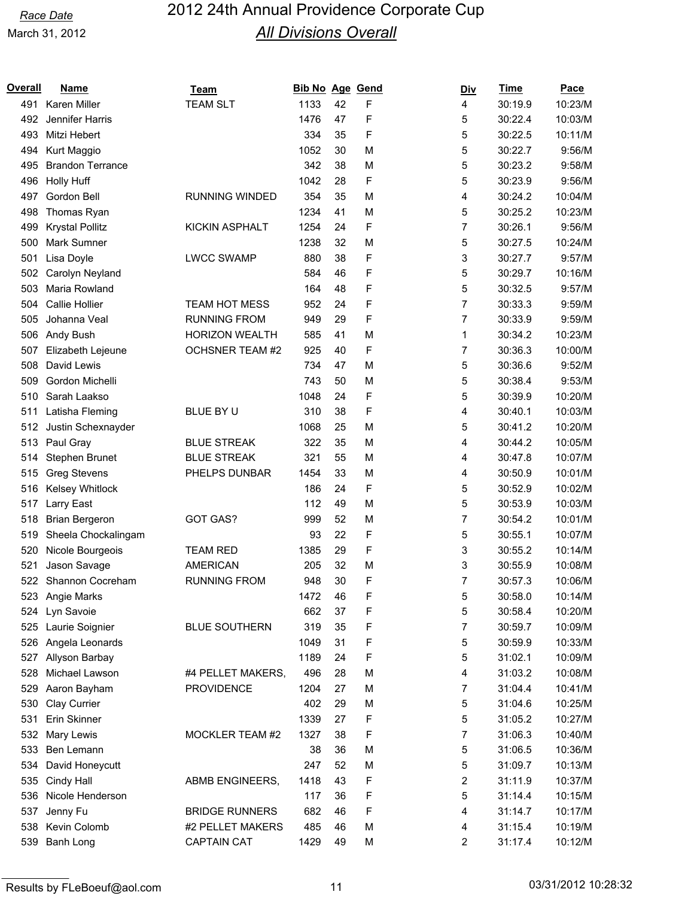Race Date

March 31, 2012

# 2012 24th Annual Providence Corporate Cup

## All Divisions Overall

| Overall | Name | Team | Bib No | Age | Gend | Div | Time | Pace |
|---|---|---|---|---|---|---|---|---|
| 491 | Karen Miller | TEAM SLT | 1133 | 42 | F | 4 | 30:19.9 | 10:23/M |
| 492 | Jennifer Harris | | 1476 | 47 | F | 5 | 30:22.4 | 10:03/M |
| 493 | Mitzi Hebert | | 334 | 35 | F | 5 | 30:22.5 | 10:11/M |
| 494 | Kurt Maggio | | 1052 | 30 | M | 5 | 30:22.7 | 9:56/M |
| 495 | Brandon Terrance | | 342 | 38 | M | 5 | 30:23.2 | 9:58/M |
| 496 | Holly Huff | | 1042 | 28 | F | 5 | 30:23.9 | 9:56/M |
| 497 | Gordon Bell | RUNNING WINDED | 354 | 35 | M | 4 | 30:24.2 | 10:04/M |
| 498 | Thomas Ryan | | 1234 | 41 | M | 5 | 30:25.2 | 10:23/M |
| 499 | Krystal Pollitz | KICKIN ASPHALT | 1254 | 24 | F | 7 | 30:26.1 | 9:56/M |
| 500 | Mark Sumner | | 1238 | 32 | M | 5 | 30:27.5 | 10:24/M |
| 501 | Lisa Doyle | LWCC SWAMP | 880 | 38 | F | 3 | 30:27.7 | 9:57/M |
| 502 | Carolyn Neyland | | 584 | 46 | F | 5 | 30:29.7 | 10:16/M |
| 503 | Maria Rowland | | 164 | 48 | F | 5 | 30:32.5 | 9:57/M |
| 504 | Callie Hollier | TEAM HOT MESS | 952 | 24 | F | 7 | 30:33.3 | 9:59/M |
| 505 | Johanna Veal | RUNNING FROM | 949 | 29 | F | 7 | 30:33.9 | 9:59/M |
| 506 | Andy Bush | HORIZON WEALTH | 585 | 41 | M | 1 | 30:34.2 | 10:23/M |
| 507 | Elizabeth Lejeune | OCHSNER TEAM #2 | 925 | 40 | F | 7 | 30:36.3 | 10:00/M |
| 508 | David Lewis | | 734 | 47 | M | 5 | 30:36.6 | 9:52/M |
| 509 | Gordon Michelli | | 743 | 50 | M | 5 | 30:38.4 | 9:53/M |
| 510 | Sarah Laakso | | 1048 | 24 | F | 5 | 30:39.9 | 10:20/M |
| 511 | Latisha Fleming | BLUE BY U | 310 | 38 | F | 4 | 30:40.1 | 10:03/M |
| 512 | Justin Schexnayder | | 1068 | 25 | M | 5 | 30:41.2 | 10:20/M |
| 513 | Paul Gray | BLUE STREAK | 322 | 35 | M | 4 | 30:44.2 | 10:05/M |
| 514 | Stephen Brunet | BLUE STREAK | 321 | 55 | M | 4 | 30:47.8 | 10:07/M |
| 515 | Greg Stevens | PHELPS DUNBAR | 1454 | 33 | M | 4 | 30:50.9 | 10:01/M |
| 516 | Kelsey Whitlock | | 186 | 24 | F | 5 | 30:52.9 | 10:02/M |
| 517 | Larry East | | 112 | 49 | M | 5 | 30:53.9 | 10:03/M |
| 518 | Brian Bergeron | GOT GAS? | 999 | 52 | M | 7 | 30:54.2 | 10:01/M |
| 519 | Sheela Chockalingam | | 93 | 22 | F | 5 | 30:55.1 | 10:07/M |
| 520 | Nicole Bourgeois | TEAM RED | 1385 | 29 | F | 3 | 30:55.2 | 10:14/M |
| 521 | Jason Savage | AMERICAN | 205 | 32 | M | 3 | 30:55.9 | 10:08/M |
| 522 | Shannon Cocreham | RUNNING FROM | 948 | 30 | F | 7 | 30:57.3 | 10:06/M |
| 523 | Angie Marks | | 1472 | 46 | F | 5 | 30:58.0 | 10:14/M |
| 524 | Lyn Savoie | | 662 | 37 | F | 5 | 30:58.4 | 10:20/M |
| 525 | Laurie Soignier | BLUE SOUTHERN | 319 | 35 | F | 7 | 30:59.7 | 10:09/M |
| 526 | Angela Leonards | | 1049 | 31 | F | 5 | 30:59.9 | 10:33/M |
| 527 | Allyson Barbay | | 1189 | 24 | F | 5 | 31:02.1 | 10:09/M |
| 528 | Michael Lawson | #4 PELLET MAKERS, | 496 | 28 | M | 4 | 31:03.2 | 10:08/M |
| 529 | Aaron Bayham | PROVIDENCE | 1204 | 27 | M | 7 | 31:04.4 | 10:41/M |
| 530 | Clay Currier | | 402 | 29 | M | 5 | 31:04.6 | 10:25/M |
| 531 | Erin Skinner | | 1339 | 27 | F | 5 | 31:05.2 | 10:27/M |
| 532 | Mary Lewis | MOCKLER TEAM #2 | 1327 | 38 | F | 7 | 31:06.3 | 10:40/M |
| 533 | Ben Lemann | | 38 | 36 | M | 5 | 31:06.5 | 10:36/M |
| 534 | David Honeycutt | | 247 | 52 | M | 5 | 31:09.7 | 10:13/M |
| 535 | Cindy Hall | ABMB ENGINEERS, | 1418 | 43 | F | 2 | 31:11.9 | 10:37/M |
| 536 | Nicole Henderson | | 117 | 36 | F | 5 | 31:14.4 | 10:15/M |
| 537 | Jenny Fu | BRIDGE RUNNERS | 682 | 46 | F | 4 | 31:14.7 | 10:17/M |
| 538 | Kevin Colomb | #2 PELLET MAKERS | 485 | 46 | M | 4 | 31:15.4 | 10:19/M |
| 539 | Banh Long | CAPTAIN CAT | 1429 | 49 | M | 2 | 31:17.4 | 10:12/M |

Results by FLeBoeuf@aol.com 03/31/2012 10:28:32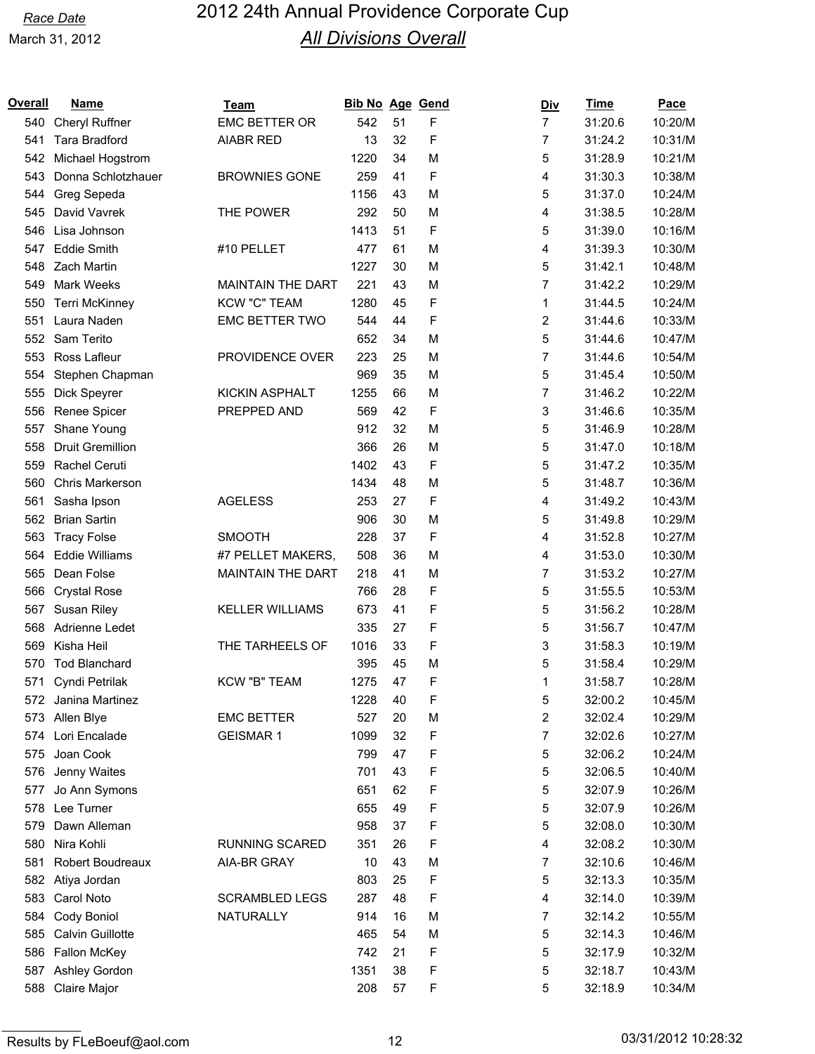Race Date

March 31, 2012

# 2012 24th Annual Providence Corporate Cup

## All Divisions Overall

| Overall | Name | Team | Bib No | Age | Gend | Div | Time | Pace |
|---|---|---|---|---|---|---|---|---|
| 540 | Cheryl Ruffner | EMC BETTER OR | 542 | 51 | F | 7 | 31:20.6 | 10:20/M |
| 541 | Tara Bradford | AIABR RED | 13 | 32 | F | 7 | 31:24.2 | 10:31/M |
| 542 | Michael Hogstrom | | 1220 | 34 | M | 5 | 31:28.9 | 10:21/M |
| 543 | Donna Schlotzhauer | BROWNIES GONE | 259 | 41 | F | 4 | 31:30.3 | 10:38/M |
| 544 | Greg Sepeda | | 1156 | 43 | M | 5 | 31:37.0 | 10:24/M |
| 545 | David Vavrek | THE POWER | 292 | 50 | M | 4 | 31:38.5 | 10:28/M |
| 546 | Lisa Johnson | | 1413 | 51 | F | 5 | 31:39.0 | 10:16/M |
| 547 | Eddie Smith | #10 PELLET | 477 | 61 | M | 4 | 31:39.3 | 10:30/M |
| 548 | Zach Martin | | 1227 | 30 | M | 5 | 31:42.1 | 10:48/M |
| 549 | Mark Weeks | MAINTAIN THE DART | 221 | 43 | M | 7 | 31:42.2 | 10:29/M |
| 550 | Terri McKinney | KCW "C" TEAM | 1280 | 45 | F | 1 | 31:44.5 | 10:24/M |
| 551 | Laura Naden | EMC BETTER TWO | 544 | 44 | F | 2 | 31:44.6 | 10:33/M |
| 552 | Sam Terito | | 652 | 34 | M | 5 | 31:44.6 | 10:47/M |
| 553 | Ross Lafleur | PROVIDENCE OVER | 223 | 25 | M | 7 | 31:44.6 | 10:54/M |
| 554 | Stephen Chapman | | 969 | 35 | M | 5 | 31:45.4 | 10:50/M |
| 555 | Dick Speyrer | KICKIN ASPHALT | 1255 | 66 | M | 7 | 31:46.2 | 10:22/M |
| 556 | Renee Spicer | PREPPED AND | 569 | 42 | F | 3 | 31:46.6 | 10:35/M |
| 557 | Shane Young | | 912 | 32 | M | 5 | 31:46.9 | 10:28/M |
| 558 | Druit Gremillion | | 366 | 26 | M | 5 | 31:47.0 | 10:18/M |
| 559 | Rachel Ceruti | | 1402 | 43 | F | 5 | 31:47.2 | 10:35/M |
| 560 | Chris Markerson | | 1434 | 48 | M | 5 | 31:48.7 | 10:36/M |
| 561 | Sasha Ipson | AGELESS | 253 | 27 | F | 4 | 31:49.2 | 10:43/M |
| 562 | Brian Sartin | | 906 | 30 | M | 5 | 31:49.8 | 10:29/M |
| 563 | Tracy Folse | SMOOTH | 228 | 37 | F | 4 | 31:52.8 | 10:27/M |
| 564 | Eddie Williams | #7 PELLET MAKERS, | 508 | 36 | M | 4 | 31:53.0 | 10:30/M |
| 565 | Dean Folse | MAINTAIN THE DART | 218 | 41 | M | 7 | 31:53.2 | 10:27/M |
| 566 | Crystal Rose | | 766 | 28 | F | 5 | 31:55.5 | 10:53/M |
| 567 | Susan Riley | KELLER WILLIAMS | 673 | 41 | F | 5 | 31:56.2 | 10:28/M |
| 568 | Adrienne Ledet | | 335 | 27 | F | 5 | 31:56.7 | 10:47/M |
| 569 | Kisha Heil | THE TARHEELS OF | 1016 | 33 | F | 3 | 31:58.3 | 10:19/M |
| 570 | Tod Blanchard | | 395 | 45 | M | 5 | 31:58.4 | 10:29/M |
| 571 | Cyndi Petrilak | KCW "B" TEAM | 1275 | 47 | F | 1 | 31:58.7 | 10:28/M |
| 572 | Janina Martinez | | 1228 | 40 | F | 5 | 32:00.2 | 10:45/M |
| 573 | Allen Blye | EMC BETTER | 527 | 20 | M | 2 | 32:02.4 | 10:29/M |
| 574 | Lori Encalade | GEISMAR 1 | 1099 | 32 | F | 7 | 32:02.6 | 10:27/M |
| 575 | Joan Cook | | 799 | 47 | F | 5 | 32:06.2 | 10:24/M |
| 576 | Jenny Waites | | 701 | 43 | F | 5 | 32:06.5 | 10:40/M |
| 577 | Jo Ann Symons | | 651 | 62 | F | 5 | 32:07.9 | 10:26/M |
| 578 | Lee Turner | | 655 | 49 | F | 5 | 32:07.9 | 10:26/M |
| 579 | Dawn Alleman | | 958 | 37 | F | 5 | 32:08.0 | 10:30/M |
| 580 | Nira Kohli | RUNNING SCARED | 351 | 26 | F | 4 | 32:08.2 | 10:30/M |
| 581 | Robert Boudreaux | AIA-BR GRAY | 10 | 43 | M | 7 | 32:10.6 | 10:46/M |
| 582 | Atiya Jordan | | 803 | 25 | F | 5 | 32:13.3 | 10:35/M |
| 583 | Carol Noto | SCRAMBLED LEGS | 287 | 48 | F | 4 | 32:14.0 | 10:39/M |
| 584 | Cody Boniol | NATURALLY | 914 | 16 | M | 7 | 32:14.2 | 10:55/M |
| 585 | Calvin Guillotte | | 465 | 54 | M | 5 | 32:14.3 | 10:46/M |
| 586 | Fallon McKey | | 742 | 21 | F | 5 | 32:17.9 | 10:32/M |
| 587 | Ashley Gordon | | 1351 | 38 | F | 5 | 32:18.7 | 10:43/M |
| 588 | Claire Major | | 208 | 57 | F | 5 | 32:18.9 | 10:34/M |

Results by FLeBoeuf@aol.com

03/31/2012 10:28:32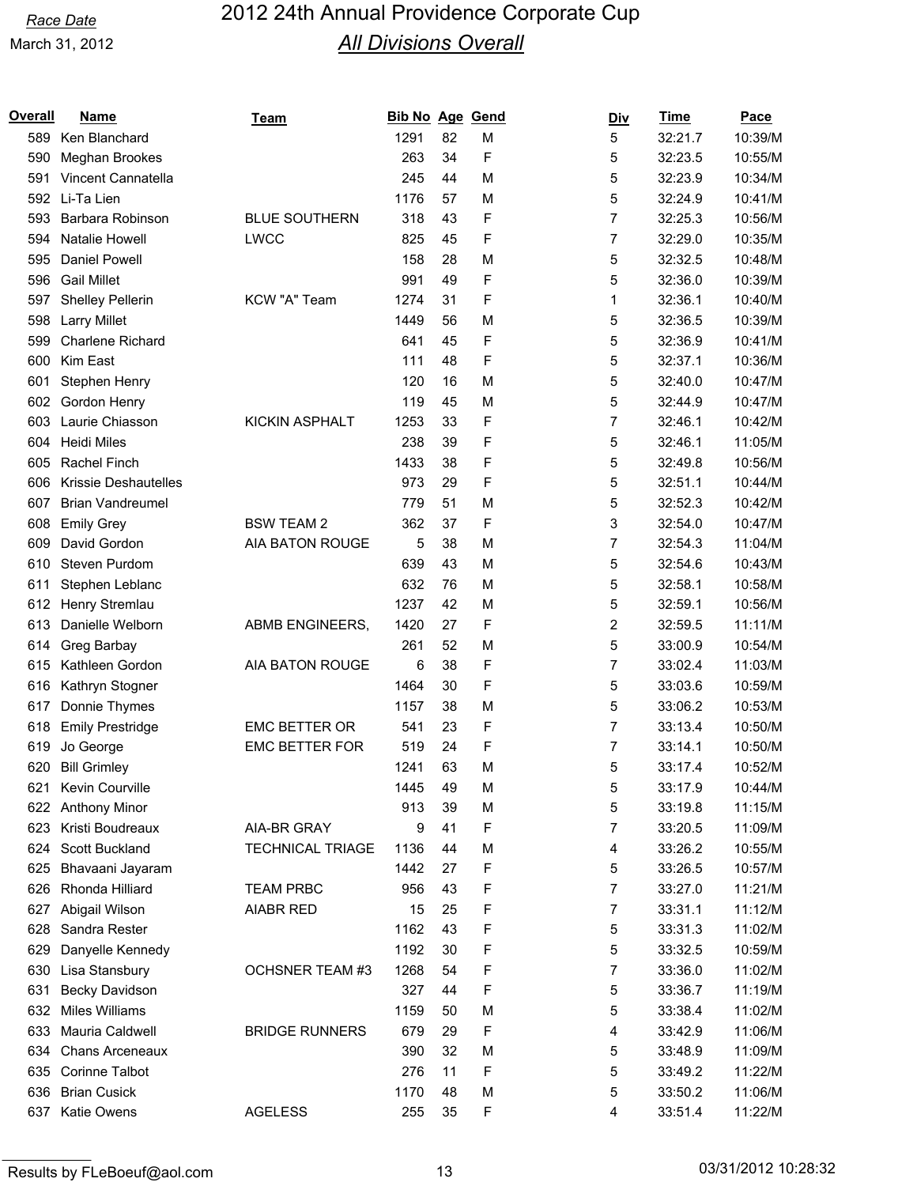Race Date
March 31, 2012

# 2012 24th Annual Providence Corporate Cup

## All Divisions Overall

| Overall | Name | Team | Bib No | Age | Gend | Div | Time | Pace |
|---|---|---|---|---|---|---|---|---|
| 589 | Ken Blanchard | | 1291 | 82 | M | 5 | 32:21.7 | 10:39/M |
| 590 | Meghan Brookes | | 263 | 34 | F | 5 | 32:23.5 | 10:55/M |
| 591 | Vincent Cannatella | | 245 | 44 | M | 5 | 32:23.9 | 10:34/M |
| 592 | Li-Ta Lien | | 1176 | 57 | M | 5 | 32:24.9 | 10:41/M |
| 593 | Barbara Robinson | BLUE SOUTHERN | 318 | 43 | F | 7 | 32:25.3 | 10:56/M |
| 594 | Natalie Howell | LWCC | 825 | 45 | F | 7 | 32:29.0 | 10:35/M |
| 595 | Daniel Powell | | 158 | 28 | M | 5 | 32:32.5 | 10:48/M |
| 596 | Gail Millet | | 991 | 49 | F | 5 | 32:36.0 | 10:39/M |
| 597 | Shelley Pellerin | KCW "A" Team | 1274 | 31 | F | 1 | 32:36.1 | 10:40/M |
| 598 | Larry Millet | | 1449 | 56 | M | 5 | 32:36.5 | 10:39/M |
| 599 | Charlene Richard | | 641 | 45 | F | 5 | 32:36.9 | 10:41/M |
| 600 | Kim East | | 111 | 48 | F | 5 | 32:37.1 | 10:36/M |
| 601 | Stephen Henry | | 120 | 16 | M | 5 | 32:40.0 | 10:47/M |
| 602 | Gordon Henry | | 119 | 45 | M | 5 | 32:44.9 | 10:47/M |
| 603 | Laurie Chiasson | KICKIN ASPHALT | 1253 | 33 | F | 7 | 32:46.1 | 10:42/M |
| 604 | Heidi Miles | | 238 | 39 | F | 5 | 32:46.1 | 11:05/M |
| 605 | Rachel Finch | | 1433 | 38 | F | 5 | 32:49.8 | 10:56/M |
| 606 | Krissie Deshautelles | | 973 | 29 | F | 5 | 32:51.1 | 10:44/M |
| 607 | Brian Vandreumel | | 779 | 51 | M | 5 | 32:52.3 | 10:42/M |
| 608 | Emily Grey | BSW TEAM 2 | 362 | 37 | F | 3 | 32:54.0 | 10:47/M |
| 609 | David Gordon | AIA BATON ROUGE | 5 | 38 | M | 7 | 32:54.3 | 11:04/M |
| 610 | Steven Purdom | | 639 | 43 | M | 5 | 32:54.6 | 10:43/M |
| 611 | Stephen Leblanc | | 632 | 76 | M | 5 | 32:58.1 | 10:58/M |
| 612 | Henry Stremlau | | 1237 | 42 | M | 5 | 32:59.1 | 10:56/M |
| 613 | Danielle Welborn | ABMB ENGINEERS, | 1420 | 27 | F | 2 | 32:59.5 | 11:11/M |
| 614 | Greg Barbay | | 261 | 52 | M | 5 | 33:00.9 | 10:54/M |
| 615 | Kathleen Gordon | AIA BATON ROUGE | 6 | 38 | F | 7 | 33:02.4 | 11:03/M |
| 616 | Kathryn Stogner | | 1464 | 30 | F | 5 | 33:03.6 | 10:59/M |
| 617 | Donnie Thymes | | 1157 | 38 | M | 5 | 33:06.2 | 10:53/M |
| 618 | Emily Prestridge | EMC BETTER OR | 541 | 23 | F | 7 | 33:13.4 | 10:50/M |
| 619 | Jo George | EMC BETTER FOR | 519 | 24 | F | 7 | 33:14.1 | 10:50/M |
| 620 | Bill Grimley | | 1241 | 63 | M | 5 | 33:17.4 | 10:52/M |
| 621 | Kevin Courville | | 1445 | 49 | M | 5 | 33:17.9 | 10:44/M |
| 622 | Anthony Minor | | 913 | 39 | M | 5 | 33:19.8 | 11:15/M |
| 623 | Kristi Boudreaux | AIA-BR GRAY | 9 | 41 | F | 7 | 33:20.5 | 11:09/M |
| 624 | Scott Buckland | TECHNICAL TRIAGE | 1136 | 44 | M | 4 | 33:26.2 | 10:55/M |
| 625 | Bhavaani Jayaram | | 1442 | 27 | F | 5 | 33:26.5 | 10:57/M |
| 626 | Rhonda Hilliard | TEAM PRBC | 956 | 43 | F | 7 | 33:27.0 | 11:21/M |
| 627 | Abigail Wilson | AIABR RED | 15 | 25 | F | 7 | 33:31.1 | 11:12/M |
| 628 | Sandra Rester | | 1162 | 43 | F | 5 | 33:31.3 | 11:02/M |
| 629 | Danyelle Kennedy | | 1192 | 30 | F | 5 | 33:32.5 | 10:59/M |
| 630 | Lisa Stansbury | OCHSNER TEAM #3 | 1268 | 54 | F | 7 | 33:36.0 | 11:02/M |
| 631 | Becky Davidson | | 327 | 44 | F | 5 | 33:36.7 | 11:19/M |
| 632 | Miles Williams | | 1159 | 50 | M | 5 | 33:38.4 | 11:02/M |
| 633 | Mauria Caldwell | BRIDGE RUNNERS | 679 | 29 | F | 4 | 33:42.9 | 11:06/M |
| 634 | Chans Arceneaux | | 390 | 32 | M | 5 | 33:48.9 | 11:09/M |
| 635 | Corinne Talbot | | 276 | 11 | F | 5 | 33:49.2 | 11:22/M |
| 636 | Brian Cusick | | 1170 | 48 | M | 5 | 33:50.2 | 11:06/M |
| 637 | Katie Owens | AGELESS | 255 | 35 | F | 4 | 33:51.4 | 11:22/M |

Results by FLeBoeuf@aol.com 03/31/2012 10:28:32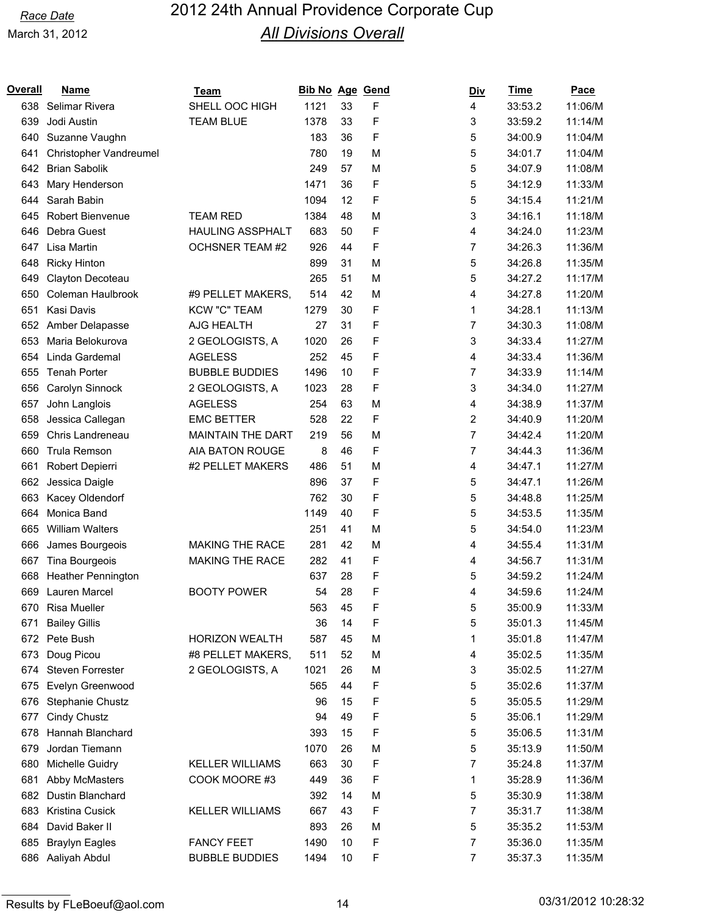Race Date

March 31, 2012

# 2012 24th Annual Providence Corporate Cup

## *All Divisions Overall*

| Overall | Name | Team | Bib No | Age | Gend | Div | Time | Pace |
|---|---|---|---|---|---|---|---|---|
| 638 | Selimar Rivera | SHELL OOC HIGH | 1121 | 33 | F | 4 | 33:53.2 | 11:06/M |
| 639 | Jodi Austin | TEAM BLUE | 1378 | 33 | F | 3 | 33:59.2 | 11:14/M |
| 640 | Suzanne Vaughn | | 183 | 36 | F | 5 | 34:00.9 | 11:04/M |
| 641 | Christopher Vandreumel | | 780 | 19 | M | 5 | 34:01.7 | 11:04/M |
| 642 | Brian Sabolik | | 249 | 57 | M | 5 | 34:07.9 | 11:08/M |
| 643 | Mary Henderson | | 1471 | 36 | F | 5 | 34:12.9 | 11:33/M |
| 644 | Sarah Babin | | 1094 | 12 | F | 5 | 34:15.4 | 11:21/M |
| 645 | Robert Bienvenue | TEAM RED | 1384 | 48 | M | 3 | 34:16.1 | 11:18/M |
| 646 | Debra Guest | HAULING ASSPHALT | 683 | 50 | F | 4 | 34:24.0 | 11:23/M |
| 647 | Lisa Martin | OCHSNER TEAM #2 | 926 | 44 | F | 7 | 34:26.3 | 11:36/M |
| 648 | Ricky Hinton | | 899 | 31 | M | 5 | 34:26.8 | 11:35/M |
| 649 | Clayton Decoteau | | 265 | 51 | M | 5 | 34:27.2 | 11:17/M |
| 650 | Coleman Haulbrook | #9 PELLET MAKERS, | 514 | 42 | M | 4 | 34:27.8 | 11:20/M |
| 651 | Kasi Davis | KCW "C" TEAM | 1279 | 30 | F | 1 | 34:28.1 | 11:13/M |
| 652 | Amber Delapasse | AJG HEALTH | 27 | 31 | F | 7 | 34:30.3 | 11:08/M |
| 653 | Maria Belokurova | 2 GEOLOGISTS, A | 1020 | 26 | F | 3 | 34:33.4 | 11:27/M |
| 654 | Linda Gardemal | AGELESS | 252 | 45 | F | 4 | 34:33.4 | 11:36/M |
| 655 | Tenah Porter | BUBBLE BUDDIES | 1496 | 10 | F | 7 | 34:33.9 | 11:14/M |
| 656 | Carolyn Sinnock | 2 GEOLOGISTS, A | 1023 | 28 | F | 3 | 34:34.0 | 11:27/M |
| 657 | John Langlois | AGELESS | 254 | 63 | M | 4 | 34:38.9 | 11:37/M |
| 658 | Jessica Callegan | EMC BETTER | 528 | 22 | F | 2 | 34:40.9 | 11:20/M |
| 659 | Chris Landreneau | MAINTAIN THE DART | 219 | 56 | M | 7 | 34:42.4 | 11:20/M |
| 660 | Trula Remson | AIA BATON ROUGE | 8 | 46 | F | 7 | 34:44.3 | 11:36/M |
| 661 | Robert Depierri | #2 PELLET MAKERS | 486 | 51 | M | 4 | 34:47.1 | 11:27/M |
| 662 | Jessica Daigle | | 896 | 37 | F | 5 | 34:47.1 | 11:26/M |
| 663 | Kacey Oldendorf | | 762 | 30 | F | 5 | 34:48.8 | 11:25/M |
| 664 | Monica Band | | 1149 | 40 | F | 5 | 34:53.5 | 11:35/M |
| 665 | William Walters | | 251 | 41 | M | 5 | 34:54.0 | 11:23/M |
| 666 | James Bourgeois | MAKING THE RACE | 281 | 42 | M | 4 | 34:55.4 | 11:31/M |
| 667 | Tina Bourgeois | MAKING THE RACE | 282 | 41 | F | 4 | 34:56.7 | 11:31/M |
| 668 | Heather Pennington | | 637 | 28 | F | 5 | 34:59.2 | 11:24/M |
| 669 | Lauren Marcel | BOOTY POWER | 54 | 28 | F | 4 | 34:59.6 | 11:24/M |
| 670 | Risa Mueller | | 563 | 45 | F | 5 | 35:00.9 | 11:33/M |
| 671 | Bailey Gillis | | 36 | 14 | F | 5 | 35:01.3 | 11:45/M |
| 672 | Pete Bush | HORIZON WEALTH | 587 | 45 | M | 1 | 35:01.8 | 11:47/M |
| 673 | Doug Picou | #8 PELLET MAKERS, | 511 | 52 | M | 4 | 35:02.5 | 11:35/M |
| 674 | Steven Forrester | 2 GEOLOGISTS, A | 1021 | 26 | M | 3 | 35:02.5 | 11:27/M |
| 675 | Evelyn Greenwood | | 565 | 44 | F | 5 | 35:02.6 | 11:37/M |
| 676 | Stephanie Chustz | | 96 | 15 | F | 5 | 35:05.5 | 11:29/M |
| 677 | Cindy Chustz | | 94 | 49 | F | 5 | 35:06.1 | 11:29/M |
| 678 | Hannah Blanchard | | 393 | 15 | F | 5 | 35:06.5 | 11:31/M |
| 679 | Jordan Tiemann | | 1070 | 26 | M | 5 | 35:13.9 | 11:50/M |
| 680 | Michelle Guidry | KELLER WILLIAMS | 663 | 30 | F | 7 | 35:24.8 | 11:37/M |
| 681 | Abby McMasters | COOK MOORE #3 | 449 | 36 | F | 1 | 35:28.9 | 11:36/M |
| 682 | Dustin Blanchard | | 392 | 14 | M | 5 | 35:30.9 | 11:38/M |
| 683 | Kristina Cusick | KELLER WILLIAMS | 667 | 43 | F | 7 | 35:31.7 | 11:38/M |
| 684 | David Baker II | | 893 | 26 | M | 5 | 35:35.2 | 11:53/M |
| 685 | Braylyn Eagles | FANCY FEET | 1490 | 10 | F | 7 | 35:36.0 | 11:35/M |
| 686 | Aaliyah Abdul | BUBBLE BUDDIES | 1494 | 10 | F | 7 | 35:37.3 | 11:35/M |

Results by FLeBoeuf@aol.com 03/31/2012 10:28:32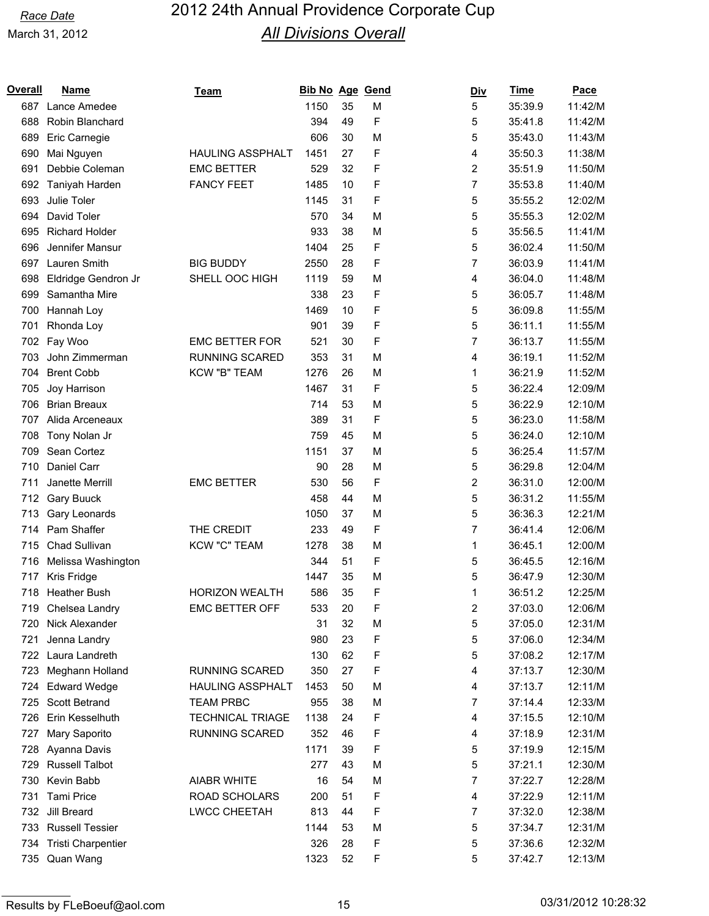Race Date

March 31, 2012

# 2012 24th Annual Providence Corporate Cup

## *All Divisions Overall*

| Overall | Name | Team | Bib No | Age | Gend | Div | Time | Pace |
|---|---|---|---|---|---|---|---|---|
| 687 | Lance Amedee | | 1150 | 35 | M | 5 | 35:39.9 | 11:42/M |
| 688 | Robin Blanchard | | 394 | 49 | F | 5 | 35:41.8 | 11:42/M |
| 689 | Eric Carnegie | | 606 | 30 | M | 5 | 35:43.0 | 11:43/M |
| 690 | Mai Nguyen | HAULING ASSPHALT | 1451 | 27 | F | 4 | 35:50.3 | 11:38/M |
| 691 | Debbie Coleman | EMC BETTER | 529 | 32 | F | 2 | 35:51.9 | 11:50/M |
| 692 | Taniyah Harden | FANCY FEET | 1485 | 10 | F | 7 | 35:53.8 | 11:40/M |
| 693 | Julie Toler | | 1145 | 31 | F | 5 | 35:55.2 | 12:02/M |
| 694 | David Toler | | 570 | 34 | M | 5 | 35:55.3 | 12:02/M |
| 695 | Richard Holder | | 933 | 38 | M | 5 | 35:56.5 | 11:41/M |
| 696 | Jennifer Mansur | | 1404 | 25 | F | 5 | 36:02.4 | 11:50/M |
| 697 | Lauren Smith | BIG BUDDY | 2550 | 28 | F | 7 | 36:03.9 | 11:41/M |
| 698 | Eldridge Gendron Jr | SHELL OOC HIGH | 1119 | 59 | M | 4 | 36:04.0 | 11:48/M |
| 699 | Samantha Mire | | 338 | 23 | F | 5 | 36:05.7 | 11:48/M |
| 700 | Hannah Loy | | 1469 | 10 | F | 5 | 36:09.8 | 11:55/M |
| 701 | Rhonda Loy | | 901 | 39 | F | 5 | 36:11.1 | 11:55/M |
| 702 | Fay Woo | EMC BETTER FOR | 521 | 30 | F | 7 | 36:13.7 | 11:55/M |
| 703 | John Zimmerman | RUNNING SCARED | 353 | 31 | M | 4 | 36:19.1 | 11:52/M |
| 704 | Brent Cobb | KCW "B" TEAM | 1276 | 26 | M | 1 | 36:21.9 | 11:52/M |
| 705 | Joy Harrison | | 1467 | 31 | F | 5 | 36:22.4 | 12:09/M |
| 706 | Brian Breaux | | 714 | 53 | M | 5 | 36:22.9 | 12:10/M |
| 707 | Alida Arceneaux | | 389 | 31 | F | 5 | 36:23.0 | 11:58/M |
| 708 | Tony Nolan Jr | | 759 | 45 | M | 5 | 36:24.0 | 12:10/M |
| 709 | Sean Cortez | | 1151 | 37 | M | 5 | 36:25.4 | 11:57/M |
| 710 | Daniel Carr | | 90 | 28 | M | 5 | 36:29.8 | 12:04/M |
| 711 | Janette Merrill | EMC BETTER | 530 | 56 | F | 2 | 36:31.0 | 12:00/M |
| 712 | Gary Buuck | | 458 | 44 | M | 5 | 36:31.2 | 11:55/M |
| 713 | Gary Leonards | | 1050 | 37 | M | 5 | 36:36.3 | 12:21/M |
| 714 | Pam Shaffer | THE CREDIT | 233 | 49 | F | 7 | 36:41.4 | 12:06/M |
| 715 | Chad Sullivan | KCW "C" TEAM | 1278 | 38 | M | 1 | 36:45.1 | 12:00/M |
| 716 | Melissa Washington | | 344 | 51 | F | 5 | 36:45.5 | 12:16/M |
| 717 | Kris Fridge | | 1447 | 35 | M | 5 | 36:47.9 | 12:30/M |
| 718 | Heather Bush | HORIZON WEALTH | 586 | 35 | F | 1 | 36:51.2 | 12:25/M |
| 719 | Chelsea Landry | EMC BETTER OFF | 533 | 20 | F | 2 | 37:03.0 | 12:06/M |
| 720 | Nick Alexander | | 31 | 32 | M | 5 | 37:05.0 | 12:31/M |
| 721 | Jenna Landry | | 980 | 23 | F | 5 | 37:06.0 | 12:34/M |
| 722 | Laura Landreth | | 130 | 62 | F | 5 | 37:08.2 | 12:17/M |
| 723 | Meghann Holland | RUNNING SCARED | 350 | 27 | F | 4 | 37:13.7 | 12:30/M |
| 724 | Edward Wedge | HAULING ASSPHALT | 1453 | 50 | M | 4 | 37:13.7 | 12:11/M |
| 725 | Scott Betrand | TEAM PRBC | 955 | 38 | M | 7 | 37:14.4 | 12:33/M |
| 726 | Erin Kesselhuth | TECHNICAL TRIAGE | 1138 | 24 | F | 4 | 37:15.5 | 12:10/M |
| 727 | Mary Saporito | RUNNING SCARED | 352 | 46 | F | 4 | 37:18.9 | 12:31/M |
| 728 | Ayanna Davis | | 1171 | 39 | F | 5 | 37:19.9 | 12:15/M |
| 729 | Russell Talbot | | 277 | 43 | M | 5 | 37:21.1 | 12:30/M |
| 730 | Kevin Babb | AIABR WHITE | 16 | 54 | M | 7 | 37:22.7 | 12:28/M |
| 731 | Tami Price | ROAD SCHOLARS | 200 | 51 | F | 4 | 37:22.9 | 12:11/M |
| 732 | Jill Breard | LWCC CHEETAH | 813 | 44 | F | 7 | 37:32.0 | 12:38/M |
| 733 | Russell Tessier | | 1144 | 53 | M | 5 | 37:34.7 | 12:31/M |
| 734 | Tristi Charpentier | | 326 | 28 | F | 5 | 37:36.6 | 12:32/M |
| 735 | Quan Wang | | 1323 | 52 | F | 5 | 37:42.7 | 12:13/M |

Results by FLeBoeuf@aol.com 03/31/2012 10:28:32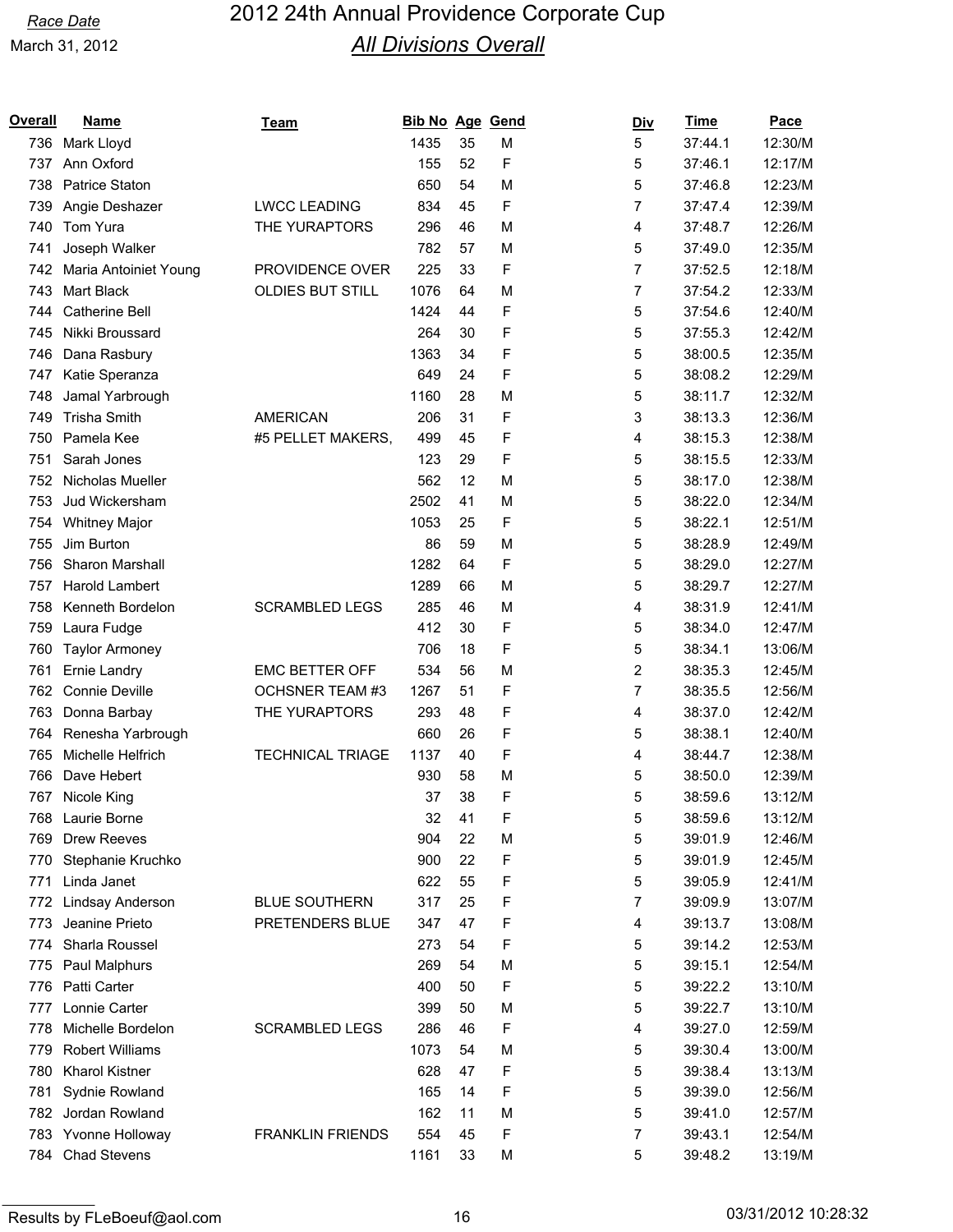Race Date

March 31, 2012

# 2012 24th Annual Providence Corporate Cup

## *All Divisions Overall*

| Overall | Name | Team | Bib No | Age | Gend | Div | Time | Pace |
|---|---|---|---|---|---|---|---|---|
| 736 | Mark Lloyd | | 1435 | 35 | M | 5 | 37:44.1 | 12:30/M |
| 737 | Ann Oxford | | 155 | 52 | F | 5 | 37:46.1 | 12:17/M |
| 738 | Patrice Staton | | 650 | 54 | M | 5 | 37:46.8 | 12:23/M |
| 739 | Angie Deshazer | LWCC LEADING | 834 | 45 | F | 7 | 37:47.4 | 12:39/M |
| 740 | Tom Yura | THE YURAPTORS | 296 | 46 | M | 4 | 37:48.7 | 12:26/M |
| 741 | Joseph Walker | | 782 | 57 | M | 5 | 37:49.0 | 12:35/M |
| 742 | Maria Antoiniet Young | PROVIDENCE OVER | 225 | 33 | F | 7 | 37:52.5 | 12:18/M |
| 743 | Mart Black | OLDIES BUT STILL | 1076 | 64 | M | 7 | 37:54.2 | 12:33/M |
| 744 | Catherine Bell | | 1424 | 44 | F | 5 | 37:54.6 | 12:40/M |
| 745 | Nikki Broussard | | 264 | 30 | F | 5 | 37:55.3 | 12:42/M |
| 746 | Dana Rasbury | | 1363 | 34 | F | 5 | 38:00.5 | 12:35/M |
| 747 | Katie Speranza | | 649 | 24 | F | 5 | 38:08.2 | 12:29/M |
| 748 | Jamal Yarbrough | | 1160 | 28 | M | 5 | 38:11.7 | 12:32/M |
| 749 | Trisha Smith | AMERICAN | 206 | 31 | F | 3 | 38:13.3 | 12:36/M |
| 750 | Pamela Kee | #5 PELLET MAKERS, | 499 | 45 | F | 4 | 38:15.3 | 12:38/M |
| 751 | Sarah Jones | | 123 | 29 | F | 5 | 38:15.5 | 12:33/M |
| 752 | Nicholas Mueller | | 562 | 12 | M | 5 | 38:17.0 | 12:38/M |
| 753 | Jud Wickersham | | 2502 | 41 | M | 5 | 38:22.0 | 12:34/M |
| 754 | Whitney Major | | 1053 | 25 | F | 5 | 38:22.1 | 12:51/M |
| 755 | Jim Burton | | 86 | 59 | M | 5 | 38:28.9 | 12:49/M |
| 756 | Sharon Marshall | | 1282 | 64 | F | 5 | 38:29.0 | 12:27/M |
| 757 | Harold Lambert | | 1289 | 66 | M | 5 | 38:29.7 | 12:27/M |
| 758 | Kenneth Bordelon | SCRAMBLED LEGS | 285 | 46 | M | 4 | 38:31.9 | 12:41/M |
| 759 | Laura Fudge | | 412 | 30 | F | 5 | 38:34.0 | 12:47/M |
| 760 | Taylor Armoney | | 706 | 18 | F | 5 | 38:34.1 | 13:06/M |
| 761 | Ernie Landry | EMC BETTER OFF | 534 | 56 | M | 2 | 38:35.3 | 12:45/M |
| 762 | Connie Deville | OCHSNER TEAM #3 | 1267 | 51 | F | 7 | 38:35.5 | 12:56/M |
| 763 | Donna Barbay | THE YURAPTORS | 293 | 48 | F | 4 | 38:37.0 | 12:42/M |
| 764 | Renesha Yarbrough | | 660 | 26 | F | 5 | 38:38.1 | 12:40/M |
| 765 | Michelle Helfrich | TECHNICAL TRIAGE | 1137 | 40 | F | 4 | 38:44.7 | 12:38/M |
| 766 | Dave Hebert | | 930 | 58 | M | 5 | 38:50.0 | 12:39/M |
| 767 | Nicole King | | 37 | 38 | F | 5 | 38:59.6 | 13:12/M |
| 768 | Laurie Borne | | 32 | 41 | F | 5 | 38:59.6 | 13:12/M |
| 769 | Drew Reeves | | 904 | 22 | M | 5 | 39:01.9 | 12:46/M |
| 770 | Stephanie Kruchko | | 900 | 22 | F | 5 | 39:01.9 | 12:45/M |
| 771 | Linda Janet | | 622 | 55 | F | 5 | 39:05.9 | 12:41/M |
| 772 | Lindsay Anderson | BLUE SOUTHERN | 317 | 25 | F | 7 | 39:09.9 | 13:07/M |
| 773 | Jeanine Prieto | PRETENDERS BLUE | 347 | 47 | F | 4 | 39:13.7 | 13:08/M |
| 774 | Sharla Roussel | | 273 | 54 | F | 5 | 39:14.2 | 12:53/M |
| 775 | Paul Malphurs | | 269 | 54 | M | 5 | 39:15.1 | 12:54/M |
| 776 | Patti Carter | | 400 | 50 | F | 5 | 39:22.2 | 13:10/M |
| 777 | Lonnie Carter | | 399 | 50 | M | 5 | 39:22.7 | 13:10/M |
| 778 | Michelle Bordelon | SCRAMBLED LEGS | 286 | 46 | F | 4 | 39:27.0 | 12:59/M |
| 779 | Robert Williams | | 1073 | 54 | M | 5 | 39:30.4 | 13:00/M |
| 780 | Kharol Kistner | | 628 | 47 | F | 5 | 39:38.4 | 13:13/M |
| 781 | Sydnie Rowland | | 165 | 14 | F | 5 | 39:39.0 | 12:56/M |
| 782 | Jordan Rowland | | 162 | 11 | M | 5 | 39:41.0 | 12:57/M |
| 783 | Yvonne Holloway | FRANKLIN FRIENDS | 554 | 45 | F | 7 | 39:43.1 | 12:54/M |
| 784 | Chad Stevens | | 1161 | 33 | M | 5 | 39:48.2 | 13:19/M |

Results by FLeBoeuf@aol.com 03/31/2012 10:28:32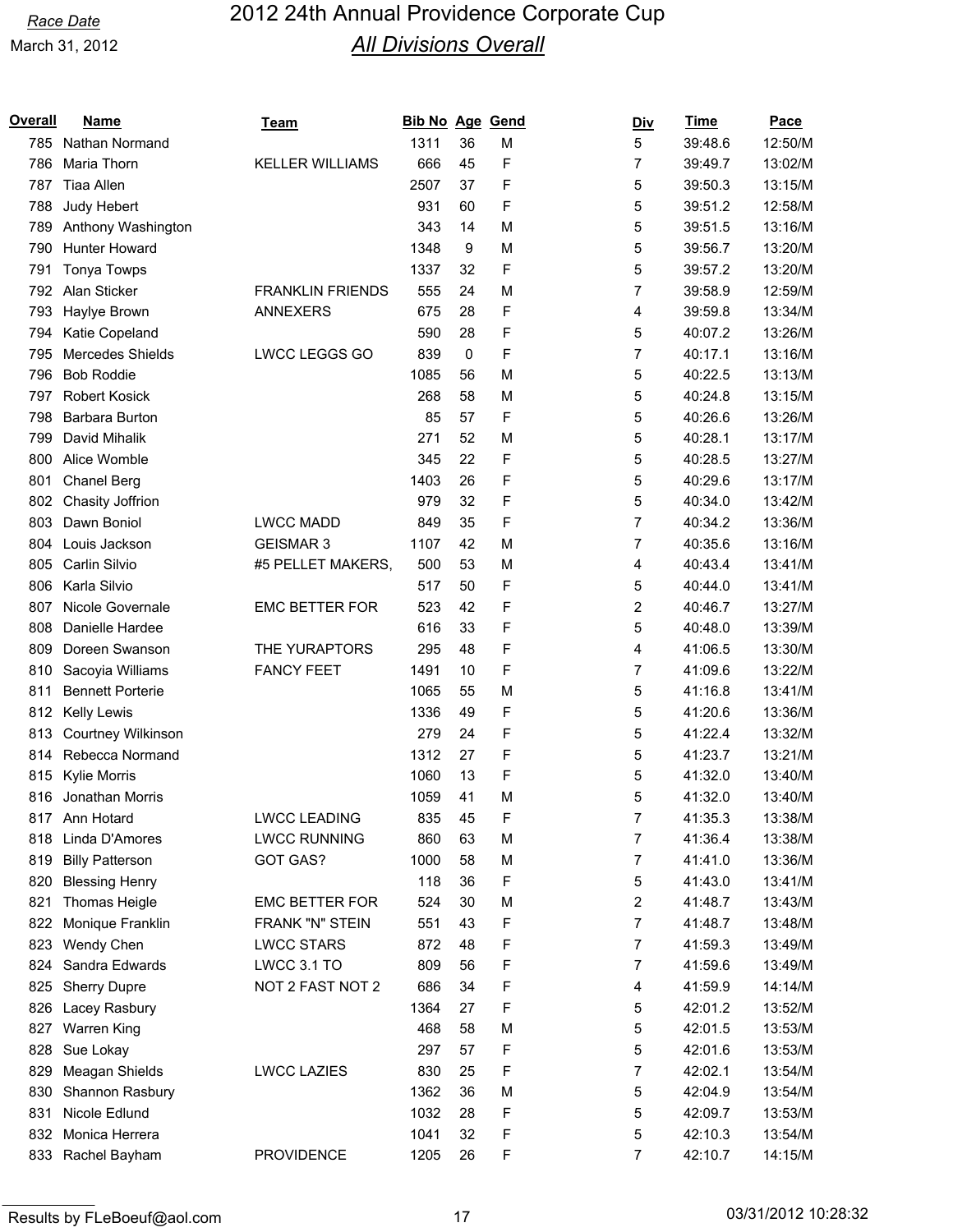Race Date

March 31, 2012

# 2012 24th Annual Providence Corporate Cup

## All Divisions Overall

| Overall | Name | Team | Bib No | Age | Gend | Div | Time | Pace |
|---|---|---|---|---|---|---|---|---|
| 785 | Nathan Normand | | 1311 | 36 | M | 5 | 39:48.6 | 12:50/M |
| 786 | Maria Thorn | KELLER WILLIAMS | 666 | 45 | F | 7 | 39:49.7 | 13:02/M |
| 787 | Tiaa Allen | | 2507 | 37 | F | 5 | 39:50.3 | 13:15/M |
| 788 | Judy Hebert | | 931 | 60 | F | 5 | 39:51.2 | 12:58/M |
| 789 | Anthony Washington | | 343 | 14 | M | 5 | 39:51.5 | 13:16/M |
| 790 | Hunter Howard | | 1348 | 9 | M | 5 | 39:56.7 | 13:20/M |
| 791 | Tonya Towps | | 1337 | 32 | F | 5 | 39:57.2 | 13:20/M |
| 792 | Alan Sticker | FRANKLIN FRIENDS | 555 | 24 | M | 7 | 39:58.9 | 12:59/M |
| 793 | Haylye Brown | ANNEXERS | 675 | 28 | F | 4 | 39:59.8 | 13:34/M |
| 794 | Katie Copeland | | 590 | 28 | F | 5 | 40:07.2 | 13:26/M |
| 795 | Mercedes Shields | LWCC LEGGS GO | 839 | 0 | F | 7 | 40:17.1 | 13:16/M |
| 796 | Bob Roddie | | 1085 | 56 | M | 5 | 40:22.5 | 13:13/M |
| 797 | Robert Kosick | | 268 | 58 | M | 5 | 40:24.8 | 13:15/M |
| 798 | Barbara Burton | | 85 | 57 | F | 5 | 40:26.6 | 13:26/M |
| 799 | David Mihalik | | 271 | 52 | M | 5 | 40:28.1 | 13:17/M |
| 800 | Alice Womble | | 345 | 22 | F | 5 | 40:28.5 | 13:27/M |
| 801 | Chanel Berg | | 1403 | 26 | F | 5 | 40:29.6 | 13:17/M |
| 802 | Chasity Joffrion | | 979 | 32 | F | 5 | 40:34.0 | 13:42/M |
| 803 | Dawn Boniol | LWCC MADD | 849 | 35 | F | 7 | 40:34.2 | 13:36/M |
| 804 | Louis Jackson | GEISMAR 3 | 1107 | 42 | M | 7 | 40:35.6 | 13:16/M |
| 805 | Carlin Silvio | #5 PELLET MAKERS, | 500 | 53 | M | 4 | 40:43.4 | 13:41/M |
| 806 | Karla Silvio | | 517 | 50 | F | 5 | 40:44.0 | 13:41/M |
| 807 | Nicole Governale | EMC BETTER FOR | 523 | 42 | F | 2 | 40:46.7 | 13:27/M |
| 808 | Danielle Hardee | | 616 | 33 | F | 5 | 40:48.0 | 13:39/M |
| 809 | Doreen Swanson | THE YURAPTORS | 295 | 48 | F | 4 | 41:06.5 | 13:30/M |
| 810 | Sacoyia Williams | FANCY FEET | 1491 | 10 | F | 7 | 41:09.6 | 13:22/M |
| 811 | Bennett Porterie | | 1065 | 55 | M | 5 | 41:16.8 | 13:41/M |
| 812 | Kelly Lewis | | 1336 | 49 | F | 5 | 41:20.6 | 13:36/M |
| 813 | Courtney Wilkinson | | 279 | 24 | F | 5 | 41:22.4 | 13:32/M |
| 814 | Rebecca Normand | | 1312 | 27 | F | 5 | 41:23.7 | 13:21/M |
| 815 | Kylie Morris | | 1060 | 13 | F | 5 | 41:32.0 | 13:40/M |
| 816 | Jonathan Morris | | 1059 | 41 | M | 5 | 41:32.0 | 13:40/M |
| 817 | Ann Hotard | LWCC LEADING | 835 | 45 | F | 7 | 41:35.3 | 13:38/M |
| 818 | Linda D'Amores | LWCC RUNNING | 860 | 63 | M | 7 | 41:36.4 | 13:38/M |
| 819 | Billy Patterson | GOT GAS? | 1000 | 58 | M | 7 | 41:41.0 | 13:36/M |
| 820 | Blessing Henry | | 118 | 36 | F | 5 | 41:43.0 | 13:41/M |
| 821 | Thomas Heigle | EMC BETTER FOR | 524 | 30 | M | 2 | 41:48.7 | 13:43/M |
| 822 | Monique Franklin | FRANK "N" STEIN | 551 | 43 | F | 7 | 41:48.7 | 13:48/M |
| 823 | Wendy Chen | LWCC STARS | 872 | 48 | F | 7 | 41:59.3 | 13:49/M |
| 824 | Sandra Edwards | LWCC 3.1 TO | 809 | 56 | F | 7 | 41:59.6 | 13:49/M |
| 825 | Sherry Dupre | NOT 2 FAST NOT 2 | 686 | 34 | F | 4 | 41:59.9 | 14:14/M |
| 826 | Lacey Rasbury | | 1364 | 27 | F | 5 | 42:01.2 | 13:52/M |
| 827 | Warren King | | 468 | 58 | M | 5 | 42:01.5 | 13:53/M |
| 828 | Sue Lokay | | 297 | 57 | F | 5 | 42:01.6 | 13:53/M |
| 829 | Meagan Shields | LWCC LAZIES | 830 | 25 | F | 7 | 42:02.1 | 13:54/M |
| 830 | Shannon Rasbury | | 1362 | 36 | M | 5 | 42:04.9 | 13:54/M |
| 831 | Nicole Edlund | | 1032 | 28 | F | 5 | 42:09.7 | 13:53/M |
| 832 | Monica Herrera | | 1041 | 32 | F | 5 | 42:10.3 | 13:54/M |
| 833 | Rachel Bayham | PROVIDENCE | 1205 | 26 | F | 7 | 42:10.7 | 14:15/M |

Results by FLeBoeuf@aol.com 03/31/2012 10:28:32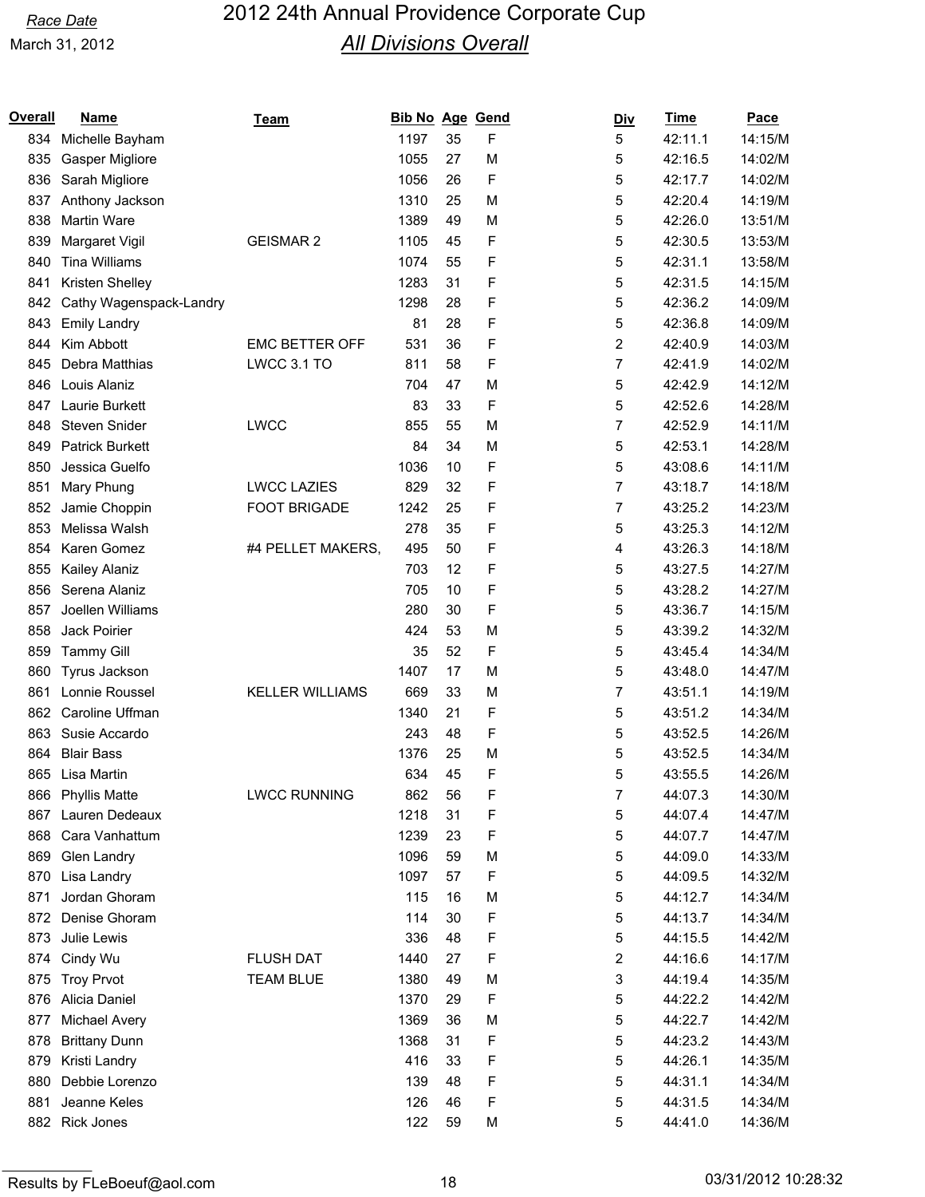Race Date

March 31, 2012

# 2012 24th Annual Providence Corporate Cup

## All Divisions Overall

| Overall | Name | Team | Bib No | Age | Gend | Div | Time | Pace |
|---|---|---|---|---|---|---|---|---|
| 834 | Michelle Bayham | | 1197 | 35 | F | 5 | 42:11.1 | 14:15/M |
| 835 | Gasper Migliore | | 1055 | 27 | M | 5 | 42:16.5 | 14:02/M |
| 836 | Sarah Migliore | | 1056 | 26 | F | 5 | 42:17.7 | 14:02/M |
| 837 | Anthony Jackson | | 1310 | 25 | M | 5 | 42:20.4 | 14:19/M |
| 838 | Martin Ware | | 1389 | 49 | M | 5 | 42:26.0 | 13:51/M |
| 839 | Margaret Vigil | GEISMAR 2 | 1105 | 45 | F | 5 | 42:30.5 | 13:53/M |
| 840 | Tina Williams | | 1074 | 55 | F | 5 | 42:31.1 | 13:58/M |
| 841 | Kristen Shelley | | 1283 | 31 | F | 5 | 42:31.5 | 14:15/M |
| 842 | Cathy Wagenspack-Landry | | 1298 | 28 | F | 5 | 42:36.2 | 14:09/M |
| 843 | Emily Landry | | 81 | 28 | F | 5 | 42:36.8 | 14:09/M |
| 844 | Kim Abbott | EMC BETTER OFF | 531 | 36 | F | 2 | 42:40.9 | 14:03/M |
| 845 | Debra Matthias | LWCC 3.1 TO | 811 | 58 | F | 7 | 42:41.9 | 14:02/M |
| 846 | Louis Alaniz | | 704 | 47 | M | 5 | 42:42.9 | 14:12/M |
| 847 | Laurie Burkett | | 83 | 33 | F | 5 | 42:52.6 | 14:28/M |
| 848 | Steven Snider | LWCC | 855 | 55 | M | 7 | 42:52.9 | 14:11/M |
| 849 | Patrick Burkett | | 84 | 34 | M | 5 | 42:53.1 | 14:28/M |
| 850 | Jessica Guelfo | | 1036 | 10 | F | 5 | 43:08.6 | 14:11/M |
| 851 | Mary Phung | LWCC LAZIES | 829 | 32 | F | 7 | 43:18.7 | 14:18/M |
| 852 | Jamie Choppin | FOOT BRIGADE | 1242 | 25 | F | 7 | 43:25.2 | 14:23/M |
| 853 | Melissa Walsh | | 278 | 35 | F | 5 | 43:25.3 | 14:12/M |
| 854 | Karen Gomez | #4 PELLET MAKERS, | 495 | 50 | F | 4 | 43:26.3 | 14:18/M |
| 855 | Kailey Alaniz | | 703 | 12 | F | 5 | 43:27.5 | 14:27/M |
| 856 | Serena Alaniz | | 705 | 10 | F | 5 | 43:28.2 | 14:27/M |
| 857 | Joellen Williams | | 280 | 30 | F | 5 | 43:36.7 | 14:15/M |
| 858 | Jack Poirier | | 424 | 53 | M | 5 | 43:39.2 | 14:32/M |
| 859 | Tammy Gill | | 35 | 52 | F | 5 | 43:45.4 | 14:34/M |
| 860 | Tyrus Jackson | | 1407 | 17 | M | 5 | 43:48.0 | 14:47/M |
| 861 | Lonnie Roussel | KELLER WILLIAMS | 669 | 33 | M | 7 | 43:51.1 | 14:19/M |
| 862 | Caroline Uffman | | 1340 | 21 | F | 5 | 43:51.2 | 14:34/M |
| 863 | Susie Accardo | | 243 | 48 | F | 5 | 43:52.5 | 14:26/M |
| 864 | Blair Bass | | 1376 | 25 | M | 5 | 43:52.5 | 14:34/M |
| 865 | Lisa Martin | | 634 | 45 | F | 5 | 43:55.5 | 14:26/M |
| 866 | Phyllis Matte | LWCC RUNNING | 862 | 56 | F | 7 | 44:07.3 | 14:30/M |
| 867 | Lauren Dedeaux | | 1218 | 31 | F | 5 | 44:07.4 | 14:47/M |
| 868 | Cara Vanhattum | | 1239 | 23 | F | 5 | 44:07.7 | 14:47/M |
| 869 | Glen Landry | | 1096 | 59 | M | 5 | 44:09.0 | 14:33/M |
| 870 | Lisa Landry | | 1097 | 57 | F | 5 | 44:09.5 | 14:32/M |
| 871 | Jordan Ghoram | | 115 | 16 | M | 5 | 44:12.7 | 14:34/M |
| 872 | Denise Ghoram | | 114 | 30 | F | 5 | 44:13.7 | 14:34/M |
| 873 | Julie Lewis | | 336 | 48 | F | 5 | 44:15.5 | 14:42/M |
| 874 | Cindy Wu | FLUSH DAT | 1440 | 27 | F | 2 | 44:16.6 | 14:17/M |
| 875 | Troy Prvot | TEAM BLUE | 1380 | 49 | M | 3 | 44:19.4 | 14:35/M |
| 876 | Alicia Daniel | | 1370 | 29 | F | 5 | 44:22.2 | 14:42/M |
| 877 | Michael Avery | | 1369 | 36 | M | 5 | 44:22.7 | 14:42/M |
| 878 | Brittany Dunn | | 1368 | 31 | F | 5 | 44:23.2 | 14:43/M |
| 879 | Kristi Landry | | 416 | 33 | F | 5 | 44:26.1 | 14:35/M |
| 880 | Debbie Lorenzo | | 139 | 48 | F | 5 | 44:31.1 | 14:34/M |
| 881 | Jeanne Keles | | 126 | 46 | F | 5 | 44:31.5 | 14:34/M |
| 882 | Rick Jones | | 122 | 59 | M | 5 | 44:41.0 | 14:36/M |

Results by FLeBoeuf@aol.com 03/31/2012 10:28:32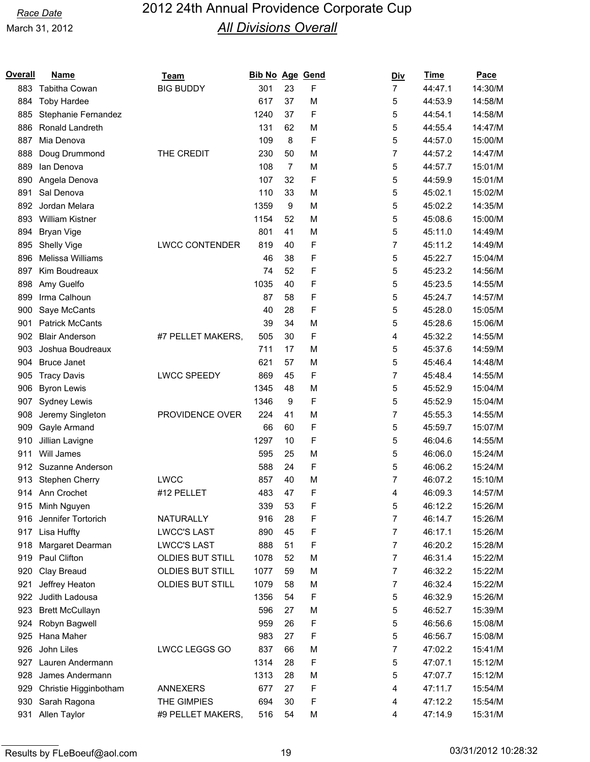Race Date

March 31, 2012

# 2012 24th Annual Providence Corporate Cup

## *All Divisions Overall*

| Overall | Name | Team | Bib No | Age | Gend | Div | Time | Pace |
|---|---|---|---|---|---|---|---|---|
| 883 | Tabitha Cowan | BIG BUDDY | 301 | 23 | F | 7 | 44:47.1 | 14:30/M |
| 884 | Toby Hardee | | 617 | 37 | M | 5 | 44:53.9 | 14:58/M |
| 885 | Stephanie Fernandez | | 1240 | 37 | F | 5 | 44:54.1 | 14:58/M |
| 886 | Ronald Landreth | | 131 | 62 | M | 5 | 44:55.4 | 14:47/M |
| 887 | Mia Denova | | 109 | 8 | F | 5 | 44:57.0 | 15:00/M |
| 888 | Doug Drummond | THE CREDIT | 230 | 50 | M | 7 | 44:57.2 | 14:47/M |
| 889 | Ian Denova | | 108 | 7 | M | 5 | 44:57.7 | 15:01/M |
| 890 | Angela Denova | | 107 | 32 | F | 5 | 44:59.9 | 15:01/M |
| 891 | Sal Denova | | 110 | 33 | M | 5 | 45:02.1 | 15:02/M |
| 892 | Jordan Melara | | 1359 | 9 | M | 5 | 45:02.2 | 14:35/M |
| 893 | William Kistner | | 1154 | 52 | M | 5 | 45:08.6 | 15:00/M |
| 894 | Bryan Vige | | 801 | 41 | M | 5 | 45:11.0 | 14:49/M |
| 895 | Shelly Vige | LWCC CONTENDER | 819 | 40 | F | 7 | 45:11.2 | 14:49/M |
| 896 | Melissa Williams | | 46 | 38 | F | 5 | 45:22.7 | 15:04/M |
| 897 | Kim Boudreaux | | 74 | 52 | F | 5 | 45:23.2 | 14:56/M |
| 898 | Amy Guelfo | | 1035 | 40 | F | 5 | 45:23.5 | 14:55/M |
| 899 | Irma Calhoun | | 87 | 58 | F | 5 | 45:24.7 | 14:57/M |
| 900 | Saye McCants | | 40 | 28 | F | 5 | 45:28.0 | 15:05/M |
| 901 | Patrick McCants | | 39 | 34 | M | 5 | 45:28.6 | 15:06/M |
| 902 | Blair Anderson | #7 PELLET MAKERS, | 505 | 30 | F | 4 | 45:32.2 | 14:55/M |
| 903 | Joshua Boudreaux | | 711 | 17 | M | 5 | 45:37.6 | 14:59/M |
| 904 | Bruce Janet | | 621 | 57 | M | 5 | 45:46.4 | 14:48/M |
| 905 | Tracy Davis | LWCC SPEEDY | 869 | 45 | F | 7 | 45:48.4 | 14:55/M |
| 906 | Byron Lewis | | 1345 | 48 | M | 5 | 45:52.9 | 15:04/M |
| 907 | Sydney Lewis | | 1346 | 9 | F | 5 | 45:52.9 | 15:04/M |
| 908 | Jeremy Singleton | PROVIDENCE OVER | 224 | 41 | M | 7 | 45:55.3 | 14:55/M |
| 909 | Gayle Armand | | 66 | 60 | F | 5 | 45:59.7 | 15:07/M |
| 910 | Jillian Lavigne | | 1297 | 10 | F | 5 | 46:04.6 | 14:55/M |
| 911 | Will James | | 595 | 25 | M | 5 | 46:06.0 | 15:24/M |
| 912 | Suzanne Anderson | | 588 | 24 | F | 5 | 46:06.2 | 15:24/M |
| 913 | Stephen Cherry | LWCC | 857 | 40 | M | 7 | 46:07.2 | 15:10/M |
| 914 | Ann Crochet | #12 PELLET | 483 | 47 | F | 4 | 46:09.3 | 14:57/M |
| 915 | Minh Nguyen | | 339 | 53 | F | 5 | 46:12.2 | 15:26/M |
| 916 | Jennifer Tortorich | NATURALLY | 916 | 28 | F | 7 | 46:14.7 | 15:26/M |
| 917 | Lisa Huffty | LWCC'S LAST | 890 | 45 | F | 7 | 46:17.1 | 15:26/M |
| 918 | Margaret Dearman | LWCC'S LAST | 888 | 51 | F | 7 | 46:20.2 | 15:28/M |
| 919 | Paul Clifton | OLDIES BUT STILL | 1078 | 52 | M | 7 | 46:31.4 | 15:22/M |
| 920 | Clay Breaud | OLDIES BUT STILL | 1077 | 59 | M | 7 | 46:32.2 | 15:22/M |
| 921 | Jeffrey Heaton | OLDIES BUT STILL | 1079 | 58 | M | 7 | 46:32.4 | 15:22/M |
| 922 | Judith Ladousa | | 1356 | 54 | F | 5 | 46:32.9 | 15:26/M |
| 923 | Brett McCullayn | | 596 | 27 | M | 5 | 46:52.7 | 15:39/M |
| 924 | Robyn Bagwell | | 959 | 26 | F | 5 | 46:56.6 | 15:08/M |
| 925 | Hana Maher | | 983 | 27 | F | 5 | 46:56.7 | 15:08/M |
| 926 | John Liles | LWCC LEGGS GO | 837 | 66 | M | 7 | 47:02.2 | 15:41/M |
| 927 | Lauren Andermann | | 1314 | 28 | F | 5 | 47:07.1 | 15:12/M |
| 928 | James Andermann | | 1313 | 28 | M | 5 | 47:07.7 | 15:12/M |
| 929 | Christie Higginbotham | ANNEXERS | 677 | 27 | F | 4 | 47:11.7 | 15:54/M |
| 930 | Sarah Ragona | THE GIMPIES | 694 | 30 | F | 4 | 47:12.2 | 15:54/M |
| 931 | Allen Taylor | #9 PELLET MAKERS, | 516 | 54 | M | 4 | 47:14.9 | 15:31/M |

Results by FLeBoeuf@aol.com — 03/31/2012 10:28:32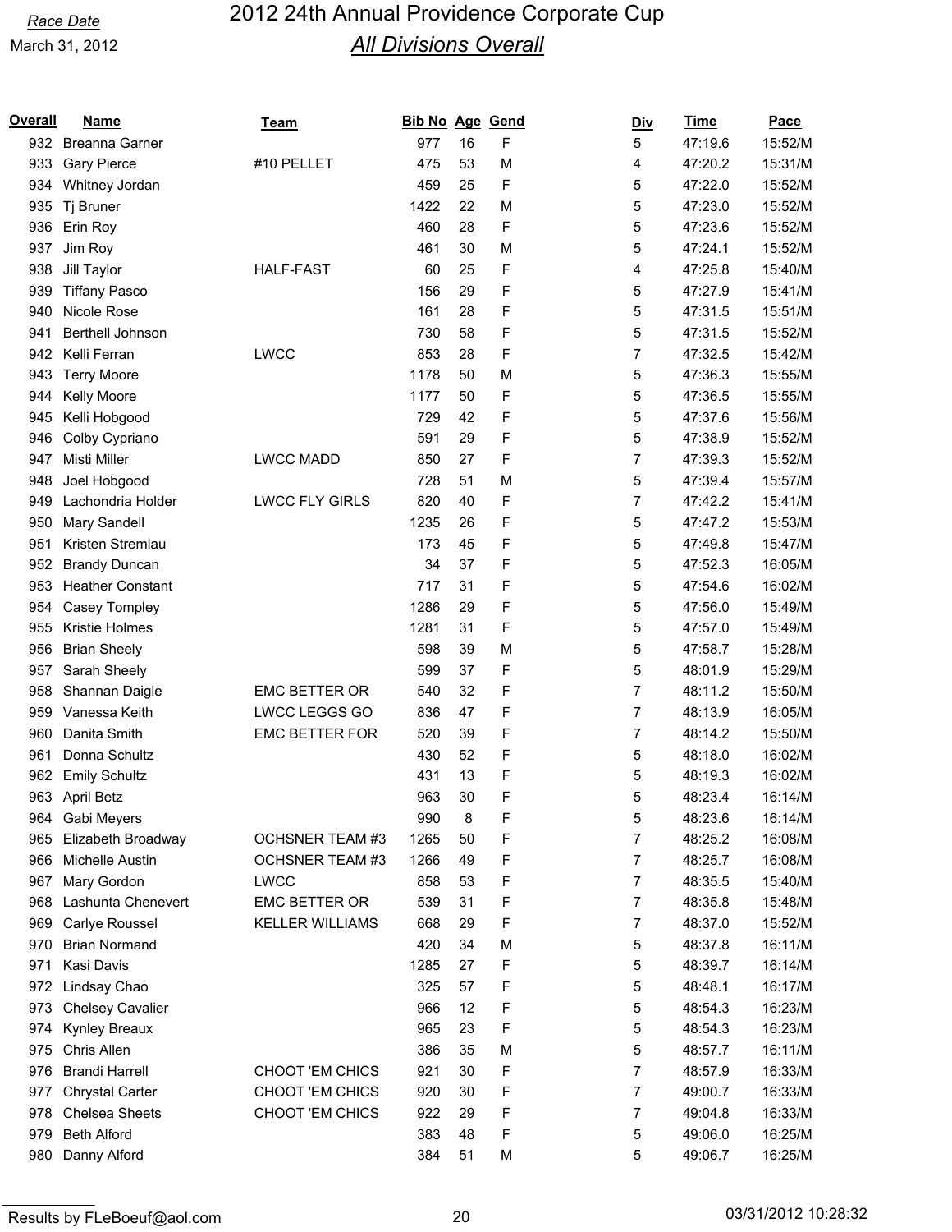Race Date

March 31, 2012

# 2012 24th Annual Providence Corporate Cup

## All Divisions Overall

| Overall | Name | Team | Bib No | Age | Gend | Div | Time | Pace |
|---|---|---|---|---|---|---|---|---|
| 932 | Breanna Garner | | 977 | 16 | F | 5 | 47:19.6 | 15:52/M |
| 933 | Gary Pierce | #10 PELLET | 475 | 53 | M | 4 | 47:20.2 | 15:31/M |
| 934 | Whitney Jordan | | 459 | 25 | F | 5 | 47:22.0 | 15:52/M |
| 935 | Tj Bruner | | 1422 | 22 | M | 5 | 47:23.0 | 15:52/M |
| 936 | Erin Roy | | 460 | 28 | F | 5 | 47:23.6 | 15:52/M |
| 937 | Jim Roy | | 461 | 30 | M | 5 | 47:24.1 | 15:52/M |
| 938 | Jill Taylor | HALF-FAST | 60 | 25 | F | 4 | 47:25.8 | 15:40/M |
| 939 | Tiffany Pasco | | 156 | 29 | F | 5 | 47:27.9 | 15:41/M |
| 940 | Nicole Rose | | 161 | 28 | F | 5 | 47:31.5 | 15:51/M |
| 941 | Berthell Johnson | | 730 | 58 | F | 5 | 47:31.5 | 15:52/M |
| 942 | Kelli Ferran | LWCC | 853 | 28 | F | 7 | 47:32.5 | 15:42/M |
| 943 | Terry Moore | | 1178 | 50 | M | 5 | 47:36.3 | 15:55/M |
| 944 | Kelly Moore | | 1177 | 50 | F | 5 | 47:36.5 | 15:55/M |
| 945 | Kelli Hobgood | | 729 | 42 | F | 5 | 47:37.6 | 15:56/M |
| 946 | Colby Cypriano | | 591 | 29 | F | 5 | 47:38.9 | 15:52/M |
| 947 | Misti Miller | LWCC MADD | 850 | 27 | F | 7 | 47:39.3 | 15:52/M |
| 948 | Joel Hobgood | | 728 | 51 | M | 5 | 47:39.4 | 15:57/M |
| 949 | Lachondria Holder | LWCC FLY GIRLS | 820 | 40 | F | 7 | 47:42.2 | 15:41/M |
| 950 | Mary Sandell | | 1235 | 26 | F | 5 | 47:47.2 | 15:53/M |
| 951 | Kristen Stremlau | | 173 | 45 | F | 5 | 47:49.8 | 15:47/M |
| 952 | Brandy Duncan | | 34 | 37 | F | 5 | 47:52.3 | 16:05/M |
| 953 | Heather Constant | | 717 | 31 | F | 5 | 47:54.6 | 16:02/M |
| 954 | Casey Tompley | | 1286 | 29 | F | 5 | 47:56.0 | 15:49/M |
| 955 | Kristie Holmes | | 1281 | 31 | F | 5 | 47:57.0 | 15:49/M |
| 956 | Brian Sheely | | 598 | 39 | M | 5 | 47:58.7 | 15:28/M |
| 957 | Sarah Sheely | | 599 | 37 | F | 5 | 48:01.9 | 15:29/M |
| 958 | Shannan Daigle | EMC BETTER OR | 540 | 32 | F | 7 | 48:11.2 | 15:50/M |
| 959 | Vanessa Keith | LWCC LEGGS GO | 836 | 47 | F | 7 | 48:13.9 | 16:05/M |
| 960 | Danita Smith | EMC BETTER FOR | 520 | 39 | F | 7 | 48:14.2 | 15:50/M |
| 961 | Donna Schultz | | 430 | 52 | F | 5 | 48:18.0 | 16:02/M |
| 962 | Emily Schultz | | 431 | 13 | F | 5 | 48:19.3 | 16:02/M |
| 963 | April Betz | | 963 | 30 | F | 5 | 48:23.4 | 16:14/M |
| 964 | Gabi Meyers | | 990 | 8 | F | 5 | 48:23.6 | 16:14/M |
| 965 | Elizabeth Broadway | OCHSNER TEAM #3 | 1265 | 50 | F | 7 | 48:25.2 | 16:08/M |
| 966 | Michelle Austin | OCHSNER TEAM #3 | 1266 | 49 | F | 7 | 48:25.7 | 16:08/M |
| 967 | Mary Gordon | LWCC | 858 | 53 | F | 7 | 48:35.5 | 15:40/M |
| 968 | Lashunta Chenevert | EMC BETTER OR | 539 | 31 | F | 7 | 48:35.8 | 15:48/M |
| 969 | Carlye Roussel | KELLER WILLIAMS | 668 | 29 | F | 7 | 48:37.0 | 15:52/M |
| 970 | Brian Normand | | 420 | 34 | M | 5 | 48:37.8 | 16:11/M |
| 971 | Kasi Davis | | 1285 | 27 | F | 5 | 48:39.7 | 16:14/M |
| 972 | Lindsay Chao | | 325 | 57 | F | 5 | 48:48.1 | 16:17/M |
| 973 | Chelsey Cavalier | | 966 | 12 | F | 5 | 48:54.3 | 16:23/M |
| 974 | Kynley Breaux | | 965 | 23 | F | 5 | 48:54.3 | 16:23/M |
| 975 | Chris Allen | | 386 | 35 | M | 5 | 48:57.7 | 16:11/M |
| 976 | Brandi Harrell | CHOOT 'EM CHICS | 921 | 30 | F | 7 | 48:57.9 | 16:33/M |
| 977 | Chrystal Carter | CHOOT 'EM CHICS | 920 | 30 | F | 7 | 49:00.7 | 16:33/M |
| 978 | Chelsea Sheets | CHOOT 'EM CHICS | 922 | 29 | F | 7 | 49:04.8 | 16:33/M |
| 979 | Beth Alford | | 383 | 48 | F | 5 | 49:06.0 | 16:25/M |
| 980 | Danny Alford | | 384 | 51 | M | 5 | 49:06.7 | 16:25/M |

Results by FLeBoeuf@aol.com

03/31/2012 10:28:32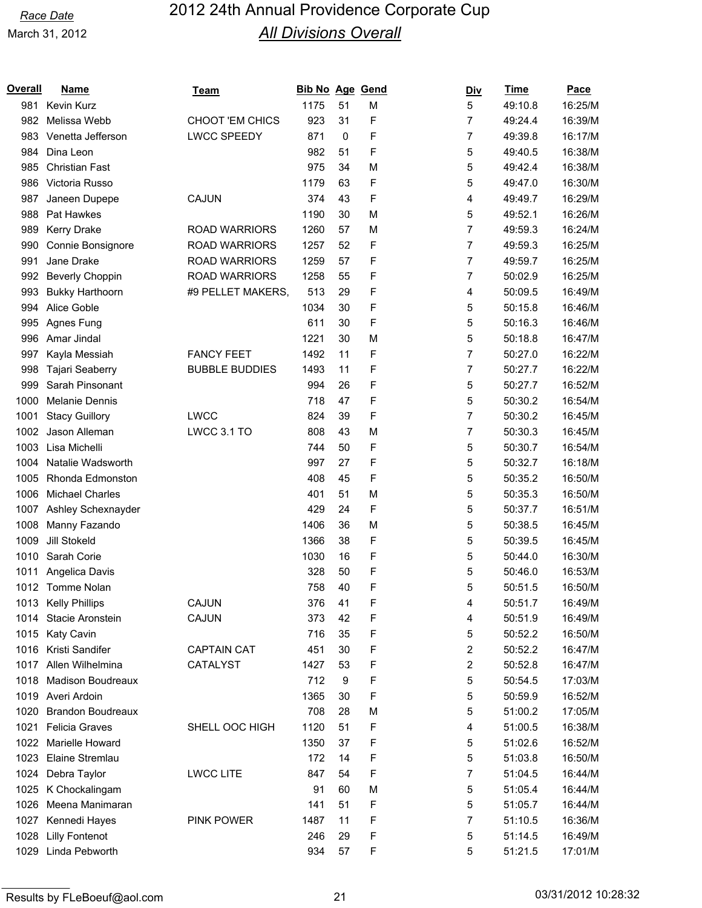Race Date

March 31, 2012

# 2012 24th Annual Providence Corporate Cup

## All Divisions Overall

| Overall | Name | Team | Bib No | Age | Gend | Div | Time | Pace |
|---|---|---|---|---|---|---|---|---|
| 981 | Kevin Kurz | | 1175 | 51 | M | 5 | 49:10.8 | 16:25/M |
| 982 | Melissa Webb | CHOOT 'EM CHICS | 923 | 31 | F | 7 | 49:24.4 | 16:39/M |
| 983 | Venetta Jefferson | LWCC SPEEDY | 871 | 0 | F | 7 | 49:39.8 | 16:17/M |
| 984 | Dina Leon | | 982 | 51 | F | 5 | 49:40.5 | 16:38/M |
| 985 | Christian Fast | | 975 | 34 | M | 5 | 49:42.4 | 16:38/M |
| 986 | Victoria Russo | | 1179 | 63 | F | 5 | 49:47.0 | 16:30/M |
| 987 | Janeen Dupepe | CAJUN | 374 | 43 | F | 4 | 49:49.7 | 16:29/M |
| 988 | Pat Hawkes | | 1190 | 30 | M | 5 | 49:52.1 | 16:26/M |
| 989 | Kerry Drake | ROAD WARRIORS | 1260 | 57 | M | 7 | 49:59.3 | 16:24/M |
| 990 | Connie Bonsignore | ROAD WARRIORS | 1257 | 52 | F | 7 | 49:59.3 | 16:25/M |
| 991 | Jane Drake | ROAD WARRIORS | 1259 | 57 | F | 7 | 49:59.7 | 16:25/M |
| 992 | Beverly Choppin | ROAD WARRIORS | 1258 | 55 | F | 7 | 50:02.9 | 16:25/M |
| 993 | Bukky Harthoorn | #9 PELLET MAKERS, | 513 | 29 | F | 4 | 50:09.5 | 16:49/M |
| 994 | Alice Goble | | 1034 | 30 | F | 5 | 50:15.8 | 16:46/M |
| 995 | Agnes Fung | | 611 | 30 | F | 5 | 50:16.3 | 16:46/M |
| 996 | Amar Jindal | | 1221 | 30 | M | 5 | 50:18.8 | 16:47/M |
| 997 | Kayla Messiah | FANCY FEET | 1492 | 11 | F | 7 | 50:27.0 | 16:22/M |
| 998 | Tajari Seaberry | BUBBLE BUDDIES | 1493 | 11 | F | 7 | 50:27.7 | 16:22/M |
| 999 | Sarah Pinsonant | | 994 | 26 | F | 5 | 50:27.7 | 16:52/M |
| 1000 | Melanie Dennis | | 718 | 47 | F | 5 | 50:30.2 | 16:54/M |
| 1001 | Stacy Guillory | LWCC | 824 | 39 | F | 7 | 50:30.2 | 16:45/M |
| 1002 | Jason Alleman | LWCC 3.1 TO | 808 | 43 | M | 7 | 50:30.3 | 16:45/M |
| 1003 | Lisa Michelli | | 744 | 50 | F | 5 | 50:30.7 | 16:54/M |
| 1004 | Natalie Wadsworth | | 997 | 27 | F | 5 | 50:32.7 | 16:18/M |
| 1005 | Rhonda Edmonston | | 408 | 45 | F | 5 | 50:35.2 | 16:50/M |
| 1006 | Michael Charles | | 401 | 51 | M | 5 | 50:35.3 | 16:50/M |
| 1007 | Ashley Schexnayder | | 429 | 24 | F | 5 | 50:37.7 | 16:51/M |
| 1008 | Manny Fazando | | 1406 | 36 | M | 5 | 50:38.5 | 16:45/M |
| 1009 | Jill Stokeld | | 1366 | 38 | F | 5 | 50:39.5 | 16:45/M |
| 1010 | Sarah Corie | | 1030 | 16 | F | 5 | 50:44.0 | 16:30/M |
| 1011 | Angelica Davis | | 328 | 50 | F | 5 | 50:46.0 | 16:53/M |
| 1012 | Tomme Nolan | | 758 | 40 | F | 5 | 50:51.5 | 16:50/M |
| 1013 | Kelly Phillips | CAJUN | 376 | 41 | F | 4 | 50:51.7 | 16:49/M |
| 1014 | Stacie Aronstein | CAJUN | 373 | 42 | F | 4 | 50:51.9 | 16:49/M |
| 1015 | Katy Cavin | | 716 | 35 | F | 5 | 50:52.2 | 16:50/M |
| 1016 | Kristi Sandifer | CAPTAIN CAT | 451 | 30 | F | 2 | 50:52.2 | 16:47/M |
| 1017 | Allen Wilhelmina | CATALYST | 1427 | 53 | F | 2 | 50:52.8 | 16:47/M |
| 1018 | Madison Boudreaux | | 712 | 9 | F | 5 | 50:54.5 | 17:03/M |
| 1019 | Averi Ardoin | | 1365 | 30 | F | 5 | 50:59.9 | 16:52/M |
| 1020 | Brandon Boudreaux | | 708 | 28 | M | 5 | 51:00.2 | 17:05/M |
| 1021 | Felicia Graves | SHELL OOC HIGH | 1120 | 51 | F | 4 | 51:00.5 | 16:38/M |
| 1022 | Marielle Howard | | 1350 | 37 | F | 5 | 51:02.6 | 16:52/M |
| 1023 | Elaine Stremlau | | 172 | 14 | F | 5 | 51:03.8 | 16:50/M |
| 1024 | Debra Taylor | LWCC LITE | 847 | 54 | F | 7 | 51:04.5 | 16:44/M |
| 1025 | K Chockalingam | | 91 | 60 | M | 5 | 51:05.4 | 16:44/M |
| 1026 | Meena Manimaran | | 141 | 51 | F | 5 | 51:05.7 | 16:44/M |
| 1027 | Kennedi Hayes | PINK POWER | 1487 | 11 | F | 7 | 51:10.5 | 16:36/M |
| 1028 | Lilly Fontenot | | 246 | 29 | F | 5 | 51:14.5 | 16:49/M |
| 1029 | Linda Pebworth | | 934 | 57 | F | 5 | 51:21.5 | 17:01/M |

Results by FLeBoeuf@aol.com 03/31/2012 10:28:32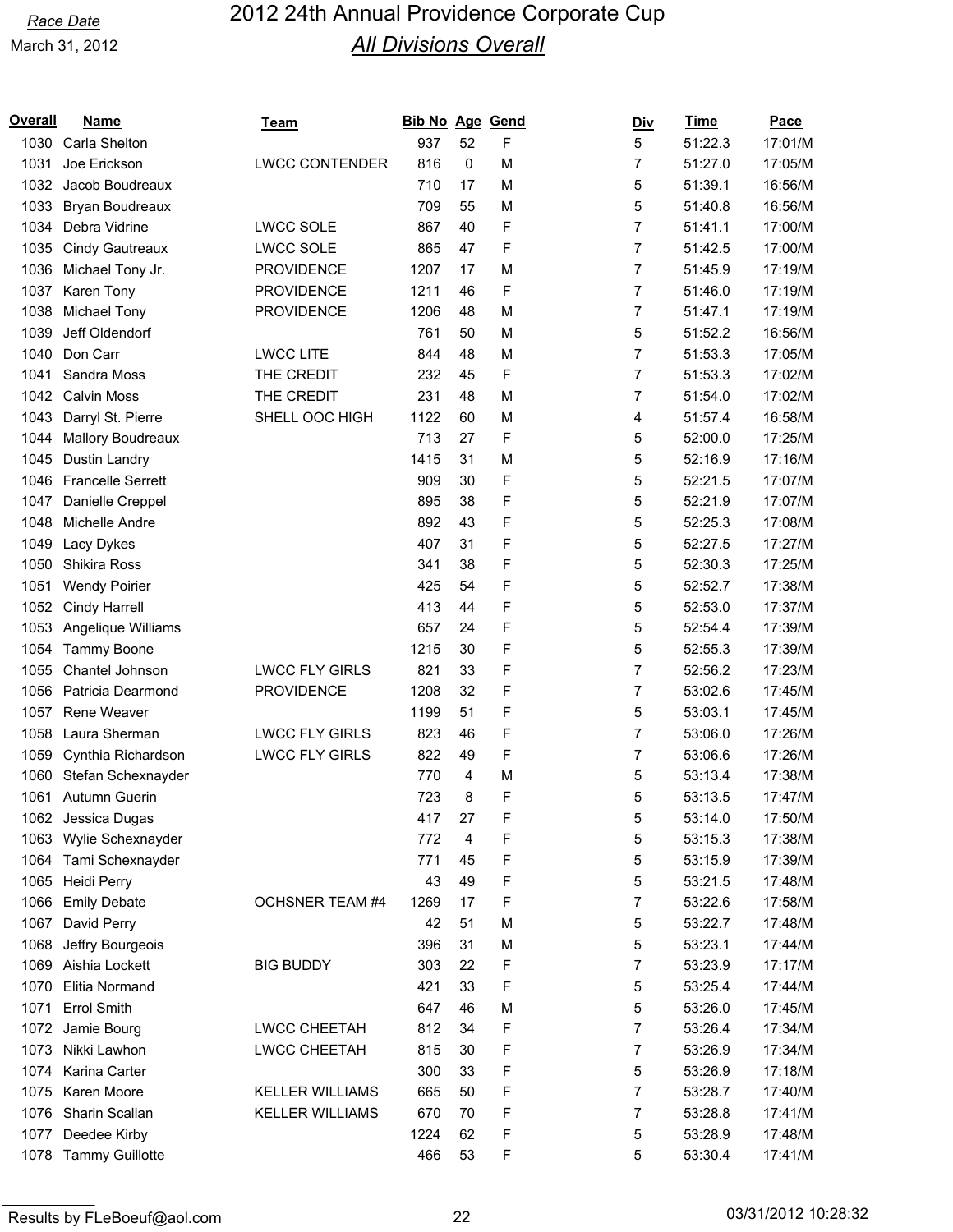Race Date
March 31, 2012

# 2012 24th Annual Providence Corporate Cup

## All Divisions Overall

| Overall | Name | Team | Bib No | Age | Gend | Div | Time | Pace |
|---|---|---|---|---|---|---|---|---|
| 1030 | Carla Shelton | | 937 | 52 | F | 5 | 51:22.3 | 17:01/M |
| 1031 | Joe Erickson | LWCC CONTENDER | 816 | 0 | M | 7 | 51:27.0 | 17:05/M |
| 1032 | Jacob Boudreaux | | 710 | 17 | M | 5 | 51:39.1 | 16:56/M |
| 1033 | Bryan Boudreaux | | 709 | 55 | M | 5 | 51:40.8 | 16:56/M |
| 1034 | Debra Vidrine | LWCC SOLE | 867 | 40 | F | 7 | 51:41.1 | 17:00/M |
| 1035 | Cindy Gautreaux | LWCC SOLE | 865 | 47 | F | 7 | 51:42.5 | 17:00/M |
| 1036 | Michael Tony Jr. | PROVIDENCE | 1207 | 17 | M | 7 | 51:45.9 | 17:19/M |
| 1037 | Karen Tony | PROVIDENCE | 1211 | 46 | F | 7 | 51:46.0 | 17:19/M |
| 1038 | Michael Tony | PROVIDENCE | 1206 | 48 | M | 7 | 51:47.1 | 17:19/M |
| 1039 | Jeff Oldendorf | | 761 | 50 | M | 5 | 51:52.2 | 16:56/M |
| 1040 | Don Carr | LWCC LITE | 844 | 48 | M | 7 | 51:53.3 | 17:05/M |
| 1041 | Sandra Moss | THE CREDIT | 232 | 45 | F | 7 | 51:53.3 | 17:02/M |
| 1042 | Calvin Moss | THE CREDIT | 231 | 48 | M | 7 | 51:54.0 | 17:02/M |
| 1043 | Darryl St. Pierre | SHELL OOC HIGH | 1122 | 60 | M | 4 | 51:57.4 | 16:58/M |
| 1044 | Mallory Boudreaux | | 713 | 27 | F | 5 | 52:00.0 | 17:25/M |
| 1045 | Dustin Landry | | 1415 | 31 | M | 5 | 52:16.9 | 17:16/M |
| 1046 | Francelle Serrett | | 909 | 30 | F | 5 | 52:21.5 | 17:07/M |
| 1047 | Danielle Creppel | | 895 | 38 | F | 5 | 52:21.9 | 17:07/M |
| 1048 | Michelle Andre | | 892 | 43 | F | 5 | 52:25.3 | 17:08/M |
| 1049 | Lacy Dykes | | 407 | 31 | F | 5 | 52:27.5 | 17:27/M |
| 1050 | Shikira Ross | | 341 | 38 | F | 5 | 52:30.3 | 17:25/M |
| 1051 | Wendy Poirier | | 425 | 54 | F | 5 | 52:52.7 | 17:38/M |
| 1052 | Cindy Harrell | | 413 | 44 | F | 5 | 52:53.0 | 17:37/M |
| 1053 | Angelique Williams | | 657 | 24 | F | 5 | 52:54.4 | 17:39/M |
| 1054 | Tammy Boone | | 1215 | 30 | F | 5 | 52:55.3 | 17:39/M |
| 1055 | Chantel Johnson | LWCC FLY GIRLS | 821 | 33 | F | 7 | 52:56.2 | 17:23/M |
| 1056 | Patricia Dearmond | PROVIDENCE | 1208 | 32 | F | 7 | 53:02.6 | 17:45/M |
| 1057 | Rene Weaver | | 1199 | 51 | F | 5 | 53:03.1 | 17:45/M |
| 1058 | Laura Sherman | LWCC FLY GIRLS | 823 | 46 | F | 7 | 53:06.0 | 17:26/M |
| 1059 | Cynthia Richardson | LWCC FLY GIRLS | 822 | 49 | F | 7 | 53:06.6 | 17:26/M |
| 1060 | Stefan Schexnayder | | 770 | 4 | M | 5 | 53:13.4 | 17:38/M |
| 1061 | Autumn Guerin | | 723 | 8 | F | 5 | 53:13.5 | 17:47/M |
| 1062 | Jessica Dugas | | 417 | 27 | F | 5 | 53:14.0 | 17:50/M |
| 1063 | Wylie Schexnayder | | 772 | 4 | F | 5 | 53:15.3 | 17:38/M |
| 1064 | Tami Schexnayder | | 771 | 45 | F | 5 | 53:15.9 | 17:39/M |
| 1065 | Heidi Perry | | 43 | 49 | F | 5 | 53:21.5 | 17:48/M |
| 1066 | Emily Debate | OCHSNER TEAM #4 | 1269 | 17 | F | 7 | 53:22.6 | 17:58/M |
| 1067 | David Perry | | 42 | 51 | M | 5 | 53:22.7 | 17:48/M |
| 1068 | Jeffry Bourgeois | | 396 | 31 | M | 5 | 53:23.1 | 17:44/M |
| 1069 | Aishia Lockett | BIG BUDDY | 303 | 22 | F | 7 | 53:23.9 | 17:17/M |
| 1070 | Elitia Normand | | 421 | 33 | F | 5 | 53:25.4 | 17:44/M |
| 1071 | Errol Smith | | 647 | 46 | M | 5 | 53:26.0 | 17:45/M |
| 1072 | Jamie Bourg | LWCC CHEETAH | 812 | 34 | F | 7 | 53:26.4 | 17:34/M |
| 1073 | Nikki Lawhon | LWCC CHEETAH | 815 | 30 | F | 7 | 53:26.9 | 17:34/M |
| 1074 | Karina Carter | | 300 | 33 | F | 5 | 53:26.9 | 17:18/M |
| 1075 | Karen Moore | KELLER WILLIAMS | 665 | 50 | F | 7 | 53:28.7 | 17:40/M |
| 1076 | Sharin Scallan | KELLER WILLIAMS | 670 | 70 | F | 7 | 53:28.8 | 17:41/M |
| 1077 | Deedee Kirby | | 1224 | 62 | F | 5 | 53:28.9 | 17:48/M |
| 1078 | Tammy Guillotte | | 466 | 53 | F | 5 | 53:30.4 | 17:41/M |

Results by FLeBoeuf@aol.com — 03/31/2012 10:28:32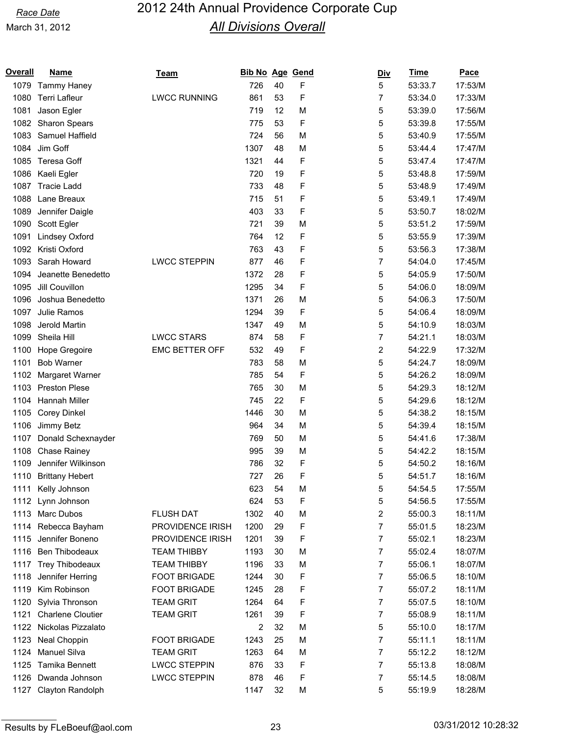Race Date

March 31, 2012

# 2012 24th Annual Providence Corporate Cup

## *All Divisions Overall*

| Overall | Name | Team | Bib No | Age | Gend | Div | Time | Pace |
|---|---|---|---|---|---|---|---|---|
| 1079 | Tammy Haney | | 726 | 40 | F | 5 | 53:33.7 | 17:53/M |
| 1080 | Terri Lafleur | LWCC RUNNING | 861 | 53 | F | 7 | 53:34.0 | 17:33/M |
| 1081 | Jason Egler | | 719 | 12 | M | 5 | 53:39.0 | 17:56/M |
| 1082 | Sharon Spears | | 775 | 53 | F | 5 | 53:39.8 | 17:55/M |
| 1083 | Samuel Haffield | | 724 | 56 | M | 5 | 53:40.9 | 17:55/M |
| 1084 | Jim Goff | | 1307 | 48 | M | 5 | 53:44.4 | 17:47/M |
| 1085 | Teresa Goff | | 1321 | 44 | F | 5 | 53:47.4 | 17:47/M |
| 1086 | Kaeli Egler | | 720 | 19 | F | 5 | 53:48.8 | 17:59/M |
| 1087 | Tracie Ladd | | 733 | 48 | F | 5 | 53:48.9 | 17:49/M |
| 1088 | Lane Breaux | | 715 | 51 | F | 5 | 53:49.1 | 17:49/M |
| 1089 | Jennifer Daigle | | 403 | 33 | F | 5 | 53:50.7 | 18:02/M |
| 1090 | Scott Egler | | 721 | 39 | M | 5 | 53:51.2 | 17:59/M |
| 1091 | Lindsey Oxford | | 764 | 12 | F | 5 | 53:55.9 | 17:39/M |
| 1092 | Kristi Oxford | | 763 | 43 | F | 5 | 53:56.3 | 17:38/M |
| 1093 | Sarah Howard | LWCC STEPPIN | 877 | 46 | F | 7 | 54:04.0 | 17:45/M |
| 1094 | Jeanette Benedetto | | 1372 | 28 | F | 5 | 54:05.9 | 17:50/M |
| 1095 | Jill Couvillon | | 1295 | 34 | F | 5 | 54:06.0 | 18:09/M |
| 1096 | Joshua Benedetto | | 1371 | 26 | M | 5 | 54:06.3 | 17:50/M |
| 1097 | Julie Ramos | | 1294 | 39 | F | 5 | 54:06.4 | 18:09/M |
| 1098 | Jerold Martin | | 1347 | 49 | M | 5 | 54:10.9 | 18:03/M |
| 1099 | Sheila Hill | LWCC STARS | 874 | 58 | F | 7 | 54:21.1 | 18:03/M |
| 1100 | Hope Gregoire | EMC BETTER OFF | 532 | 49 | F | 2 | 54:22.9 | 17:32/M |
| 1101 | Bob Warner | | 783 | 58 | M | 5 | 54:24.7 | 18:09/M |
| 1102 | Margaret Warner | | 785 | 54 | F | 5 | 54:26.2 | 18:09/M |
| 1103 | Preston Plese | | 765 | 30 | M | 5 | 54:29.3 | 18:12/M |
| 1104 | Hannah Miller | | 745 | 22 | F | 5 | 54:29.6 | 18:12/M |
| 1105 | Corey Dinkel | | 1446 | 30 | M | 5 | 54:38.2 | 18:15/M |
| 1106 | Jimmy Betz | | 964 | 34 | M | 5 | 54:39.4 | 18:15/M |
| 1107 | Donald Schexnayder | | 769 | 50 | M | 5 | 54:41.6 | 17:38/M |
| 1108 | Chase Rainey | | 995 | 39 | M | 5 | 54:42.2 | 18:15/M |
| 1109 | Jennifer Wilkinson | | 786 | 32 | F | 5 | 54:50.2 | 18:16/M |
| 1110 | Brittany Hebert | | 727 | 26 | F | 5 | 54:51.7 | 18:16/M |
| 1111 | Kelly Johnson | | 623 | 54 | M | 5 | 54:54.5 | 17:55/M |
| 1112 | Lynn Johnson | | 624 | 53 | F | 5 | 54:56.5 | 17:55/M |
| 1113 | Marc Dubos | FLUSH DAT | 1302 | 40 | M | 2 | 55:00.3 | 18:11/M |
| 1114 | Rebecca Bayham | PROVIDENCE IRISH | 1200 | 29 | F | 7 | 55:01.5 | 18:23/M |
| 1115 | Jennifer Boneno | PROVIDENCE IRISH | 1201 | 39 | F | 7 | 55:02.1 | 18:23/M |
| 1116 | Ben Thibodeaux | TEAM THIBBY | 1193 | 30 | M | 7 | 55:02.4 | 18:07/M |
| 1117 | Trey Thibodeaux | TEAM THIBBY | 1196 | 33 | M | 7 | 55:06.1 | 18:07/M |
| 1118 | Jennifer Herring | FOOT BRIGADE | 1244 | 30 | F | 7 | 55:06.5 | 18:10/M |
| 1119 | Kim Robinson | FOOT BRIGADE | 1245 | 28 | F | 7 | 55:07.2 | 18:11/M |
| 1120 | Sylvia Thronson | TEAM GRIT | 1264 | 64 | F | 7 | 55:07.5 | 18:10/M |
| 1121 | Charlene Cloutier | TEAM GRIT | 1261 | 39 | F | 7 | 55:08.9 | 18:11/M |
| 1122 | Nickolas Pizzalato | | 2 | 32 | M | 5 | 55:10.0 | 18:17/M |
| 1123 | Neal Choppin | FOOT BRIGADE | 1243 | 25 | M | 7 | 55:11.1 | 18:11/M |
| 1124 | Manuel Silva | TEAM GRIT | 1263 | 64 | M | 7 | 55:12.2 | 18:12/M |
| 1125 | Tamika Bennett | LWCC STEPPIN | 876 | 33 | F | 7 | 55:13.8 | 18:08/M |
| 1126 | Dwanda Johnson | LWCC STEPPIN | 878 | 46 | F | 7 | 55:14.5 | 18:08/M |
| 1127 | Clayton Randolph | | 1147 | 32 | M | 5 | 55:19.9 | 18:28/M |

Results by FLeBoeuf@aol.com 03/31/2012 10:28:32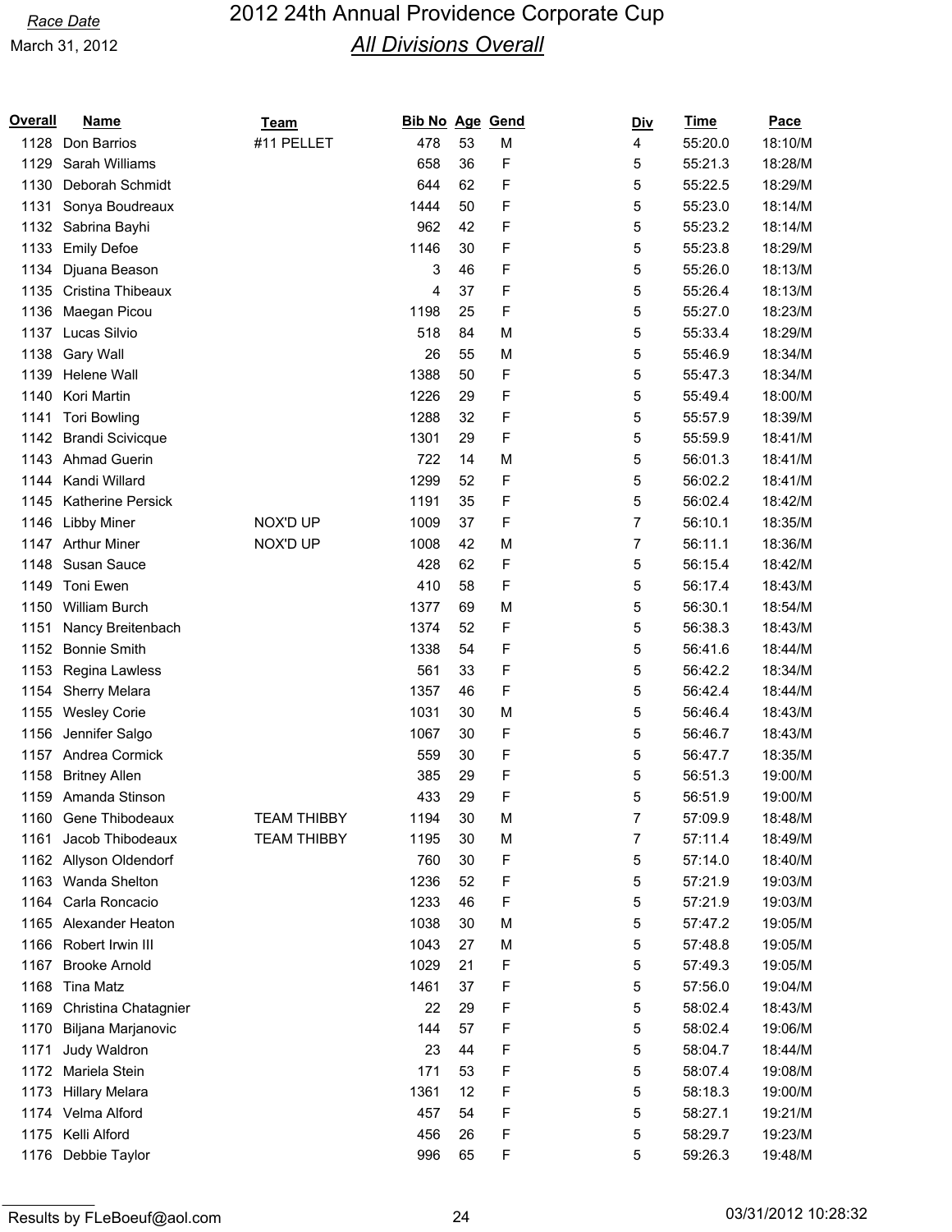Race Date

March 31, 2012

# 2012 24th Annual Providence Corporate Cup

## *All Divisions Overall*

| Overall | Name | Team | Bib No | Age | Gend | Div | Time | Pace |
|---|---|---|---|---|---|---|---|---|
| 1128 | Don Barrios | #11 PELLET | 478 | 53 | M | 4 | 55:20.0 | 18:10/M |
| 1129 | Sarah Williams | | 658 | 36 | F | 5 | 55:21.3 | 18:28/M |
| 1130 | Deborah Schmidt | | 644 | 62 | F | 5 | 55:22.5 | 18:29/M |
| 1131 | Sonya Boudreaux | | 1444 | 50 | F | 5 | 55:23.0 | 18:14/M |
| 1132 | Sabrina Bayhi | | 962 | 42 | F | 5 | 55:23.2 | 18:14/M |
| 1133 | Emily Defoe | | 1146 | 30 | F | 5 | 55:23.8 | 18:29/M |
| 1134 | Djuana Beason | | 3 | 46 | F | 5 | 55:26.0 | 18:13/M |
| 1135 | Cristina Thibeaux | | 4 | 37 | F | 5 | 55:26.4 | 18:13/M |
| 1136 | Maegan Picou | | 1198 | 25 | F | 5 | 55:27.0 | 18:23/M |
| 1137 | Lucas Silvio | | 518 | 84 | M | 5 | 55:33.4 | 18:29/M |
| 1138 | Gary Wall | | 26 | 55 | M | 5 | 55:46.9 | 18:34/M |
| 1139 | Helene Wall | | 1388 | 50 | F | 5 | 55:47.3 | 18:34/M |
| 1140 | Kori Martin | | 1226 | 29 | F | 5 | 55:49.4 | 18:00/M |
| 1141 | Tori Bowling | | 1288 | 32 | F | 5 | 55:57.9 | 18:39/M |
| 1142 | Brandi Scivicque | | 1301 | 29 | F | 5 | 55:59.9 | 18:41/M |
| 1143 | Ahmad Guerin | | 722 | 14 | M | 5 | 56:01.3 | 18:41/M |
| 1144 | Kandi Willard | | 1299 | 52 | F | 5 | 56:02.2 | 18:41/M |
| 1145 | Katherine Persick | | 1191 | 35 | F | 5 | 56:02.4 | 18:42/M |
| 1146 | Libby Miner | NOX'D UP | 1009 | 37 | F | 7 | 56:10.1 | 18:35/M |
| 1147 | Arthur Miner | NOX'D UP | 1008 | 42 | M | 7 | 56:11.1 | 18:36/M |
| 1148 | Susan Sauce | | 428 | 62 | F | 5 | 56:15.4 | 18:42/M |
| 1149 | Toni Ewen | | 410 | 58 | F | 5 | 56:17.4 | 18:43/M |
| 1150 | William Burch | | 1377 | 69 | M | 5 | 56:30.1 | 18:54/M |
| 1151 | Nancy Breitenbach | | 1374 | 52 | F | 5 | 56:38.3 | 18:43/M |
| 1152 | Bonnie Smith | | 1338 | 54 | F | 5 | 56:41.6 | 18:44/M |
| 1153 | Regina Lawless | | 561 | 33 | F | 5 | 56:42.2 | 18:34/M |
| 1154 | Sherry Melara | | 1357 | 46 | F | 5 | 56:42.4 | 18:44/M |
| 1155 | Wesley Corie | | 1031 | 30 | M | 5 | 56:46.4 | 18:43/M |
| 1156 | Jennifer Salgo | | 1067 | 30 | F | 5 | 56:46.7 | 18:43/M |
| 1157 | Andrea Cormick | | 559 | 30 | F | 5 | 56:47.7 | 18:35/M |
| 1158 | Britney Allen | | 385 | 29 | F | 5 | 56:51.3 | 19:00/M |
| 1159 | Amanda Stinson | | 433 | 29 | F | 5 | 56:51.9 | 19:00/M |
| 1160 | Gene Thibodeaux | TEAM THIBBY | 1194 | 30 | M | 7 | 57:09.9 | 18:48/M |
| 1161 | Jacob Thibodeaux | TEAM THIBBY | 1195 | 30 | M | 7 | 57:11.4 | 18:49/M |
| 1162 | Allyson Oldendorf | | 760 | 30 | F | 5 | 57:14.0 | 18:40/M |
| 1163 | Wanda Shelton | | 1236 | 52 | F | 5 | 57:21.9 | 19:03/M |
| 1164 | Carla Roncacio | | 1233 | 46 | F | 5 | 57:21.9 | 19:03/M |
| 1165 | Alexander Heaton | | 1038 | 30 | M | 5 | 57:47.2 | 19:05/M |
| 1166 | Robert Irwin III | | 1043 | 27 | M | 5 | 57:48.8 | 19:05/M |
| 1167 | Brooke Arnold | | 1029 | 21 | F | 5 | 57:49.3 | 19:05/M |
| 1168 | Tina Matz | | 1461 | 37 | F | 5 | 57:56.0 | 19:04/M |
| 1169 | Christina Chatagnier | | 22 | 29 | F | 5 | 58:02.4 | 18:43/M |
| 1170 | Biljana Marjanovic | | 144 | 57 | F | 5 | 58:02.4 | 19:06/M |
| 1171 | Judy Waldron | | 23 | 44 | F | 5 | 58:04.7 | 18:44/M |
| 1172 | Mariela Stein | | 171 | 53 | F | 5 | 58:07.4 | 19:08/M |
| 1173 | Hillary Melara | | 1361 | 12 | F | 5 | 58:18.3 | 19:00/M |
| 1174 | Velma Alford | | 457 | 54 | F | 5 | 58:27.1 | 19:21/M |
| 1175 | Kelli Alford | | 456 | 26 | F | 5 | 58:29.7 | 19:23/M |
| 1176 | Debbie Taylor | | 996 | 65 | F | 5 | 59:26.3 | 19:48/M |

Results by FLeBoeuf@aol.com — 03/31/2012 10:28:32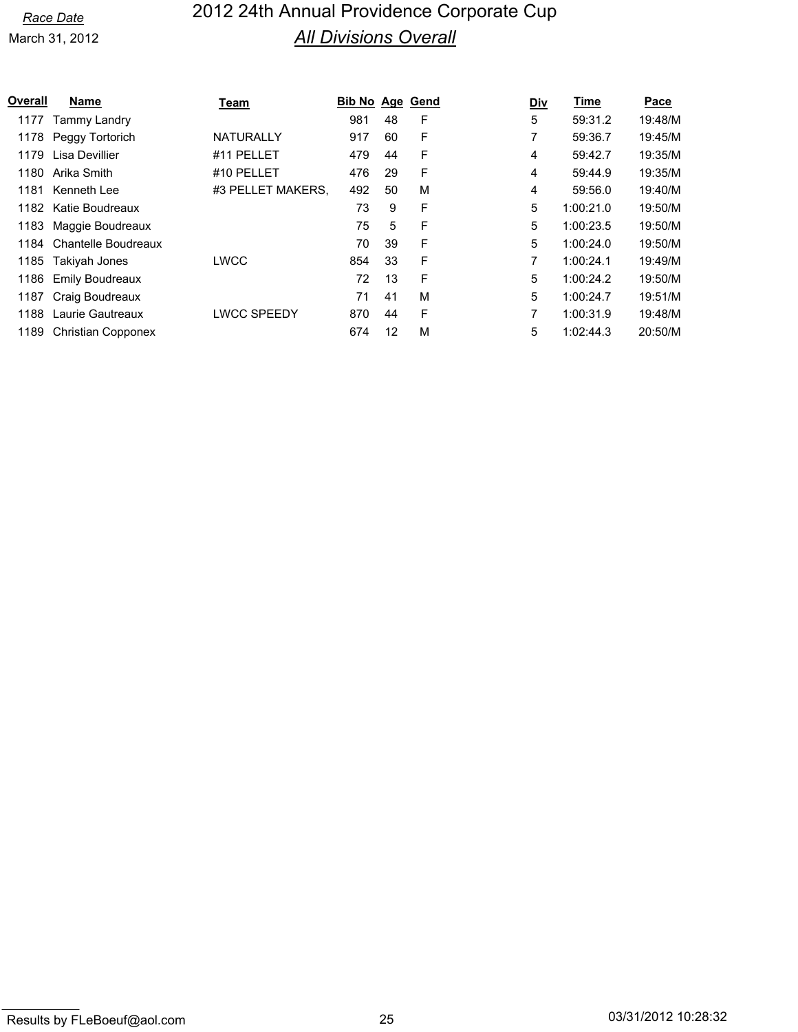Race Date

March 31, 2012

# 2012 24th Annual Providence Corporate Cup

## *All Divisions Overall*

| Overall | Name | Team | Bib No | Age | Gend | Div | Time | Pace |
|---|---|---|---|---|---|---|---|---|
| 1177 | Tammy Landry | | 981 | 48 | F | 5 | 59:31.2 | 19:48/M |
| 1178 | Peggy Tortorich | NATURALLY | 917 | 60 | F | 7 | 59:36.7 | 19:45/M |
| 1179 | Lisa Devillier | #11 PELLET | 479 | 44 | F | 4 | 59:42.7 | 19:35/M |
| 1180 | Arika Smith | #10 PELLET | 476 | 29 | F | 4 | 59:44.9 | 19:35/M |
| 1181 | Kenneth Lee | #3 PELLET MAKERS, | 492 | 50 | M | 4 | 59:56.0 | 19:40/M |
| 1182 | Katie Boudreaux | | 73 | 9 | F | 5 | 1:00:21.0 | 19:50/M |
| 1183 | Maggie Boudreaux | | 75 | 5 | F | 5 | 1:00:23.5 | 19:50/M |
| 1184 | Chantelle Boudreaux | | 70 | 39 | F | 5 | 1:00:24.0 | 19:50/M |
| 1185 | Takiyah Jones | LWCC | 854 | 33 | F | 7 | 1:00:24.1 | 19:49/M |
| 1186 | Emily Boudreaux | | 72 | 13 | F | 5 | 1:00:24.2 | 19:50/M |
| 1187 | Craig Boudreaux | | 71 | 41 | M | 5 | 1:00:24.7 | 19:51/M |
| 1188 | Laurie Gautreaux | LWCC SPEEDY | 870 | 44 | F | 7 | 1:00:31.9 | 19:48/M |
| 1189 | Christian Copponex | | 674 | 12 | M | 5 | 1:02:44.3 | 20:50/M |

Results by FLeBoeuf@aol.com

03/31/2012 10:28:32